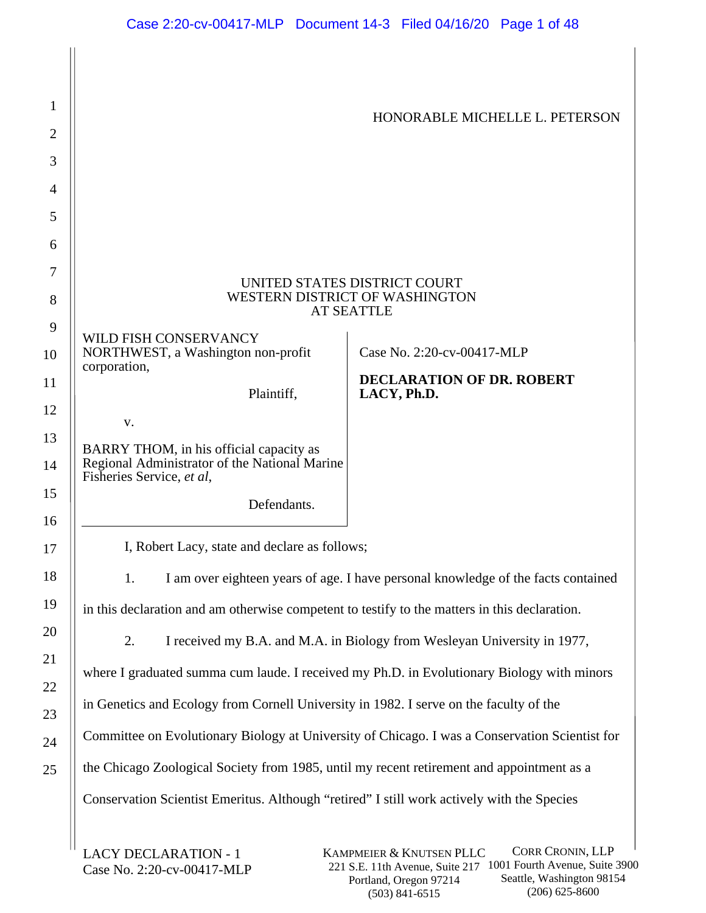HONORABLE MICHELLE L. PETERSON

UNITED STATES DISTRICT COURT
WESTERN DISTRICT OF WASHINGTON
AT SEATTLE

| | |
|---|---|
| WILD FISH CONSERVANCY NORTHWEST, a Washington non-profit corporation,<br><br>Plaintiff,<br><br>v.<br><br>BARRY THOM, in his official capacity as Regional Administrator of the National Marine Fisheries Service, *et al*,<br><br>Defendants. | Case No. 2:20-cv-00417-MLP<br><br>**DECLARATION OF DR. ROBERT LACY, Ph.D.** |

I, Robert Lacy, state and declare as follows;

1. I am over eighteen years of age. I have personal knowledge of the facts contained in this declaration and am otherwise competent to testify to the matters in this declaration.

2. I received my B.A. and M.A. in Biology from Wesleyan University in 1977, where I graduated summa cum laude. I received my Ph.D. in Evolutionary Biology with minors in Genetics and Ecology from Cornell University in 1982. I serve on the faculty of the Committee on Evolutionary Biology at University of Chicago. I was a Conservation Scientist for the Chicago Zoological Society from 1985, until my recent retirement and appointment as a Conservation Scientist Emeritus. Although "retired" I still work actively with the Species

LACY DECLARATION - 1
Case No. 2:20-cv-00417-MLP

KAMPMEIER & KNUTSEN PLLC
221 S.E. 11th Avenue, Suite 217
Portland, Oregon 97214
(503) 841-6515

CORR CRONIN, LLP
1001 Fourth Avenue, Suite 3900
Seattle, Washington 98154
(206) 625-8600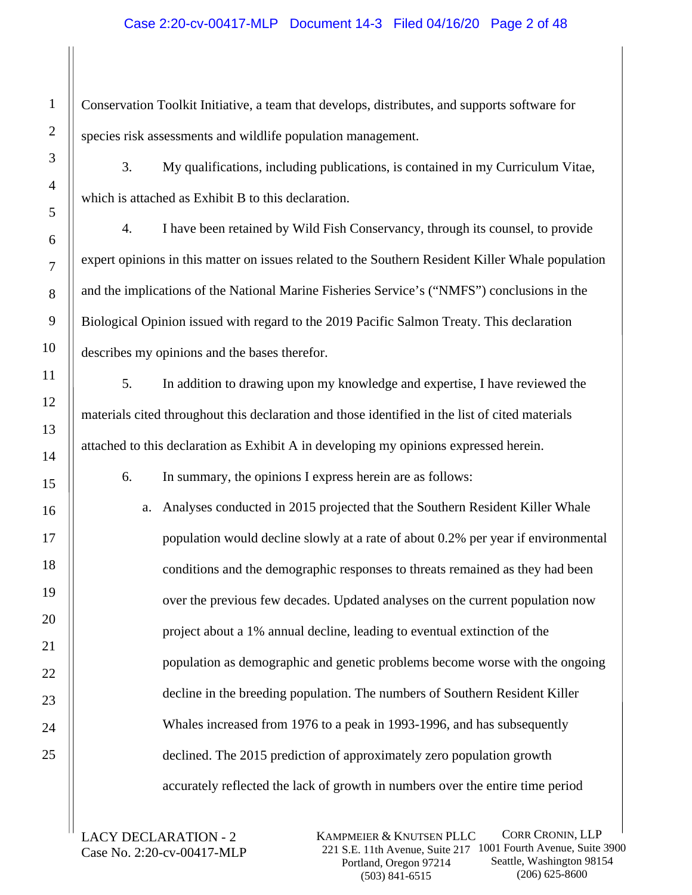Conservation Toolkit Initiative, a team that develops, distributes, and supports software for species risk assessments and wildlife population management.

3. My qualifications, including publications, is contained in my Curriculum Vitae, which is attached as Exhibit B to this declaration.

4. I have been retained by Wild Fish Conservancy, through its counsel, to provide expert opinions in this matter on issues related to the Southern Resident Killer Whale population and the implications of the National Marine Fisheries Service's ("NMFS") conclusions in the Biological Opinion issued with regard to the 2019 Pacific Salmon Treaty. This declaration describes my opinions and the bases therefor.

5. In addition to drawing upon my knowledge and expertise, I have reviewed the materials cited throughout this declaration and those identified in the list of cited materials attached to this declaration as Exhibit A in developing my opinions expressed herein.

6. In summary, the opinions I express herein are as follows:

   a. Analyses conducted in 2015 projected that the Southern Resident Killer Whale population would decline slowly at a rate of about 0.2% per year if environmental conditions and the demographic responses to threats remained as they had been over the previous few decades. Updated analyses on the current population now project about a 1% annual decline, leading to eventual extinction of the population as demographic and genetic problems become worse with the ongoing decline in the breeding population. The numbers of Southern Resident Killer Whales increased from 1976 to a peak in 1993-1996, and has subsequently declined. The 2015 prediction of approximately zero population growth accurately reflected the lack of growth in numbers over the entire time period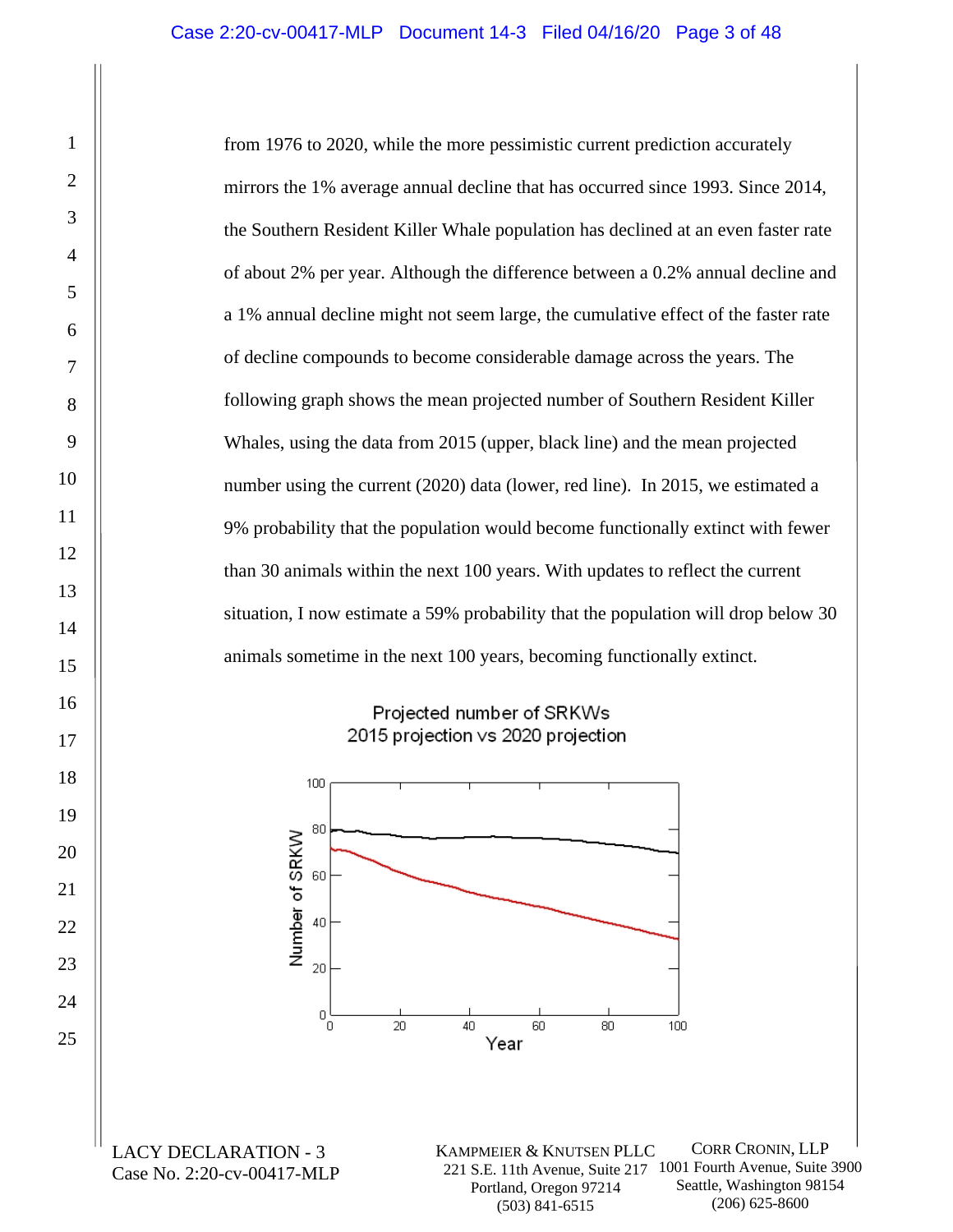from 1976 to 2020, while the more pessimistic current prediction accurately mirrors the 1% average annual decline that has occurred since 1993. Since 2014, the Southern Resident Killer Whale population has declined at an even faster rate of about 2% per year. Although the difference between a 0.2% annual decline and a 1% annual decline might not seem large, the cumulative effect of the faster rate of decline compounds to become considerable damage across the years. The following graph shows the mean projected number of Southern Resident Killer Whales, using the data from 2015 (upper, black line) and the mean projected number using the current (2020) data (lower, red line). In 2015, we estimated a 9% probability that the population would become functionally extinct with fewer than 30 animals within the next 100 years. With updates to reflect the current situation, I now estimate a 59% probability that the population will drop below 30 animals sometime in the next 100 years, becoming functionally extinct.

Projected number of SRKWs
2015 projection vs 2020 projection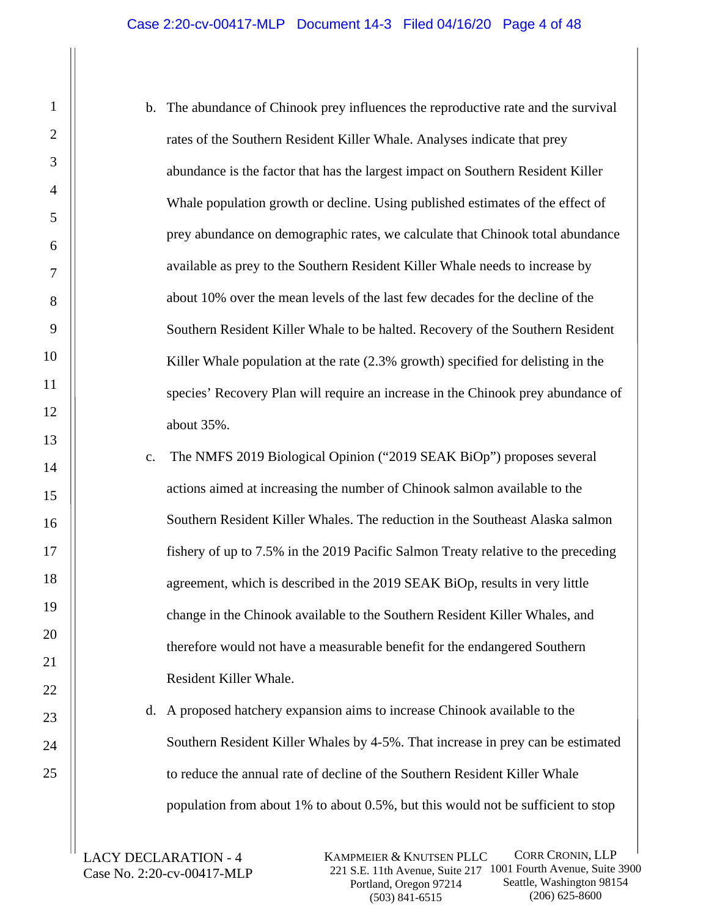b. The abundance of Chinook prey influences the reproductive rate and the survival rates of the Southern Resident Killer Whale. Analyses indicate that prey abundance is the factor that has the largest impact on Southern Resident Killer Whale population growth or decline. Using published estimates of the effect of prey abundance on demographic rates, we calculate that Chinook total abundance available as prey to the Southern Resident Killer Whale needs to increase by about 10% over the mean levels of the last few decades for the decline of the Southern Resident Killer Whale to be halted. Recovery of the Southern Resident Killer Whale population at the rate (2.3% growth) specified for delisting in the species' Recovery Plan will require an increase in the Chinook prey abundance of about 35%.

c. The NMFS 2019 Biological Opinion ("2019 SEAK BiOp") proposes several actions aimed at increasing the number of Chinook salmon available to the Southern Resident Killer Whales. The reduction in the Southeast Alaska salmon fishery of up to 7.5% in the 2019 Pacific Salmon Treaty relative to the preceding agreement, which is described in the 2019 SEAK BiOp, results in very little change in the Chinook available to the Southern Resident Killer Whales, and therefore would not have a measurable benefit for the endangered Southern Resident Killer Whale.

d. A proposed hatchery expansion aims to increase Chinook available to the Southern Resident Killer Whales by 4-5%. That increase in prey can be estimated to reduce the annual rate of decline of the Southern Resident Killer Whale population from about 1% to about 0.5%, but this would not be sufficient to stop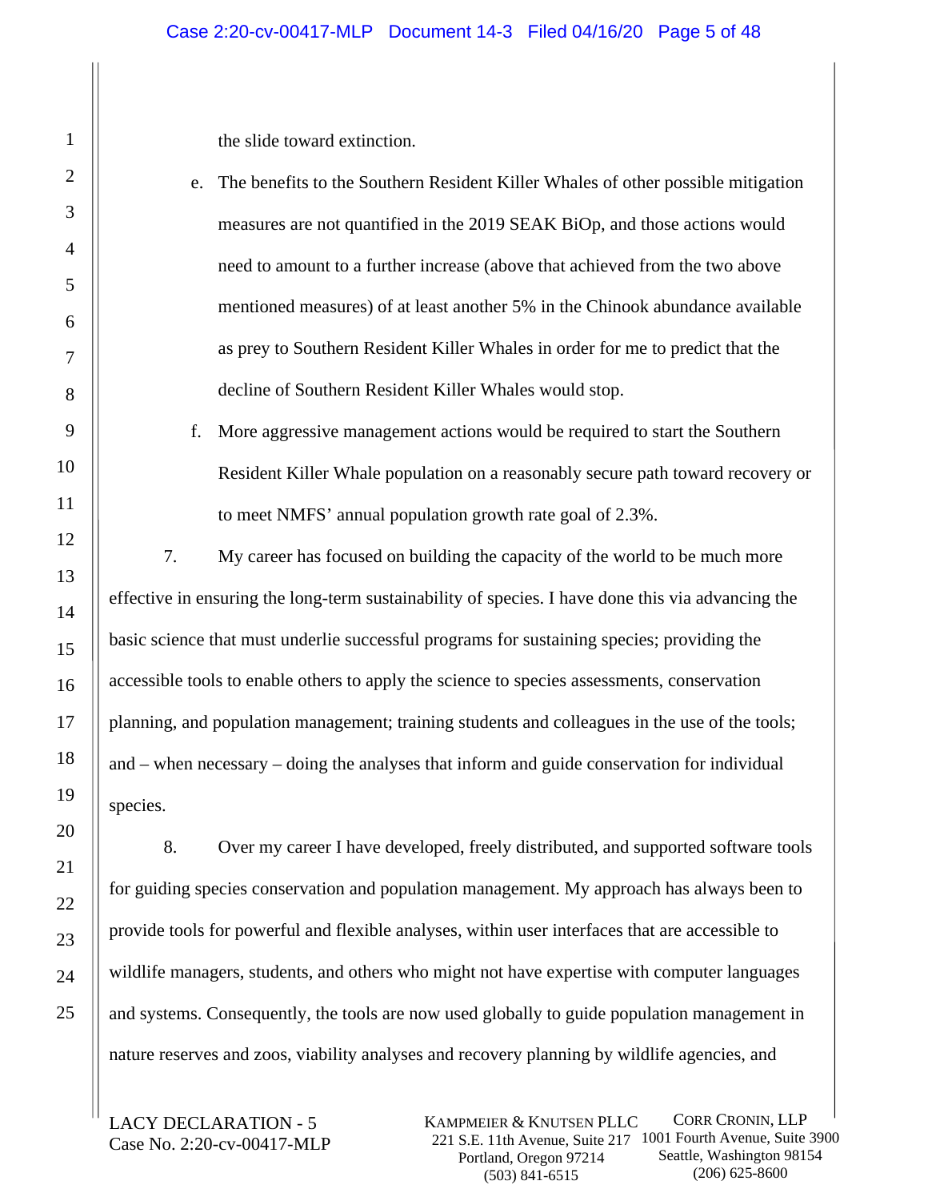the slide toward extinction.

e. The benefits to the Southern Resident Killer Whales of other possible mitigation measures are not quantified in the 2019 SEAK BiOp, and those actions would need to amount to a further increase (above that achieved from the two above mentioned measures) of at least another 5% in the Chinook abundance available as prey to Southern Resident Killer Whales in order for me to predict that the decline of Southern Resident Killer Whales would stop.

f. More aggressive management actions would be required to start the Southern Resident Killer Whale population on a reasonably secure path toward recovery or to meet NMFS' annual population growth rate goal of 2.3%.

7. My career has focused on building the capacity of the world to be much more effective in ensuring the long-term sustainability of species. I have done this via advancing the basic science that must underlie successful programs for sustaining species; providing the accessible tools to enable others to apply the science to species assessments, conservation planning, and population management; training students and colleagues in the use of the tools; and – when necessary – doing the analyses that inform and guide conservation for individual species.

8. Over my career I have developed, freely distributed, and supported software tools for guiding species conservation and population management. My approach has always been to provide tools for powerful and flexible analyses, within user interfaces that are accessible to wildlife managers, students, and others who might not have expertise with computer languages and systems. Consequently, the tools are now used globally to guide population management in nature reserves and zoos, viability analyses and recovery planning by wildlife agencies, and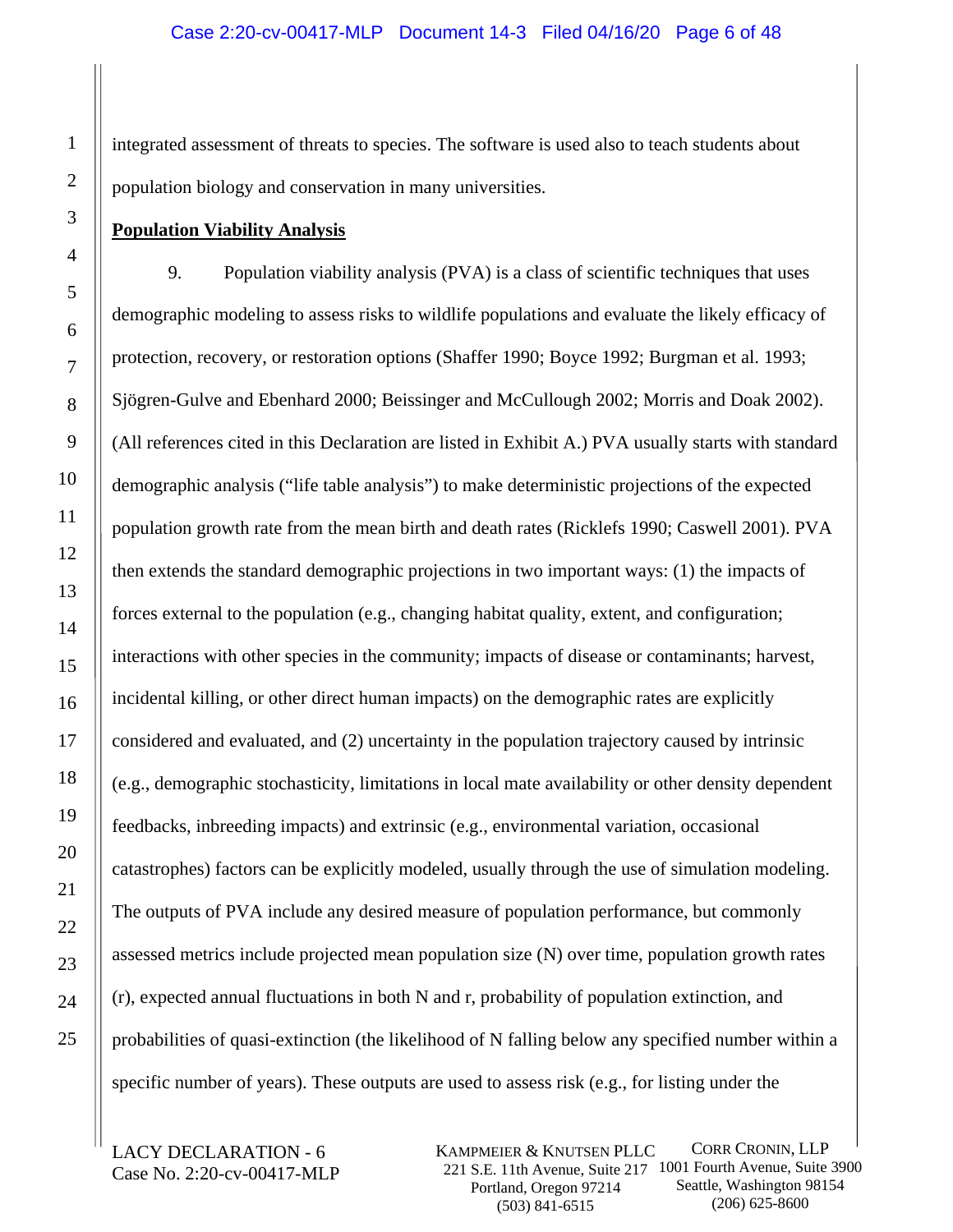integrated assessment of threats to species. The software is used also to teach students about population biology and conservation in many universities.

**Population Viability Analysis**

9. Population viability analysis (PVA) is a class of scientific techniques that uses demographic modeling to assess risks to wildlife populations and evaluate the likely efficacy of protection, recovery, or restoration options (Shaffer 1990; Boyce 1992; Burgman et al. 1993; Sjögren-Gulve and Ebenhard 2000; Beissinger and McCullough 2002; Morris and Doak 2002). (All references cited in this Declaration are listed in Exhibit A.) PVA usually starts with standard demographic analysis ("life table analysis") to make deterministic projections of the expected population growth rate from the mean birth and death rates (Ricklefs 1990; Caswell 2001). PVA then extends the standard demographic projections in two important ways: (1) the impacts of forces external to the population (e.g., changing habitat quality, extent, and configuration; interactions with other species in the community; impacts of disease or contaminants; harvest, incidental killing, or other direct human impacts) on the demographic rates are explicitly considered and evaluated, and (2) uncertainty in the population trajectory caused by intrinsic (e.g., demographic stochasticity, limitations in local mate availability or other density dependent feedbacks, inbreeding impacts) and extrinsic (e.g., environmental variation, occasional catastrophes) factors can be explicitly modeled, usually through the use of simulation modeling. The outputs of PVA include any desired measure of population performance, but commonly assessed metrics include projected mean population size (N) over time, population growth rates (r), expected annual fluctuations in both N and r, probability of population extinction, and probabilities of quasi-extinction (the likelihood of N falling below any specified number within a specific number of years). These outputs are used to assess risk (e.g., for listing under the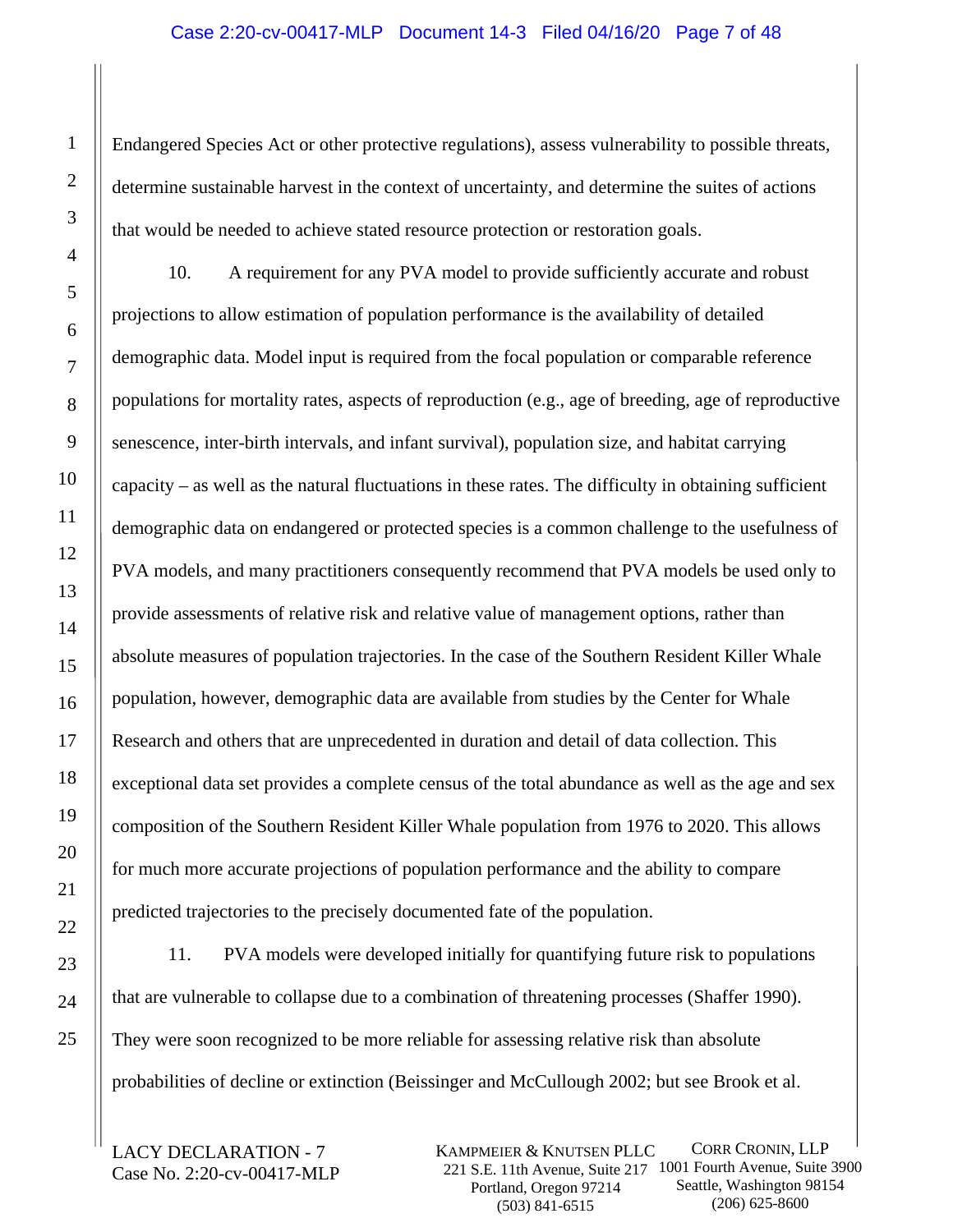Endangered Species Act or other protective regulations), assess vulnerability to possible threats, determine sustainable harvest in the context of uncertainty, and determine the suites of actions that would be needed to achieve stated resource protection or restoration goals.

10. A requirement for any PVA model to provide sufficiently accurate and robust projections to allow estimation of population performance is the availability of detailed demographic data. Model input is required from the focal population or comparable reference populations for mortality rates, aspects of reproduction (e.g., age of breeding, age of reproductive senescence, inter-birth intervals, and infant survival), population size, and habitat carrying capacity – as well as the natural fluctuations in these rates. The difficulty in obtaining sufficient demographic data on endangered or protected species is a common challenge to the usefulness of PVA models, and many practitioners consequently recommend that PVA models be used only to provide assessments of relative risk and relative value of management options, rather than absolute measures of population trajectories. In the case of the Southern Resident Killer Whale population, however, demographic data are available from studies by the Center for Whale Research and others that are unprecedented in duration and detail of data collection. This exceptional data set provides a complete census of the total abundance as well as the age and sex composition of the Southern Resident Killer Whale population from 1976 to 2020. This allows for much more accurate projections of population performance and the ability to compare predicted trajectories to the precisely documented fate of the population.

11. PVA models were developed initially for quantifying future risk to populations that are vulnerable to collapse due to a combination of threatening processes (Shaffer 1990). They were soon recognized to be more reliable for assessing relative risk than absolute probabilities of decline or extinction (Beissinger and McCullough 2002; but see Brook et al.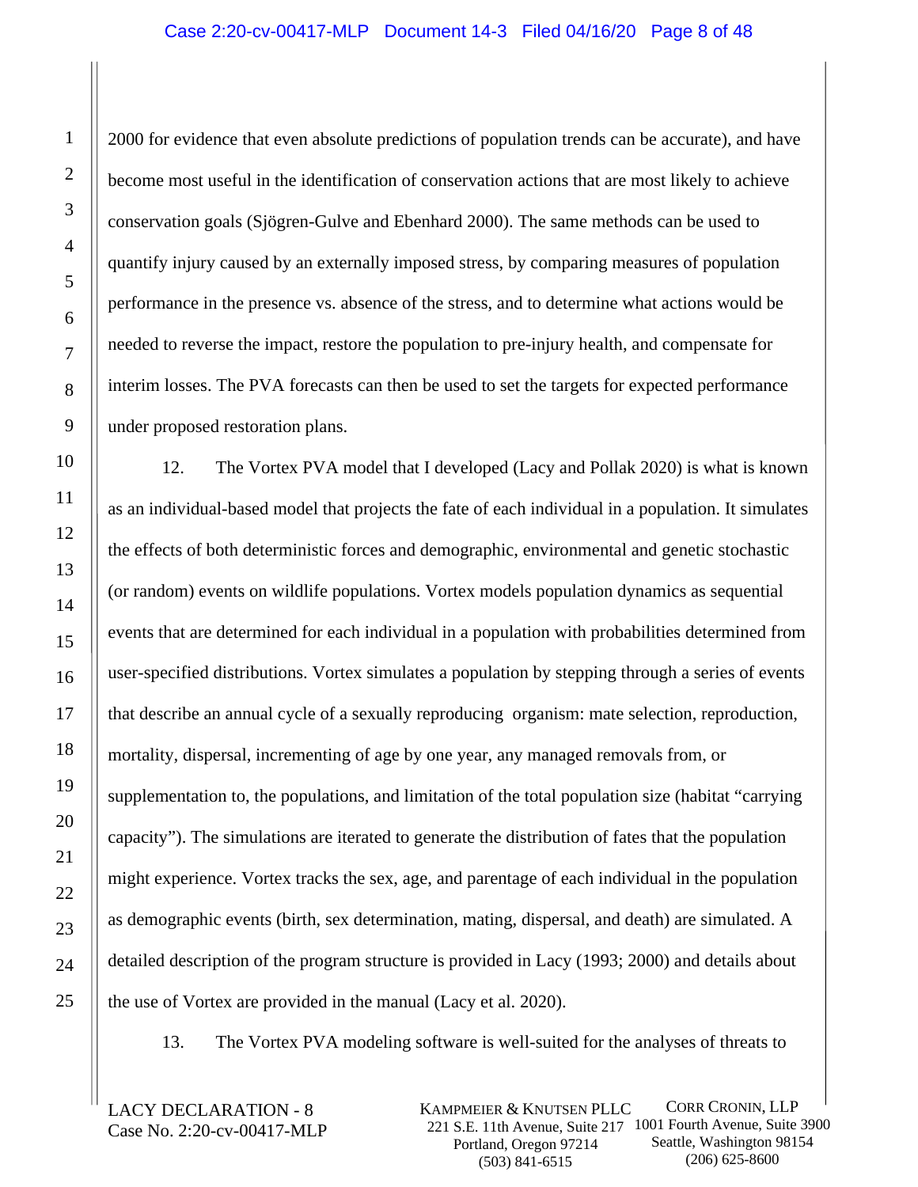2000 for evidence that even absolute predictions of population trends can be accurate), and have become most useful in the identification of conservation actions that are most likely to achieve conservation goals (Sjögren-Gulve and Ebenhard 2000). The same methods can be used to quantify injury caused by an externally imposed stress, by comparing measures of population performance in the presence vs. absence of the stress, and to determine what actions would be needed to reverse the impact, restore the population to pre-injury health, and compensate for interim losses. The PVA forecasts can then be used to set the targets for expected performance under proposed restoration plans.

12. The Vortex PVA model that I developed (Lacy and Pollak 2020) is what is known as an individual-based model that projects the fate of each individual in a population. It simulates the effects of both deterministic forces and demographic, environmental and genetic stochastic (or random) events on wildlife populations. Vortex models population dynamics as sequential events that are determined for each individual in a population with probabilities determined from user-specified distributions. Vortex simulates a population by stepping through a series of events that describe an annual cycle of a sexually reproducing organism: mate selection, reproduction, mortality, dispersal, incrementing of age by one year, any managed removals from, or supplementation to, the populations, and limitation of the total population size (habitat "carrying capacity"). The simulations are iterated to generate the distribution of fates that the population might experience. Vortex tracks the sex, age, and parentage of each individual in the population as demographic events (birth, sex determination, mating, dispersal, and death) are simulated. A detailed description of the program structure is provided in Lacy (1993; 2000) and details about the use of Vortex are provided in the manual (Lacy et al. 2020).

13. The Vortex PVA modeling software is well-suited for the analyses of threats to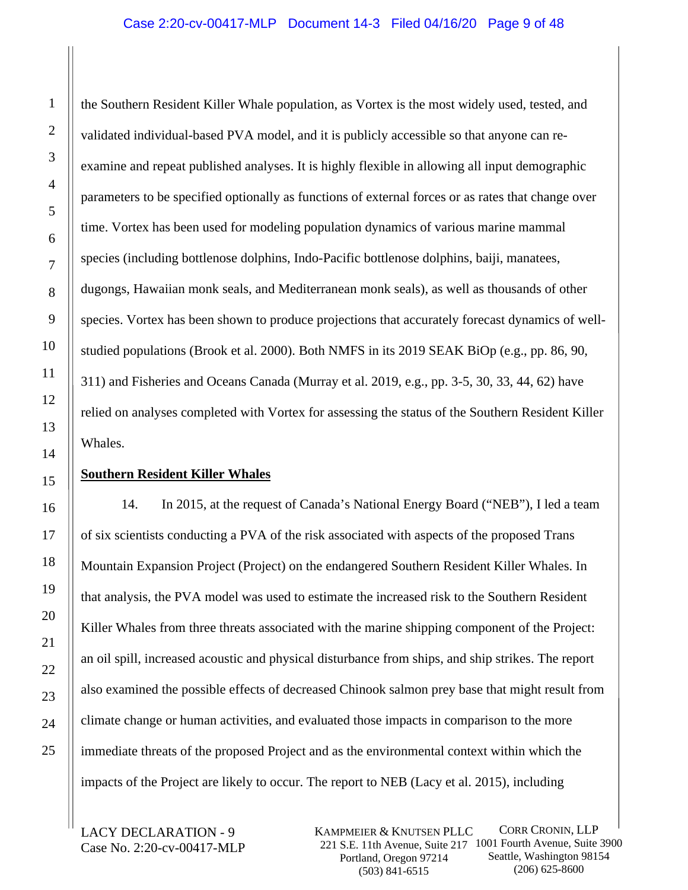the Southern Resident Killer Whale population, as Vortex is the most widely used, tested, and validated individual-based PVA model, and it is publicly accessible so that anyone can re-examine and repeat published analyses. It is highly flexible in allowing all input demographic parameters to be specified optionally as functions of external forces or as rates that change over time. Vortex has been used for modeling population dynamics of various marine mammal species (including bottlenose dolphins, Indo-Pacific bottlenose dolphins, baiji, manatees, dugongs, Hawaiian monk seals, and Mediterranean monk seals), as well as thousands of other species. Vortex has been shown to produce projections that accurately forecast dynamics of well-studied populations (Brook et al. 2000). Both NMFS in its 2019 SEAK BiOp (e.g., pp. 86, 90, 311) and Fisheries and Oceans Canada (Murray et al. 2019, e.g., pp. 3-5, 30, 33, 44, 62) have relied on analyses completed with Vortex for assessing the status of the Southern Resident Killer Whales.

**Southern Resident Killer Whales**

14. In 2015, at the request of Canada's National Energy Board ("NEB"), I led a team of six scientists conducting a PVA of the risk associated with aspects of the proposed Trans Mountain Expansion Project (Project) on the endangered Southern Resident Killer Whales. In that analysis, the PVA model was used to estimate the increased risk to the Southern Resident Killer Whales from three threats associated with the marine shipping component of the Project: an oil spill, increased acoustic and physical disturbance from ships, and ship strikes. The report also examined the possible effects of decreased Chinook salmon prey base that might result from climate change or human activities, and evaluated those impacts in comparison to the more immediate threats of the proposed Project and as the environmental context within which the impacts of the Project are likely to occur. The report to NEB (Lacy et al. 2015), including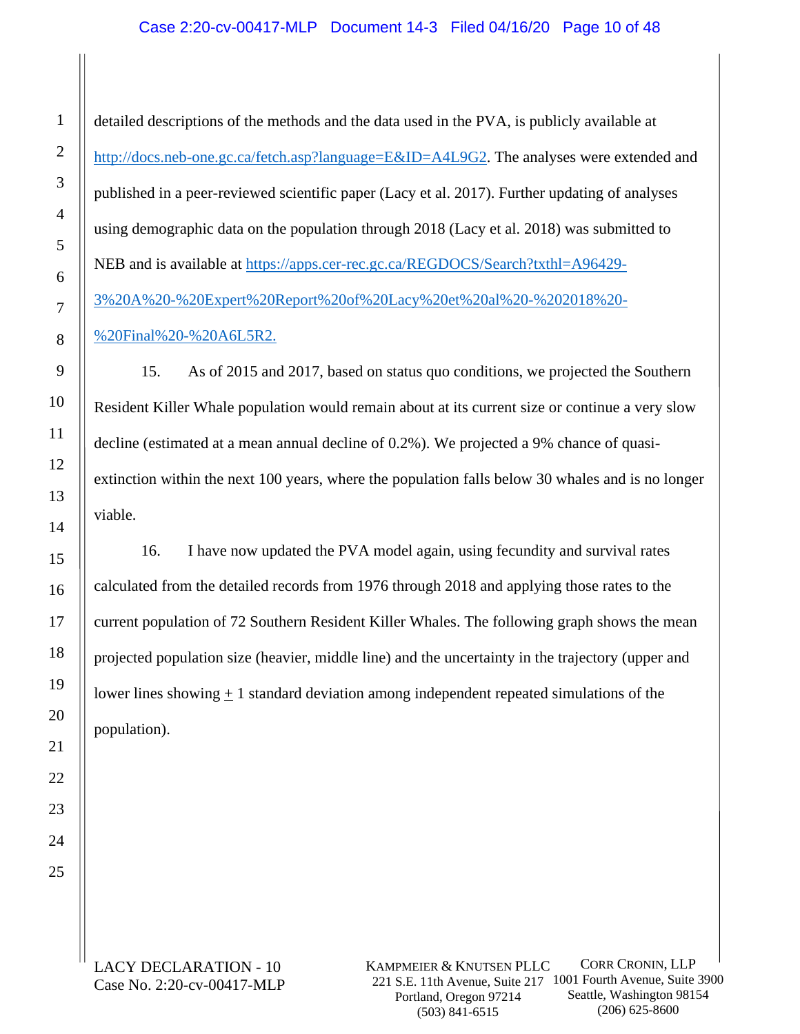detailed descriptions of the methods and the data used in the PVA, is publicly available at http://docs.neb-one.gc.ca/fetch.asp?language=E&ID=A4L9G2. The analyses were extended and published in a peer-reviewed scientific paper (Lacy et al. 2017). Further updating of analyses using demographic data on the population through 2018 (Lacy et al. 2018) was submitted to NEB and is available at https://apps.cer-rec.gc.ca/REGDOCS/Search?txthl=A96429-3%20A%20-%20Expert%20Report%20of%20Lacy%20et%20al%20-%202018%20-%20Final%20-%20A6L5R2.

15. As of 2015 and 2017, based on status quo conditions, we projected the Southern Resident Killer Whale population would remain about at its current size or continue a very slow decline (estimated at a mean annual decline of 0.2%). We projected a 9% chance of quasi-extinction within the next 100 years, where the population falls below 30 whales and is no longer viable.

16. I have now updated the PVA model again, using fecundity and survival rates calculated from the detailed records from 1976 through 2018 and applying those rates to the current population of 72 Southern Resident Killer Whales. The following graph shows the mean projected population size (heavier, middle line) and the uncertainty in the trajectory (upper and lower lines showing ± 1 standard deviation among independent repeated simulations of the population).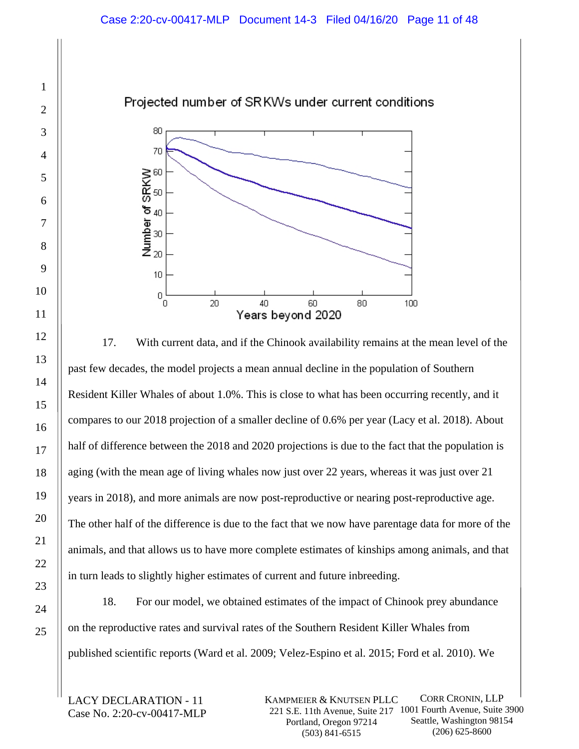Projected number of SRKWs under current conditions

17. With current data, and if the Chinook availability remains at the mean level of the past few decades, the model projects a mean annual decline in the population of Southern Resident Killer Whales of about 1.0%. This is close to what has been occurring recently, and it compares to our 2018 projection of a smaller decline of 0.6% per year (Lacy et al. 2018). About half of difference between the 2018 and 2020 projections is due to the fact that the population is aging (with the mean age of living whales now just over 22 years, whereas it was just over 21 years in 2018), and more animals are now post-reproductive or nearing post-reproductive age. The other half of the difference is due to the fact that we now have parentage data for more of the animals, and that allows us to have more complete estimates of kinships among animals, and that in turn leads to slightly higher estimates of current and future inbreeding.

18. For our model, we obtained estimates of the impact of Chinook prey abundance on the reproductive rates and survival rates of the Southern Resident Killer Whales from published scientific reports (Ward et al. 2009; Velez-Espino et al. 2015; Ford et al. 2010). We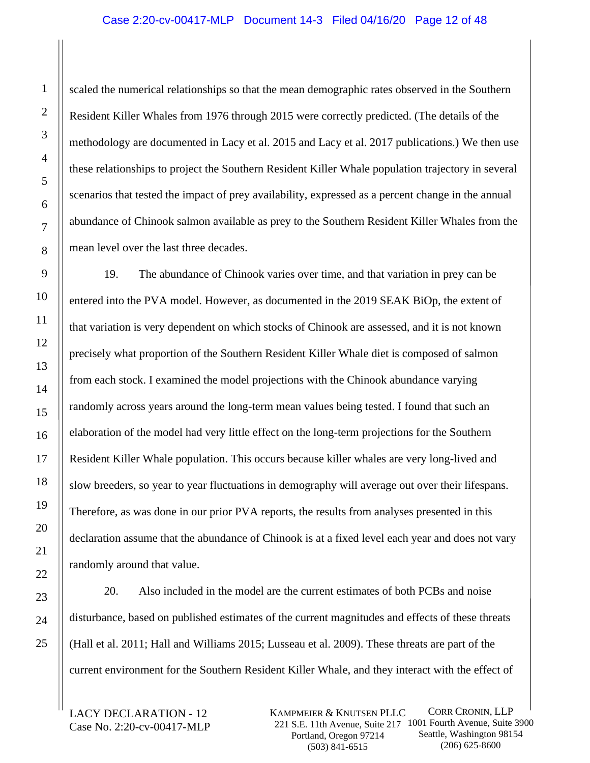scaled the numerical relationships so that the mean demographic rates observed in the Southern Resident Killer Whales from 1976 through 2015 were correctly predicted. (The details of the methodology are documented in Lacy et al. 2015 and Lacy et al. 2017 publications.) We then use these relationships to project the Southern Resident Killer Whale population trajectory in several scenarios that tested the impact of prey availability, expressed as a percent change in the annual abundance of Chinook salmon available as prey to the Southern Resident Killer Whales from the mean level over the last three decades.

19. The abundance of Chinook varies over time, and that variation in prey can be entered into the PVA model. However, as documented in the 2019 SEAK BiOp, the extent of that variation is very dependent on which stocks of Chinook are assessed, and it is not known precisely what proportion of the Southern Resident Killer Whale diet is composed of salmon from each stock. I examined the model projections with the Chinook abundance varying randomly across years around the long-term mean values being tested. I found that such an elaboration of the model had very little effect on the long-term projections for the Southern Resident Killer Whale population. This occurs because killer whales are very long-lived and slow breeders, so year to year fluctuations in demography will average out over their lifespans. Therefore, as was done in our prior PVA reports, the results from analyses presented in this declaration assume that the abundance of Chinook is at a fixed level each year and does not vary randomly around that value.

20. Also included in the model are the current estimates of both PCBs and noise disturbance, based on published estimates of the current magnitudes and effects of these threats (Hall et al. 2011; Hall and Williams 2015; Lusseau et al. 2009). These threats are part of the current environment for the Southern Resident Killer Whale, and they interact with the effect of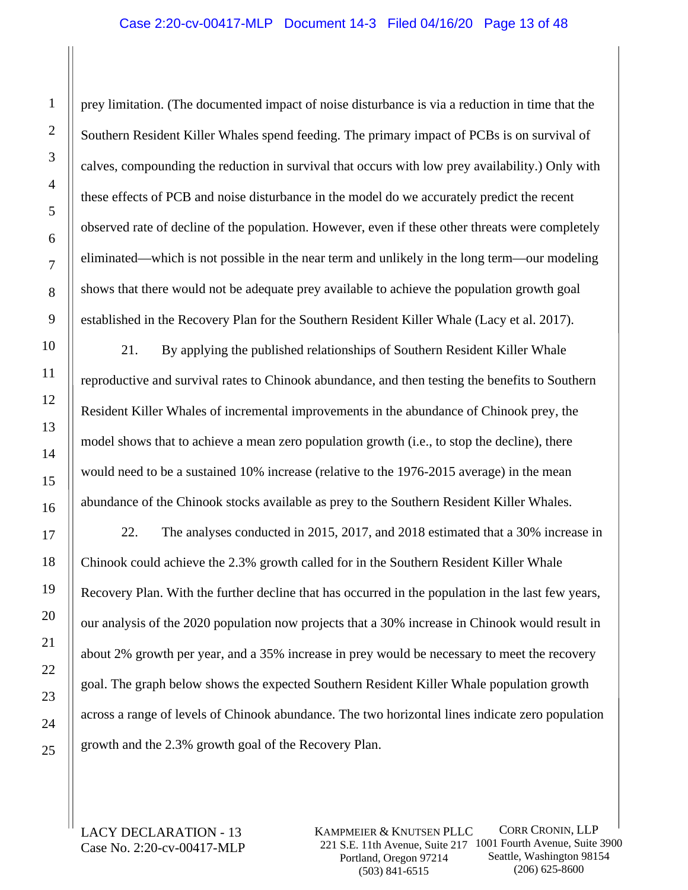prey limitation. (The documented impact of noise disturbance is via a reduction in time that the Southern Resident Killer Whales spend feeding. The primary impact of PCBs is on survival of calves, compounding the reduction in survival that occurs with low prey availability.) Only with these effects of PCB and noise disturbance in the model do we accurately predict the recent observed rate of decline of the population. However, even if these other threats were completely eliminated—which is not possible in the near term and unlikely in the long term—our modeling shows that there would not be adequate prey available to achieve the population growth goal established in the Recovery Plan for the Southern Resident Killer Whale (Lacy et al. 2017).

21. By applying the published relationships of Southern Resident Killer Whale reproductive and survival rates to Chinook abundance, and then testing the benefits to Southern Resident Killer Whales of incremental improvements in the abundance of Chinook prey, the model shows that to achieve a mean zero population growth (i.e., to stop the decline), there would need to be a sustained 10% increase (relative to the 1976-2015 average) in the mean abundance of the Chinook stocks available as prey to the Southern Resident Killer Whales.

22. The analyses conducted in 2015, 2017, and 2018 estimated that a 30% increase in Chinook could achieve the 2.3% growth called for in the Southern Resident Killer Whale Recovery Plan. With the further decline that has occurred in the population in the last few years, our analysis of the 2020 population now projects that a 30% increase in Chinook would result in about 2% growth per year, and a 35% increase in prey would be necessary to meet the recovery goal. The graph below shows the expected Southern Resident Killer Whale population growth across a range of levels of Chinook abundance. The two horizontal lines indicate zero population growth and the 2.3% growth goal of the Recovery Plan.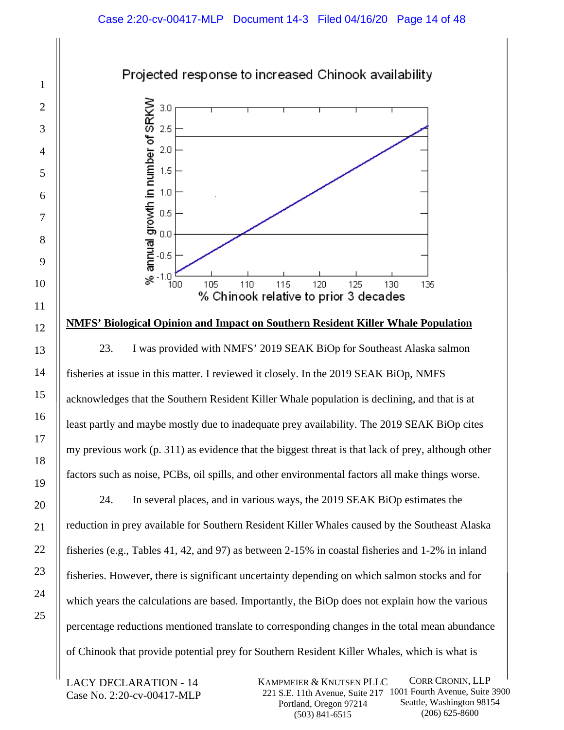Projected response to increased Chinook availability

% annual growth in number of SRKW

% Chinook relative to prior 3 decades

**NMFS' Biological Opinion and Impact on Southern Resident Killer Whale Population**

23. I was provided with NMFS' 2019 SEAK BiOp for Southeast Alaska salmon fisheries at issue in this matter. I reviewed it closely. In the 2019 SEAK BiOp, NMFS acknowledges that the Southern Resident Killer Whale population is declining, and that is at least partly and maybe mostly due to inadequate prey availability. The 2019 SEAK BiOp cites my previous work (p. 311) as evidence that the biggest threat is that lack of prey, although other factors such as noise, PCBs, oil spills, and other environmental factors all make things worse.

24. In several places, and in various ways, the 2019 SEAK BiOp estimates the reduction in prey available for Southern Resident Killer Whales caused by the Southeast Alaska fisheries (e.g., Tables 41, 42, and 97) as between 2-15% in coastal fisheries and 1-2% in inland fisheries. However, there is significant uncertainty depending on which salmon stocks and for which years the calculations are based. Importantly, the BiOp does not explain how the various percentage reductions mentioned translate to corresponding changes in the total mean abundance of Chinook that provide potential prey for Southern Resident Killer Whales, which is what is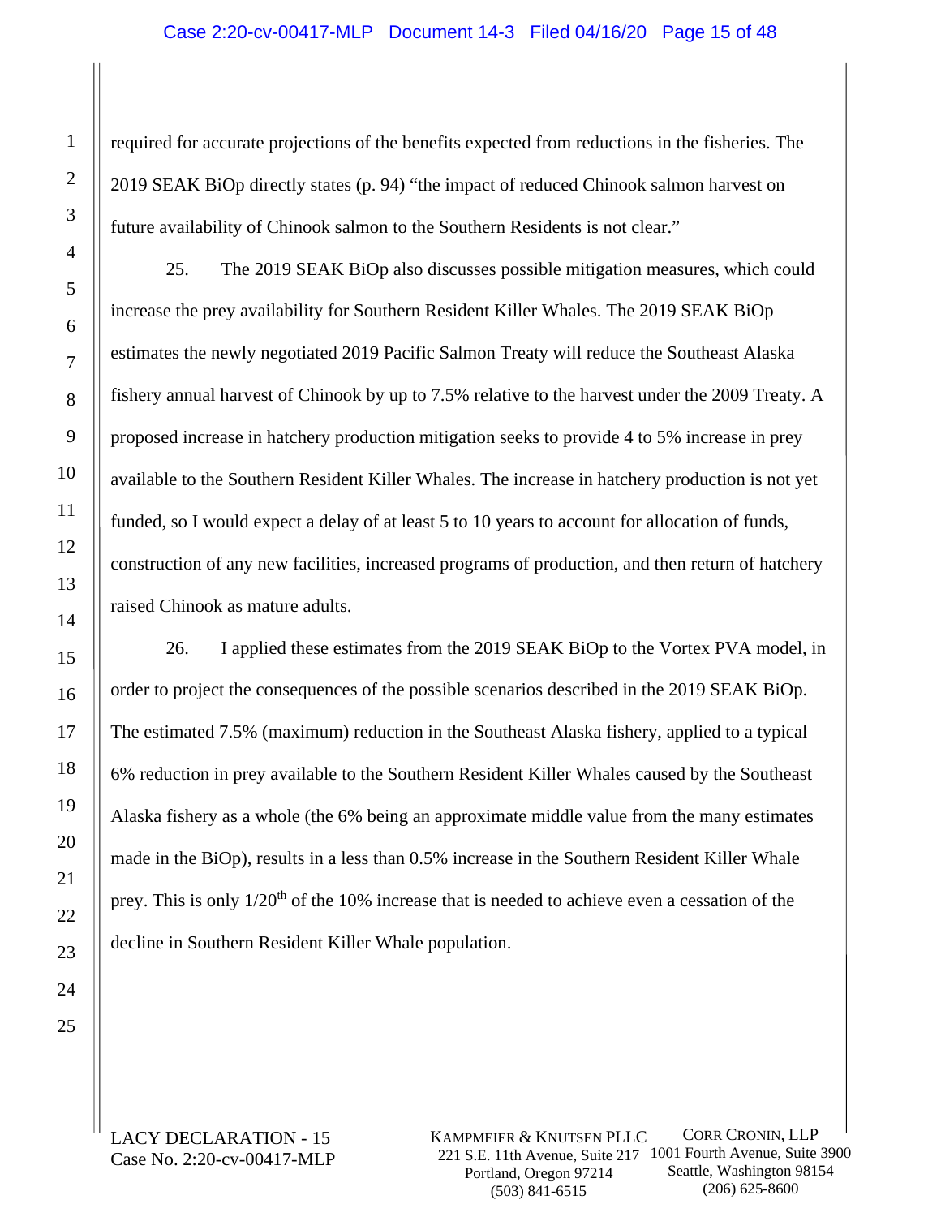required for accurate projections of the benefits expected from reductions in the fisheries. The 2019 SEAK BiOp directly states (p. 94) "the impact of reduced Chinook salmon harvest on future availability of Chinook salmon to the Southern Residents is not clear."

25. The 2019 SEAK BiOp also discusses possible mitigation measures, which could increase the prey availability for Southern Resident Killer Whales. The 2019 SEAK BiOp estimates the newly negotiated 2019 Pacific Salmon Treaty will reduce the Southeast Alaska fishery annual harvest of Chinook by up to 7.5% relative to the harvest under the 2009 Treaty. A proposed increase in hatchery production mitigation seeks to provide 4 to 5% increase in prey available to the Southern Resident Killer Whales. The increase in hatchery production is not yet funded, so I would expect a delay of at least 5 to 10 years to account for allocation of funds, construction of any new facilities, increased programs of production, and then return of hatchery raised Chinook as mature adults.

26. I applied these estimates from the 2019 SEAK BiOp to the Vortex PVA model, in order to project the consequences of the possible scenarios described in the 2019 SEAK BiOp. The estimated 7.5% (maximum) reduction in the Southeast Alaska fishery, applied to a typical 6% reduction in prey available to the Southern Resident Killer Whales caused by the Southeast Alaska fishery as a whole (the 6% being an approximate middle value from the many estimates made in the BiOp), results in a less than 0.5% increase in the Southern Resident Killer Whale prey. This is only 1/20th of the 10% increase that is needed to achieve even a cessation of the decline in Southern Resident Killer Whale population.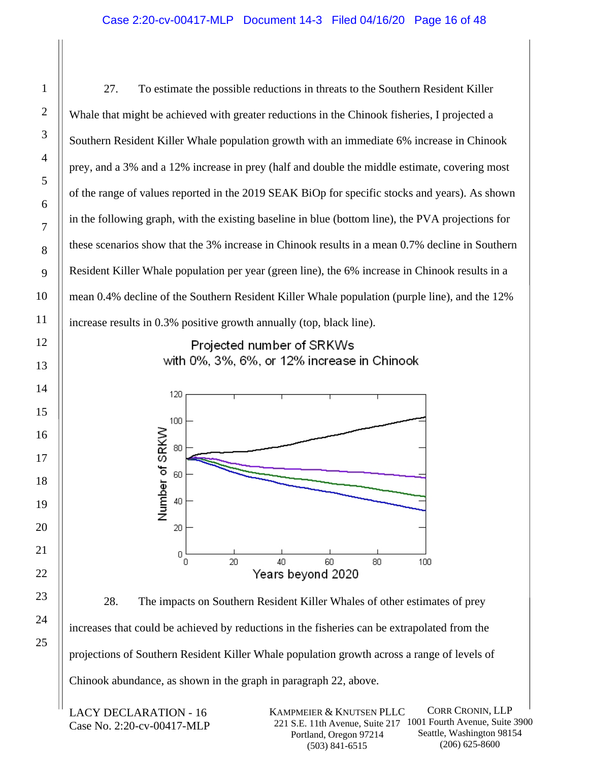27. To estimate the possible reductions in threats to the Southern Resident Killer Whale that might be achieved with greater reductions in the Chinook fisheries, I projected a Southern Resident Killer Whale population growth with an immediate 6% increase in Chinook prey, and a 3% and a 12% increase in prey (half and double the middle estimate, covering most of the range of values reported in the 2019 SEAK BiOp for specific stocks and years). As shown in the following graph, with the existing baseline in blue (bottom line), the PVA projections for these scenarios show that the 3% increase in Chinook results in a mean 0.7% decline in Southern Resident Killer Whale population per year (green line), the 6% increase in Chinook results in a mean 0.4% decline of the Southern Resident Killer Whale population (purple line), and the 12% increase results in 0.3% positive growth annually (top, black line).

Projected number of SRKWs with 0%, 3%, 6%, or 12% increase in Chinook

28. The impacts on Southern Resident Killer Whales of other estimates of prey increases that could be achieved by reductions in the fisheries can be extrapolated from the projections of Southern Resident Killer Whale population growth across a range of levels of Chinook abundance, as shown in the graph in paragraph 22, above.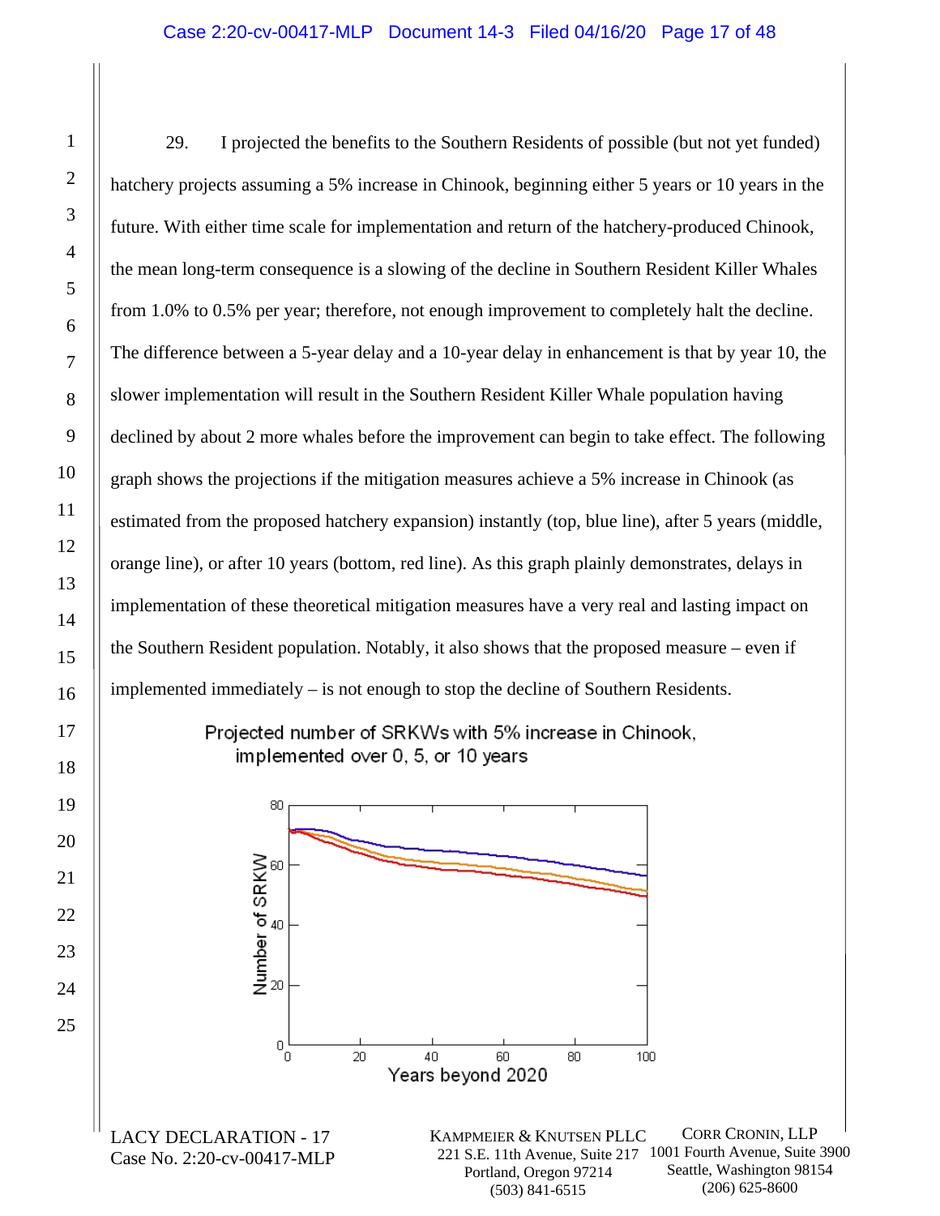29. I projected the benefits to the Southern Residents of possible (but not yet funded) hatchery projects assuming a 5% increase in Chinook, beginning either 5 years or 10 years in the future. With either time scale for implementation and return of the hatchery-produced Chinook, the mean long-term consequence is a slowing of the decline in Southern Resident Killer Whales from 1.0% to 0.5% per year; therefore, not enough improvement to completely halt the decline. The difference between a 5-year delay and a 10-year delay in enhancement is that by year 10, the slower implementation will result in the Southern Resident Killer Whale population having declined by about 2 more whales before the improvement can begin to take effect. The following graph shows the projections if the mitigation measures achieve a 5% increase in Chinook (as estimated from the proposed hatchery expansion) instantly (top, blue line), after 5 years (middle, orange line), or after 10 years (bottom, red line). As this graph plainly demonstrates, delays in implementation of these theoretical mitigation measures have a very real and lasting impact on the Southern Resident population. Notably, it also shows that the proposed measure – even if implemented immediately – is not enough to stop the decline of Southern Residents.

Projected number of SRKWs with 5% increase in Chinook, implemented over 0, 5, or 10 years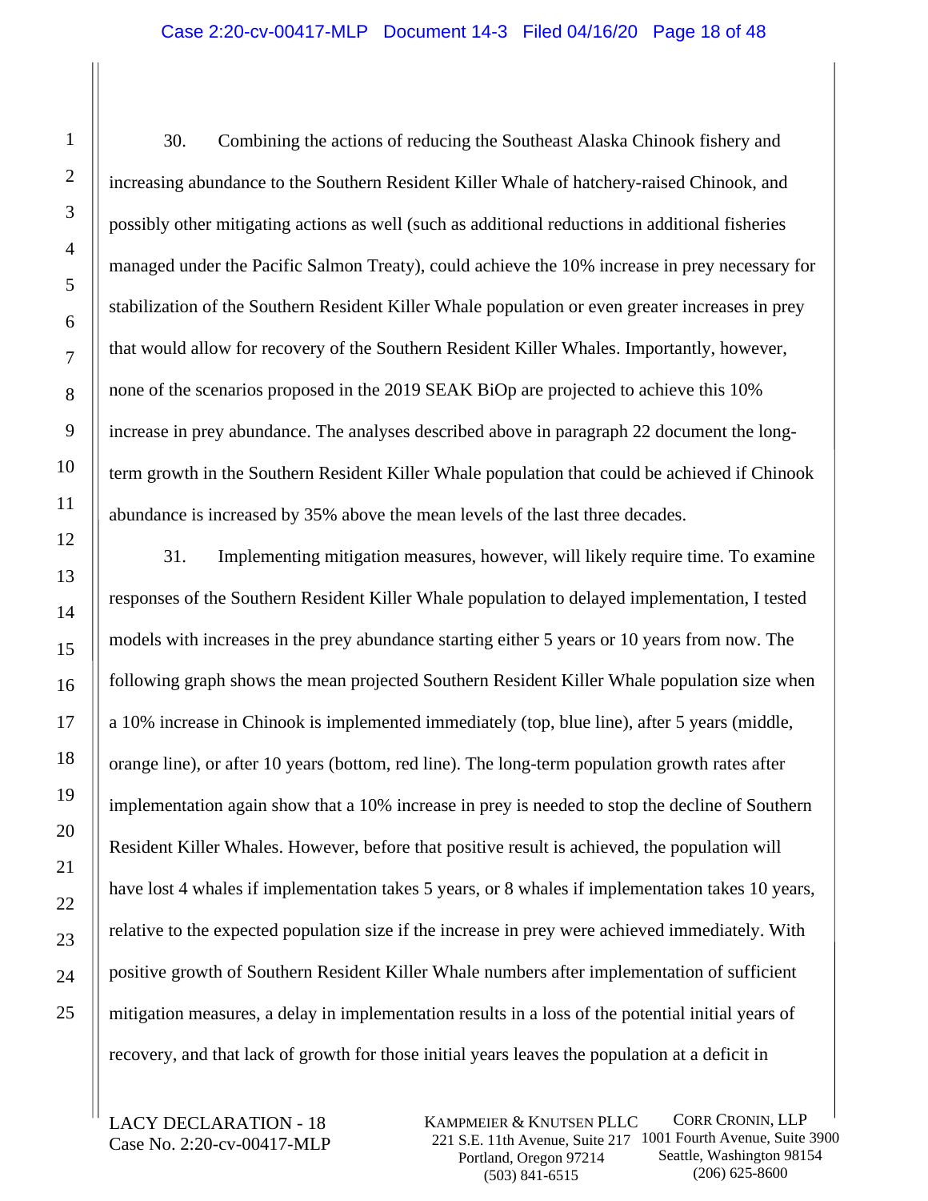30. Combining the actions of reducing the Southeast Alaska Chinook fishery and increasing abundance to the Southern Resident Killer Whale of hatchery-raised Chinook, and possibly other mitigating actions as well (such as additional reductions in additional fisheries managed under the Pacific Salmon Treaty), could achieve the 10% increase in prey necessary for stabilization of the Southern Resident Killer Whale population or even greater increases in prey that would allow for recovery of the Southern Resident Killer Whales. Importantly, however, none of the scenarios proposed in the 2019 SEAK BiOp are projected to achieve this 10% increase in prey abundance. The analyses described above in paragraph 22 document the long-term growth in the Southern Resident Killer Whale population that could be achieved if Chinook abundance is increased by 35% above the mean levels of the last three decades.

31. Implementing mitigation measures, however, will likely require time. To examine responses of the Southern Resident Killer Whale population to delayed implementation, I tested models with increases in the prey abundance starting either 5 years or 10 years from now. The following graph shows the mean projected Southern Resident Killer Whale population size when a 10% increase in Chinook is implemented immediately (top, blue line), after 5 years (middle, orange line), or after 10 years (bottom, red line). The long-term population growth rates after implementation again show that a 10% increase in prey is needed to stop the decline of Southern Resident Killer Whales. However, before that positive result is achieved, the population will have lost 4 whales if implementation takes 5 years, or 8 whales if implementation takes 10 years, relative to the expected population size if the increase in prey were achieved immediately. With positive growth of Southern Resident Killer Whale numbers after implementation of sufficient mitigation measures, a delay in implementation results in a loss of the potential initial years of recovery, and that lack of growth for those initial years leaves the population at a deficit in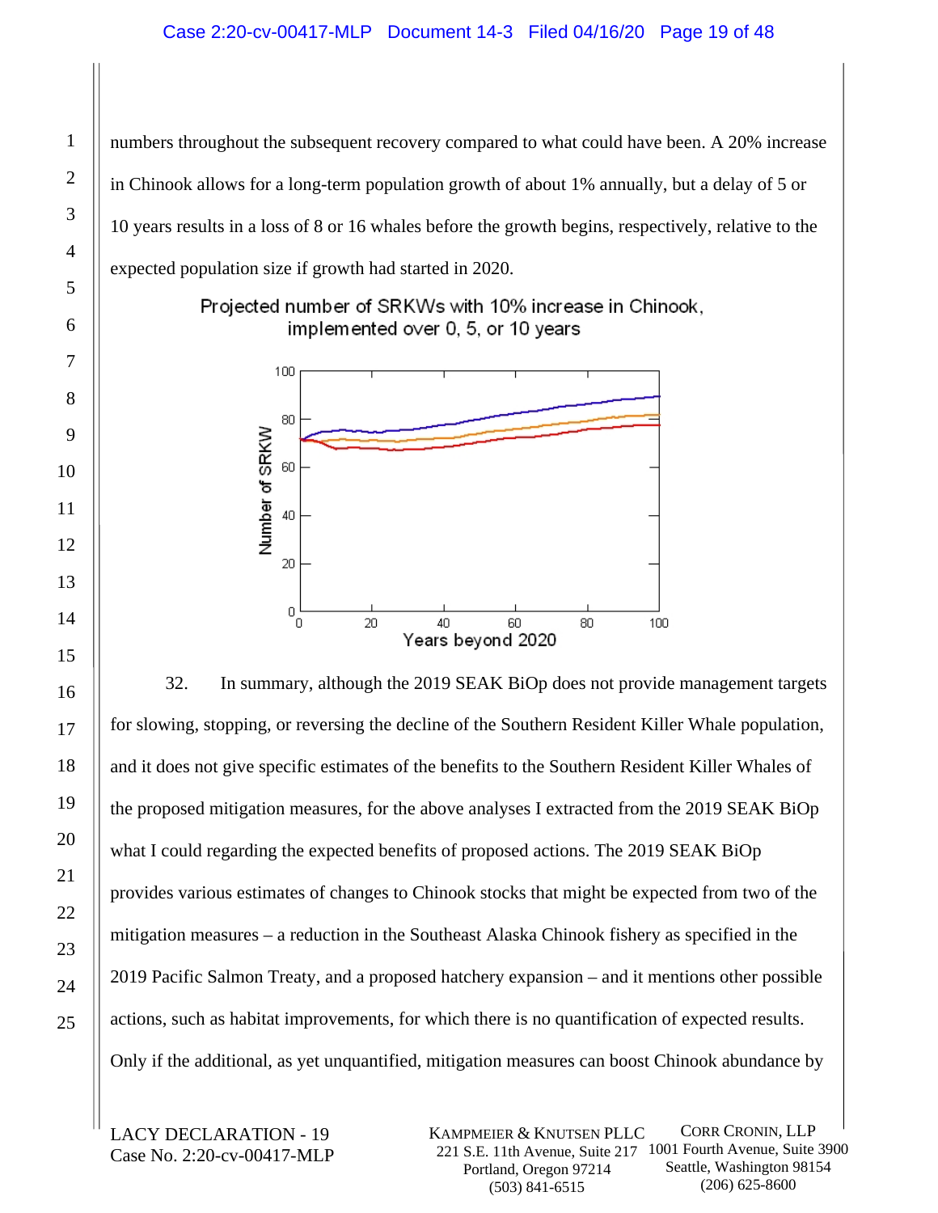numbers throughout the subsequent recovery compared to what could have been. A 20% increase in Chinook allows for a long-term population growth of about 1% annually, but a delay of 5 or 10 years results in a loss of 8 or 16 whales before the growth begins, respectively, relative to the expected population size if growth had started in 2020.

Projected number of SRKWs with 10% increase in Chinook, implemented over 0, 5, or 10 years

32. In summary, although the 2019 SEAK BiOp does not provide management targets for slowing, stopping, or reversing the decline of the Southern Resident Killer Whale population, and it does not give specific estimates of the benefits to the Southern Resident Killer Whales of the proposed mitigation measures, for the above analyses I extracted from the 2019 SEAK BiOp what I could regarding the expected benefits of proposed actions. The 2019 SEAK BiOp provides various estimates of changes to Chinook stocks that might be expected from two of the mitigation measures – a reduction in the Southeast Alaska Chinook fishery as specified in the 2019 Pacific Salmon Treaty, and a proposed hatchery expansion – and it mentions other possible actions, such as habitat improvements, for which there is no quantification of expected results. Only if the additional, as yet unquantified, mitigation measures can boost Chinook abundance by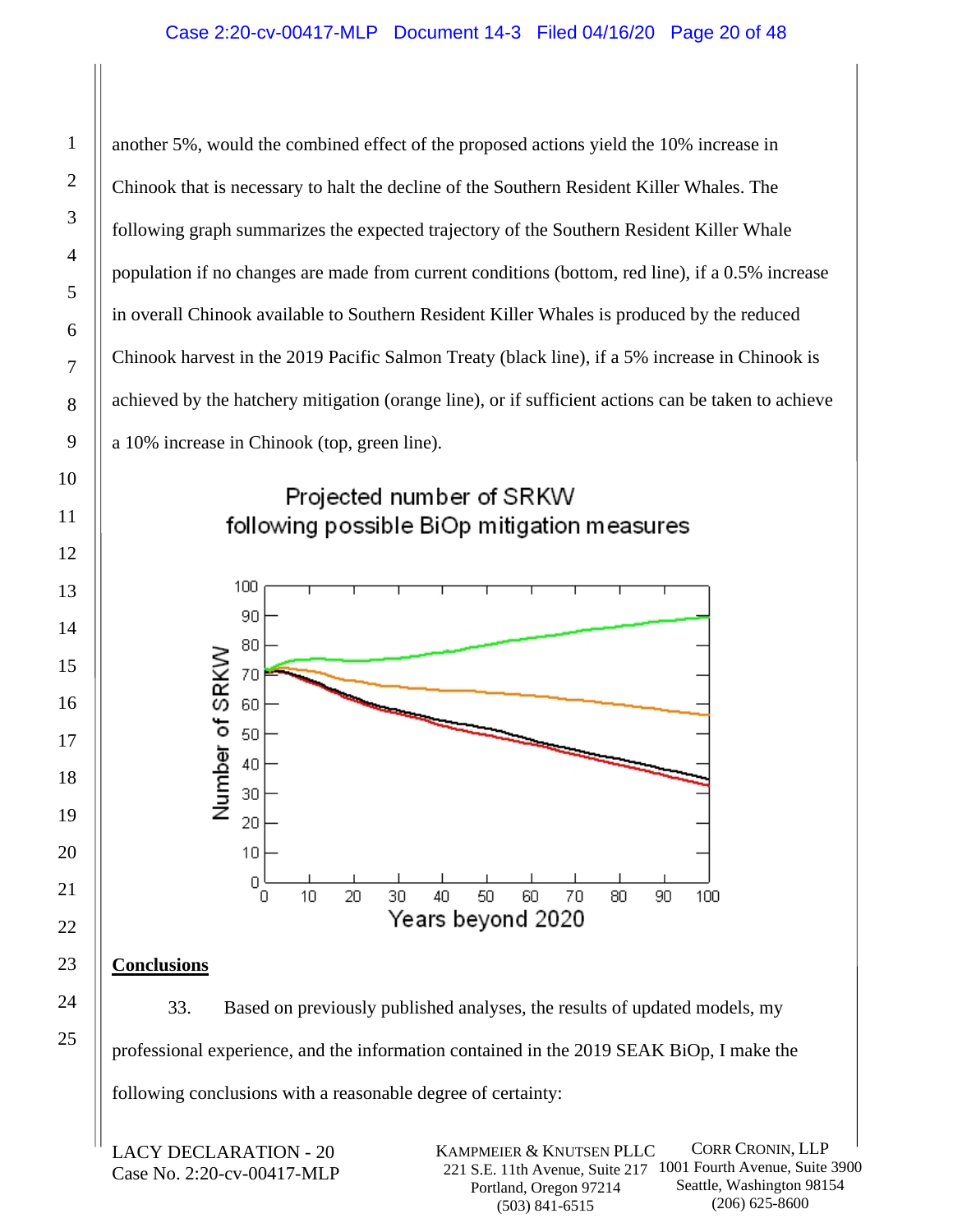another 5%, would the combined effect of the proposed actions yield the 10% increase in Chinook that is necessary to halt the decline of the Southern Resident Killer Whales. The following graph summarizes the expected trajectory of the Southern Resident Killer Whale population if no changes are made from current conditions (bottom, red line), if a 0.5% increase in overall Chinook available to Southern Resident Killer Whales is produced by the reduced Chinook harvest in the 2019 Pacific Salmon Treaty (black line), if a 5% increase in Chinook is achieved by the hatchery mitigation (orange line), or if sufficient actions can be taken to achieve a 10% increase in Chinook (top, green line).

Projected number of SRKW following possible BiOp mitigation measures

## Conclusions

33. Based on previously published analyses, the results of updated models, my professional experience, and the information contained in the 2019 SEAK BiOp, I make the following conclusions with a reasonable degree of certainty: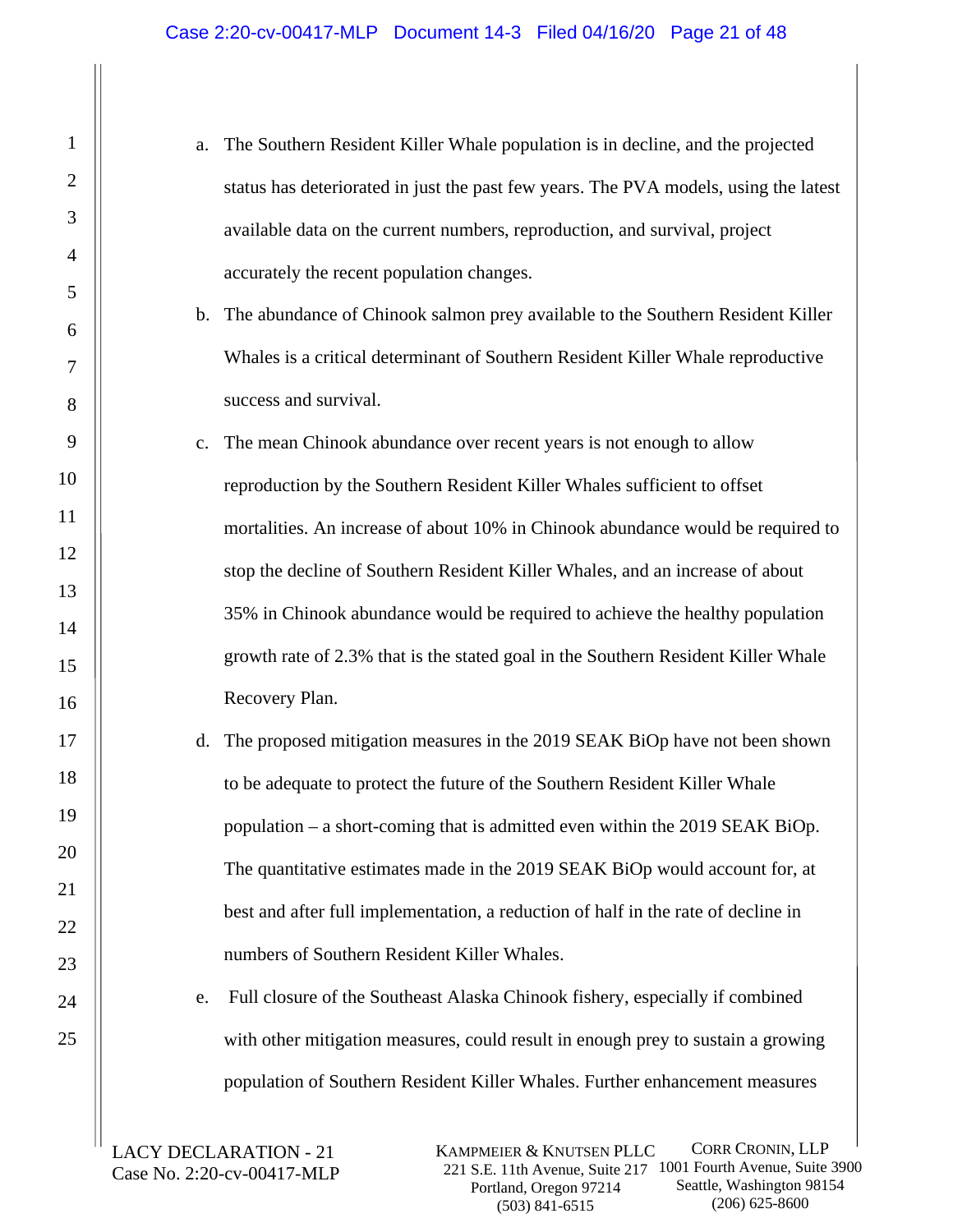a. The Southern Resident Killer Whale population is in decline, and the projected status has deteriorated in just the past few years. The PVA models, using the latest available data on the current numbers, reproduction, and survival, project accurately the recent population changes.

b. The abundance of Chinook salmon prey available to the Southern Resident Killer Whales is a critical determinant of Southern Resident Killer Whale reproductive success and survival.

c. The mean Chinook abundance over recent years is not enough to allow reproduction by the Southern Resident Killer Whales sufficient to offset mortalities. An increase of about 10% in Chinook abundance would be required to stop the decline of Southern Resident Killer Whales, and an increase of about 35% in Chinook abundance would be required to achieve the healthy population growth rate of 2.3% that is the stated goal in the Southern Resident Killer Whale Recovery Plan.

d. The proposed mitigation measures in the 2019 SEAK BiOp have not been shown to be adequate to protect the future of the Southern Resident Killer Whale population – a short-coming that is admitted even within the 2019 SEAK BiOp. The quantitative estimates made in the 2019 SEAK BiOp would account for, at best and after full implementation, a reduction of half in the rate of decline in numbers of Southern Resident Killer Whales.

e. Full closure of the Southeast Alaska Chinook fishery, especially if combined with other mitigation measures, could result in enough prey to sustain a growing population of Southern Resident Killer Whales. Further enhancement measures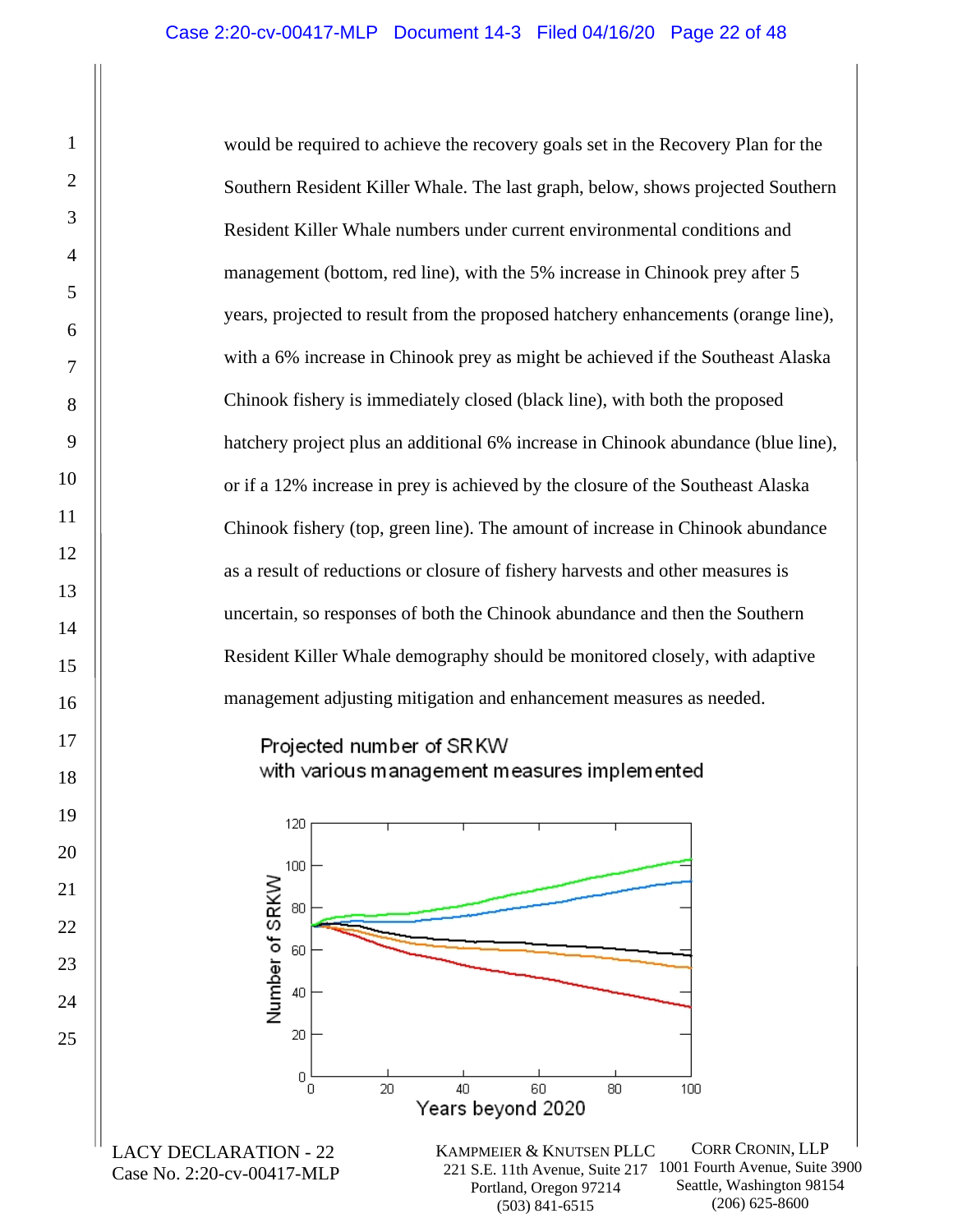would be required to achieve the recovery goals set in the Recovery Plan for the Southern Resident Killer Whale. The last graph, below, shows projected Southern Resident Killer Whale numbers under current environmental conditions and management (bottom, red line), with the 5% increase in Chinook prey after 5 years, projected to result from the proposed hatchery enhancements (orange line), with a 6% increase in Chinook prey as might be achieved if the Southeast Alaska Chinook fishery is immediately closed (black line), with both the proposed hatchery project plus an additional 6% increase in Chinook abundance (blue line), or if a 12% increase in prey is achieved by the closure of the Southeast Alaska Chinook fishery (top, green line). The amount of increase in Chinook abundance as a result of reductions or closure of fishery harvests and other measures is uncertain, so responses of both the Chinook abundance and then the Southern Resident Killer Whale demography should be monitored closely, with adaptive management adjusting mitigation and enhancement measures as needed.

Projected number of SRKW
with various management measures implemented

Number of SRKW

Years beyond 2020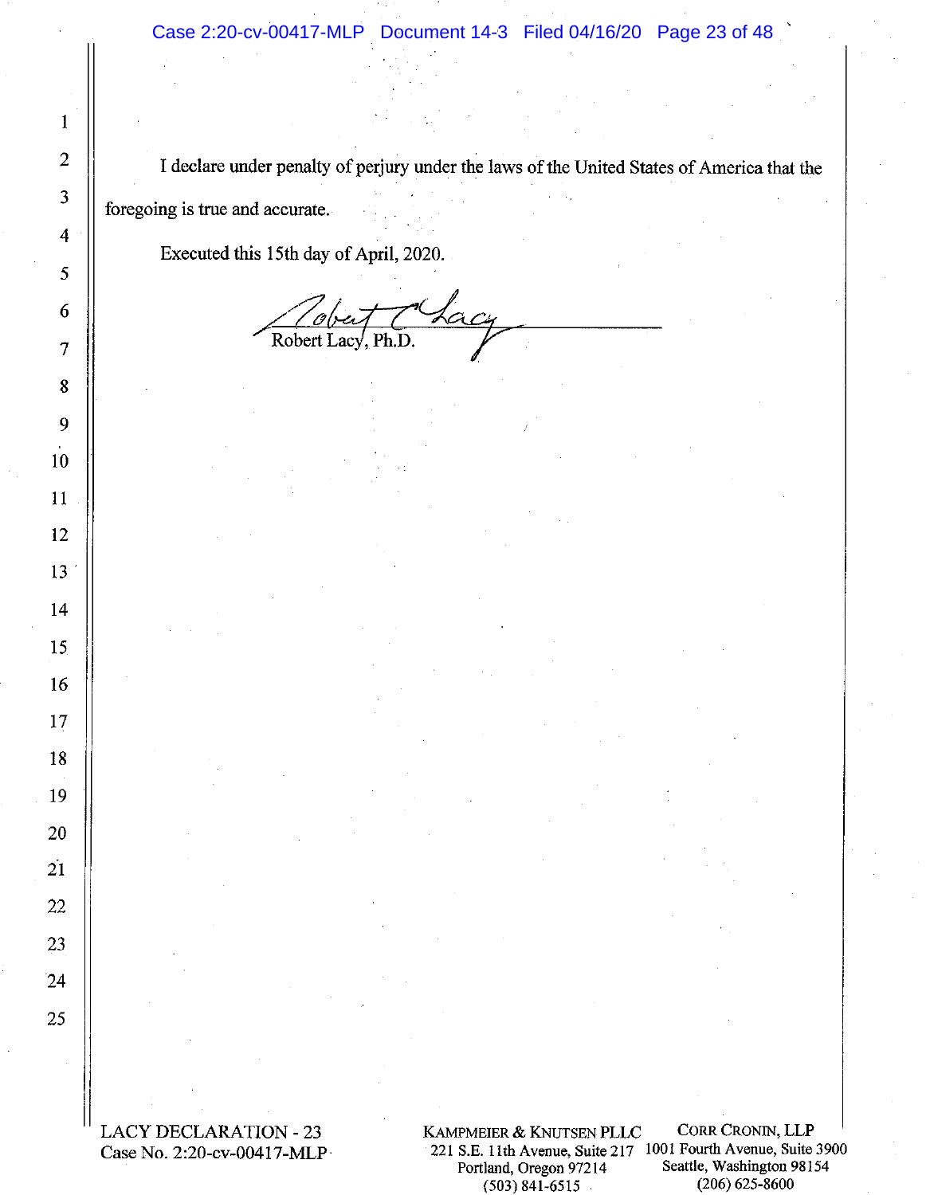I declare under penalty of perjury under the laws of the United States of America that the foregoing is true and accurate.

Executed this 15th day of April, 2020.

Robert Lacy, Ph.D.

LACY DECLARATION - 23
Case No. 2:20-cv-00417-MLP

KAMPMEIER & KNUTSEN PLLC
221 S.E. 11th Avenue, Suite 217
Portland, Oregon 97214
(503) 841-6515

CORR CRONIN, LLP
1001 Fourth Avenue, Suite 3900
Seattle, Washington 98154
(206) 625-8600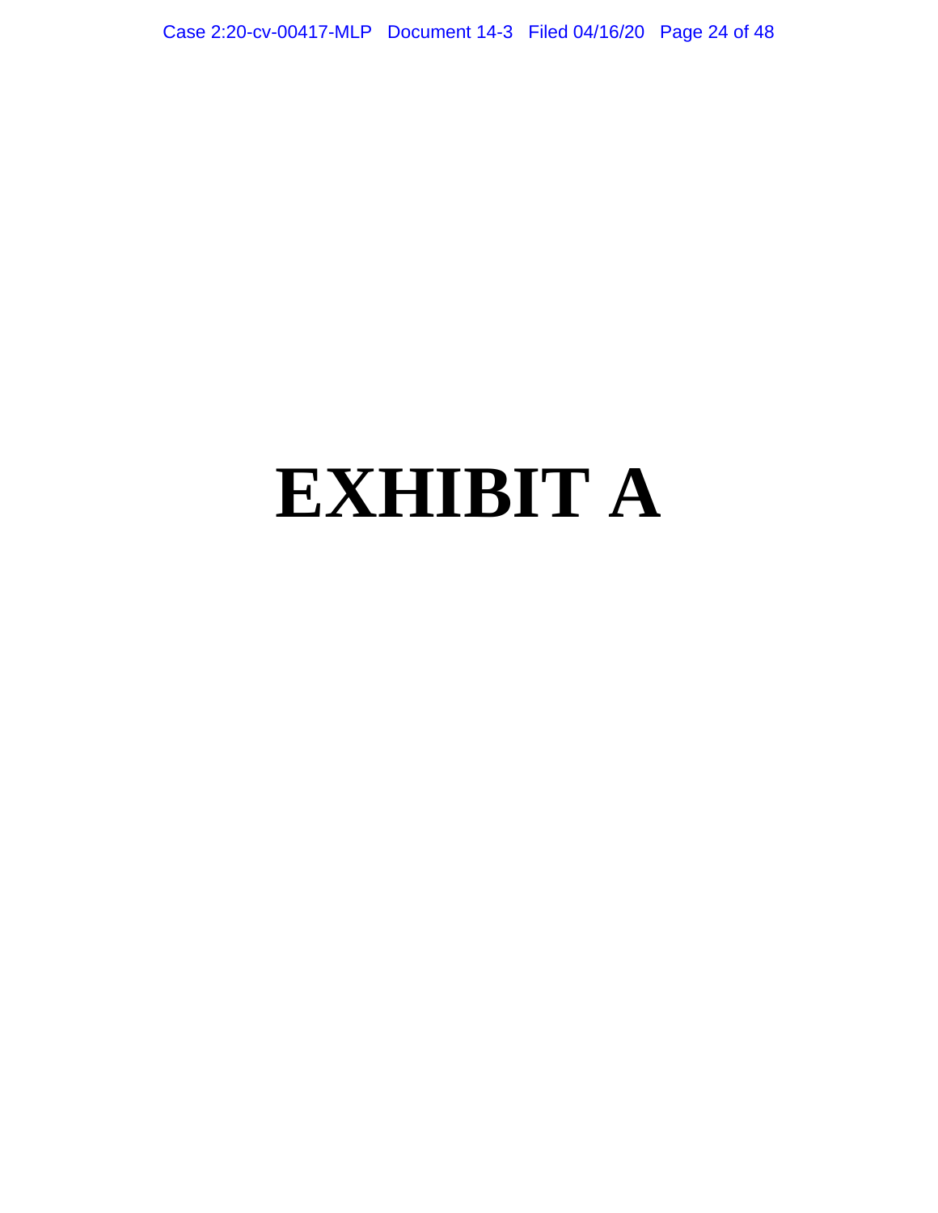# EXHIBIT A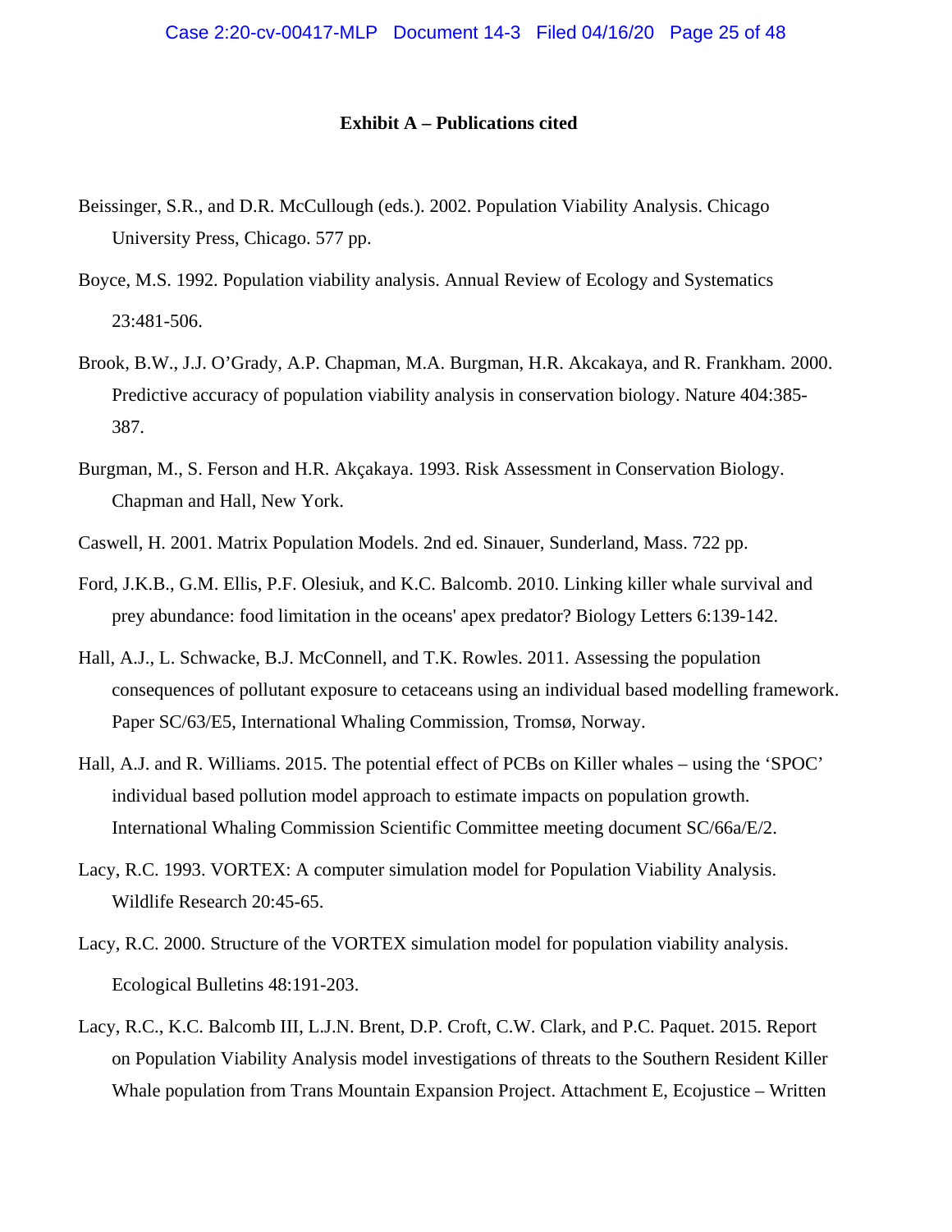**Exhibit A – Publications cited**

Beissinger, S.R., and D.R. McCullough (eds.). 2002. Population Viability Analysis. Chicago University Press, Chicago. 577 pp.

Boyce, M.S. 1992. Population viability analysis. Annual Review of Ecology and Systematics 23:481-506.

Brook, B.W., J.J. O'Grady, A.P. Chapman, M.A. Burgman, H.R. Akcakaya, and R. Frankham. 2000. Predictive accuracy of population viability analysis in conservation biology. Nature 404:385-387.

Burgman, M., S. Ferson and H.R. Akçakaya. 1993. Risk Assessment in Conservation Biology. Chapman and Hall, New York.

Caswell, H. 2001. Matrix Population Models. 2nd ed. Sinauer, Sunderland, Mass. 722 pp.

Ford, J.K.B., G.M. Ellis, P.F. Olesiuk, and K.C. Balcomb. 2010. Linking killer whale survival and prey abundance: food limitation in the oceans' apex predator? Biology Letters 6:139-142.

Hall, A.J., L. Schwacke, B.J. McConnell, and T.K. Rowles. 2011. Assessing the population consequences of pollutant exposure to cetaceans using an individual based modelling framework. Paper SC/63/E5, International Whaling Commission, Tromsø, Norway.

Hall, A.J. and R. Williams. 2015. The potential effect of PCBs on Killer whales – using the 'SPOC' individual based pollution model approach to estimate impacts on population growth. International Whaling Commission Scientific Committee meeting document SC/66a/E/2.

Lacy, R.C. 1993. VORTEX: A computer simulation model for Population Viability Analysis. Wildlife Research 20:45-65.

Lacy, R.C. 2000. Structure of the VORTEX simulation model for population viability analysis. Ecological Bulletins 48:191-203.

Lacy, R.C., K.C. Balcomb III, L.J.N. Brent, D.P. Croft, C.W. Clark, and P.C. Paquet. 2015. Report on Population Viability Analysis model investigations of threats to the Southern Resident Killer Whale population from Trans Mountain Expansion Project. Attachment E, Ecojustice – Written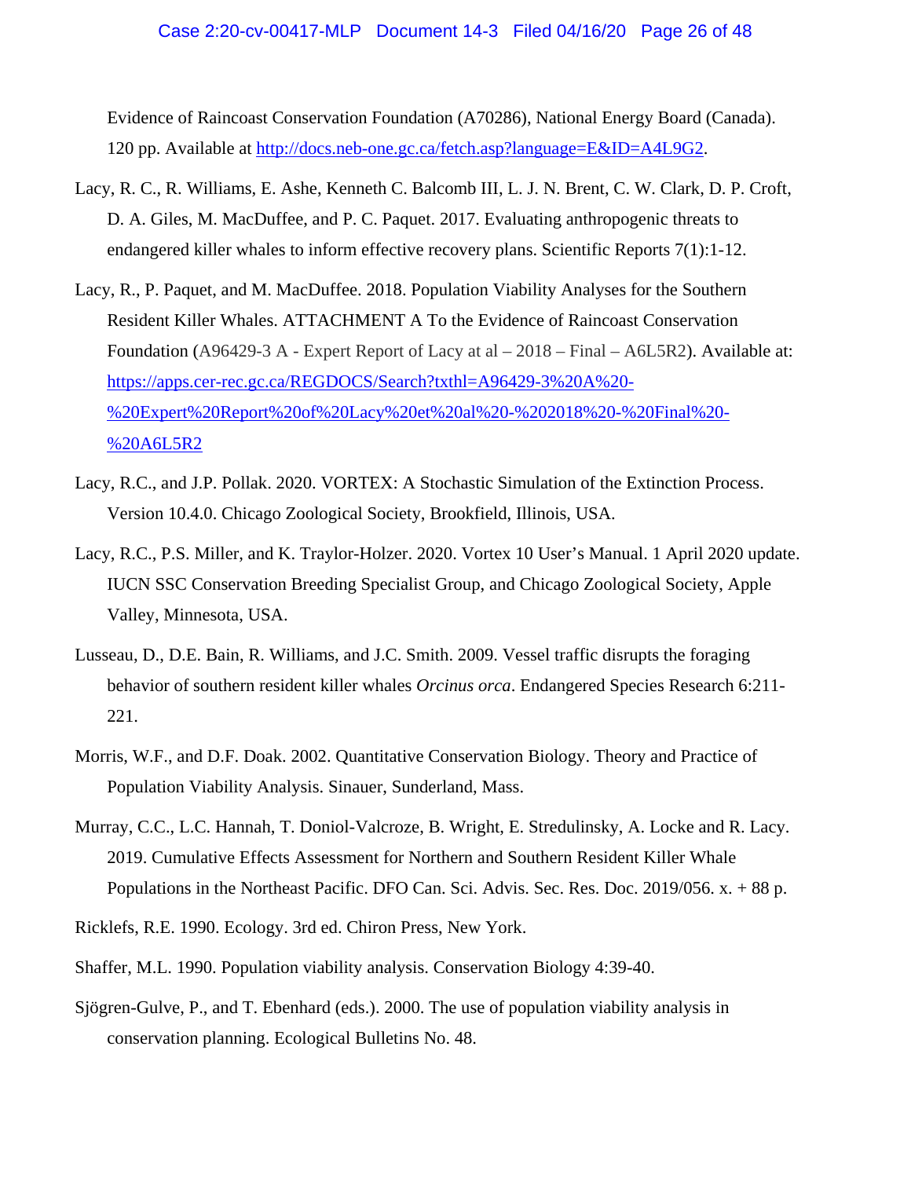Evidence of Raincoast Conservation Foundation (A70286), National Energy Board (Canada). 120 pp. Available at http://docs.neb-one.gc.ca/fetch.asp?language=E&ID=A4L9G2.

Lacy, R. C., R. Williams, E. Ashe, Kenneth C. Balcomb III, L. J. N. Brent, C. W. Clark, D. P. Croft, D. A. Giles, M. MacDuffee, and P. C. Paquet. 2017. Evaluating anthropogenic threats to endangered killer whales to inform effective recovery plans. Scientific Reports 7(1):1-12.

Lacy, R., P. Paquet, and M. MacDuffee. 2018. Population Viability Analyses for the Southern Resident Killer Whales. ATTACHMENT A To the Evidence of Raincoast Conservation Foundation (A96429-3 A - Expert Report of Lacy at al – 2018 – Final – A6L5R2). Available at: https://apps.cer-rec.gc.ca/REGDOCS/Search?txthl=A96429-3%20A%20-%20Expert%20Report%20of%20Lacy%20et%20al%20-%202018%20-%20Final%20-%20A6L5R2

Lacy, R.C., and J.P. Pollak. 2020. VORTEX: A Stochastic Simulation of the Extinction Process. Version 10.4.0. Chicago Zoological Society, Brookfield, Illinois, USA.

Lacy, R.C., P.S. Miller, and K. Traylor-Holzer. 2020. Vortex 10 User's Manual. 1 April 2020 update. IUCN SSC Conservation Breeding Specialist Group, and Chicago Zoological Society, Apple Valley, Minnesota, USA.

Lusseau, D., D.E. Bain, R. Williams, and J.C. Smith. 2009. Vessel traffic disrupts the foraging behavior of southern resident killer whales *Orcinus orca*. Endangered Species Research 6:211-221.

Morris, W.F., and D.F. Doak. 2002. Quantitative Conservation Biology. Theory and Practice of Population Viability Analysis. Sinauer, Sunderland, Mass.

Murray, C.C., L.C. Hannah, T. Doniol-Valcroze, B. Wright, E. Stredulinsky, A. Locke and R. Lacy. 2019. Cumulative Effects Assessment for Northern and Southern Resident Killer Whale Populations in the Northeast Pacific. DFO Can. Sci. Advis. Sec. Res. Doc. 2019/056. x. + 88 p.

Ricklefs, R.E. 1990. Ecology. 3rd ed. Chiron Press, New York.

Shaffer, M.L. 1990. Population viability analysis. Conservation Biology 4:39-40.

Sjögren-Gulve, P., and T. Ebenhard (eds.). 2000. The use of population viability analysis in conservation planning. Ecological Bulletins No. 48.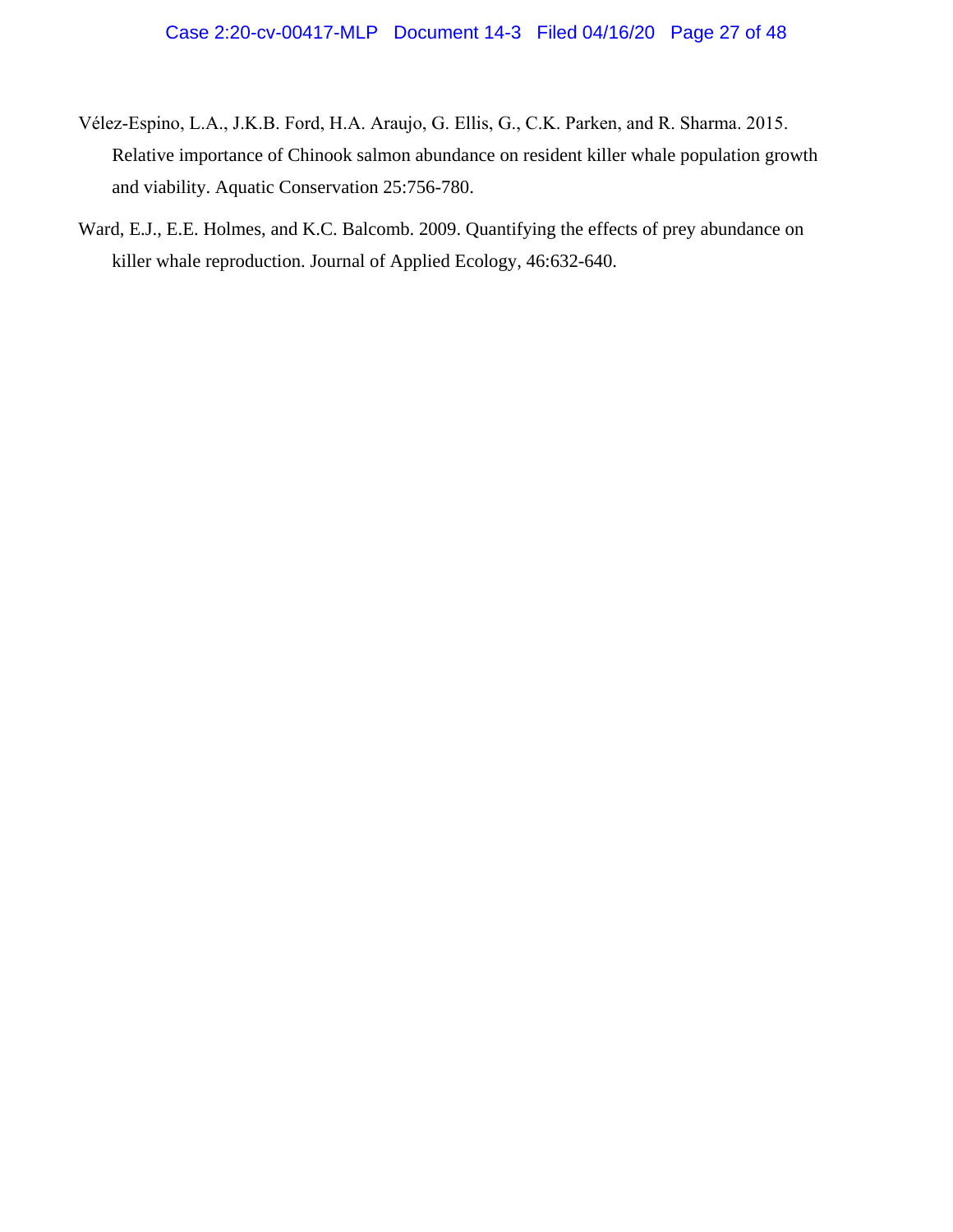Vélez-Espino, L.A., J.K.B. Ford, H.A. Araujo, G. Ellis, G., C.K. Parken, and R. Sharma. 2015. Relative importance of Chinook salmon abundance on resident killer whale population growth and viability. Aquatic Conservation 25:756-780.

Ward, E.J., E.E. Holmes, and K.C. Balcomb. 2009. Quantifying the effects of prey abundance on killer whale reproduction. Journal of Applied Ecology, 46:632-640.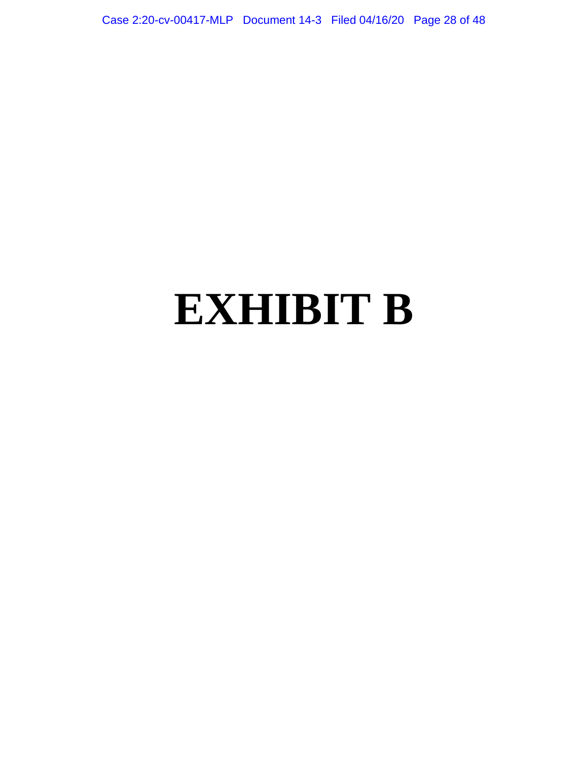# EXHIBIT B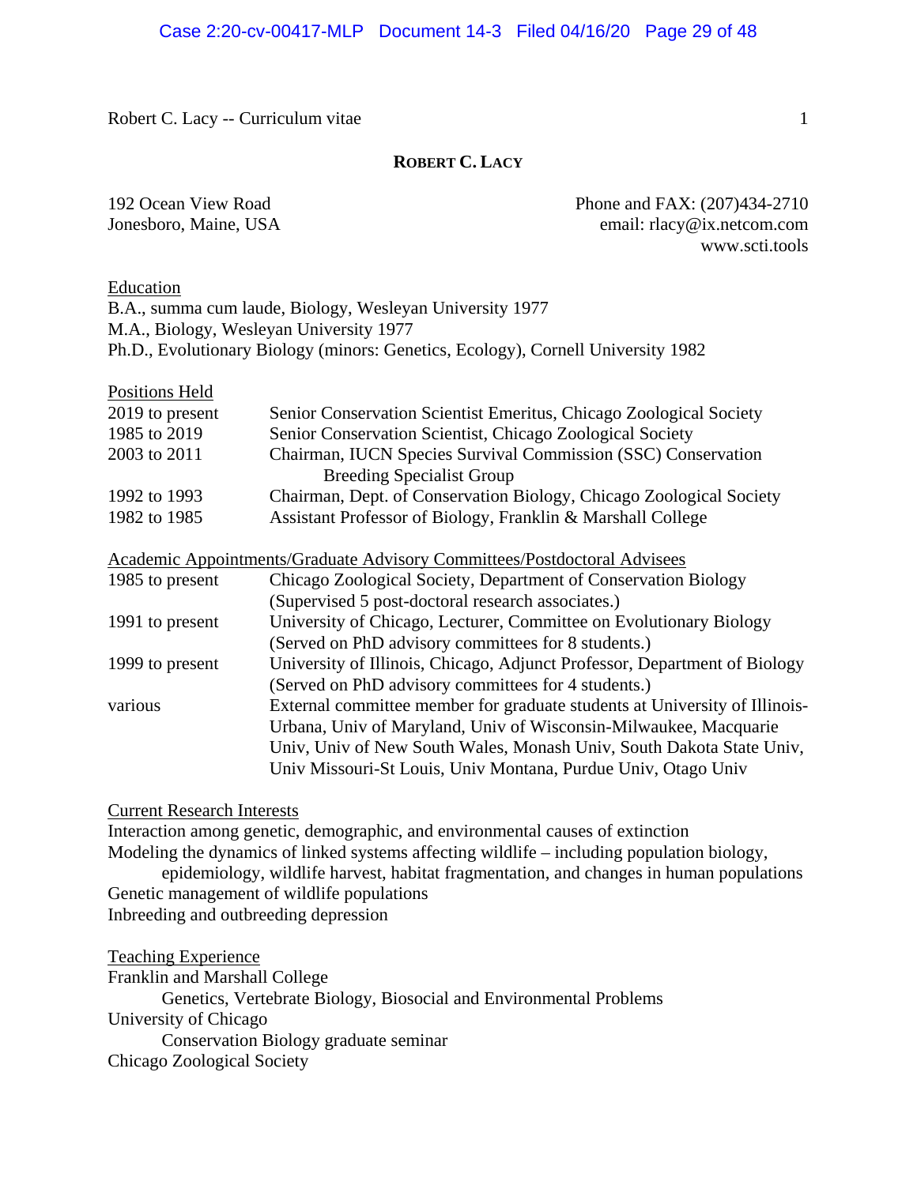# ROBERT C. LACY

192 Ocean View Road
Jonesboro, Maine, USA

Phone and FAX: (207)434-2710
email: rlacy@ix.netcom.com
www.scti.tools

## Education

B.A., summa cum laude, Biology, Wesleyan University 1977
M.A., Biology, Wesleyan University 1977
Ph.D., Evolutionary Biology (minors: Genetics, Ecology), Cornell University 1982

## Positions Held

| | |
|---|---|
| 2019 to present | Senior Conservation Scientist Emeritus, Chicago Zoological Society |
| 1985 to 2019 | Senior Conservation Scientist, Chicago Zoological Society |
| 2003 to 2011 | Chairman, IUCN Species Survival Commission (SSC) Conservation Breeding Specialist Group |
| 1992 to 1993 | Chairman, Dept. of Conservation Biology, Chicago Zoological Society |
| 1982 to 1985 | Assistant Professor of Biology, Franklin & Marshall College |

## Academic Appointments/Graduate Advisory Committees/Postdoctoral Advisees

| | |
|---|---|
| 1985 to present | Chicago Zoological Society, Department of Conservation Biology (Supervised 5 post-doctoral research associates.) |
| 1991 to present | University of Chicago, Lecturer, Committee on Evolutionary Biology (Served on PhD advisory committees for 8 students.) |
| 1999 to present | University of Illinois, Chicago, Adjunct Professor, Department of Biology (Served on PhD advisory committees for 4 students.) |
| various | External committee member for graduate students at University of Illinois-Urbana, Univ of Maryland, Univ of Wisconsin-Milwaukee, Macquarie Univ, Univ of New South Wales, Monash Univ, South Dakota State Univ, Univ Missouri-St Louis, Univ Montana, Purdue Univ, Otago Univ |

## Current Research Interests

Interaction among genetic, demographic, and environmental causes of extinction
Modeling the dynamics of linked systems affecting wildlife – including population biology, epidemiology, wildlife harvest, habitat fragmentation, and changes in human populations
Genetic management of wildlife populations
Inbreeding and outbreeding depression

## Teaching Experience

Franklin and Marshall College
- Genetics, Vertebrate Biology, Biosocial and Environmental Problems

University of Chicago
- Conservation Biology graduate seminar

Chicago Zoological Society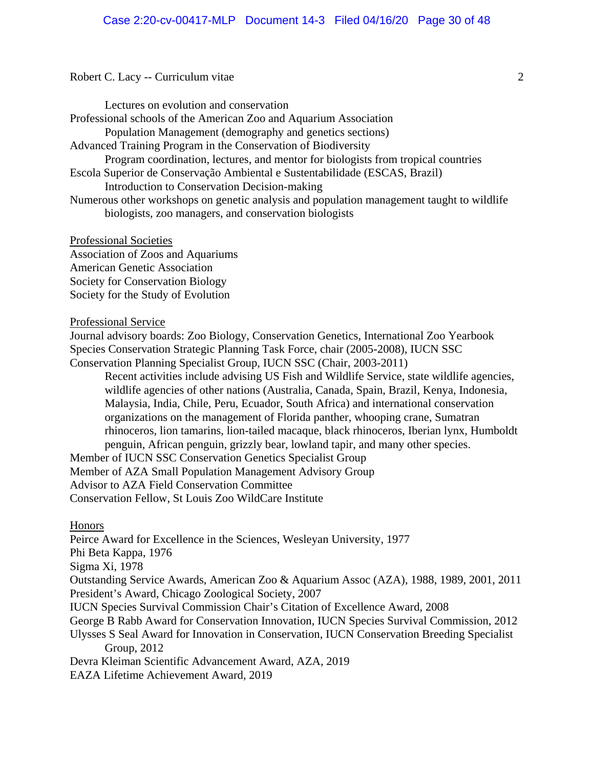Lectures on evolution and conservation

Professional schools of the American Zoo and Aquarium Association

Population Management (demography and genetics sections)

Advanced Training Program in the Conservation of Biodiversity

Program coordination, lectures, and mentor for biologists from tropical countries

Escola Superior de Conservação Ambiental e Sustentabilidade (ESCAS, Brazil)

Introduction to Conservation Decision-making

Numerous other workshops on genetic analysis and population management taught to wildlife biologists, zoo managers, and conservation biologists

## Professional Societies

Association of Zoos and Aquariums
American Genetic Association
Society for Conservation Biology
Society for the Study of Evolution

## Professional Service

Journal advisory boards: Zoo Biology, Conservation Genetics, International Zoo Yearbook

Species Conservation Strategic Planning Task Force, chair (2005-2008), IUCN SSC

Conservation Planning Specialist Group, IUCN SSC (Chair, 2003-2011)

Recent activities include advising US Fish and Wildlife Service, state wildlife agencies, wildlife agencies of other nations (Australia, Canada, Spain, Brazil, Kenya, Indonesia, Malaysia, India, Chile, Peru, Ecuador, South Africa) and international conservation organizations on the management of Florida panther, whooping crane, Sumatran rhinoceros, lion tamarins, lion-tailed macaque, black rhinoceros, Iberian lynx, Humboldt penguin, African penguin, grizzly bear, lowland tapir, and many other species.

Member of IUCN SSC Conservation Genetics Specialist Group

Member of AZA Small Population Management Advisory Group

Advisor to AZA Field Conservation Committee

Conservation Fellow, St Louis Zoo WildCare Institute

## Honors

Peirce Award for Excellence in the Sciences, Wesleyan University, 1977

Phi Beta Kappa, 1976

Sigma Xi, 1978

Outstanding Service Awards, American Zoo & Aquarium Assoc (AZA), 1988, 1989, 2001, 2011

President's Award, Chicago Zoological Society, 2007

IUCN Species Survival Commission Chair's Citation of Excellence Award, 2008

George B Rabb Award for Conservation Innovation, IUCN Species Survival Commission, 2012

Ulysses S Seal Award for Innovation in Conservation, IUCN Conservation Breeding Specialist Group, 2012

Devra Kleiman Scientific Advancement Award, AZA, 2019

EAZA Lifetime Achievement Award, 2019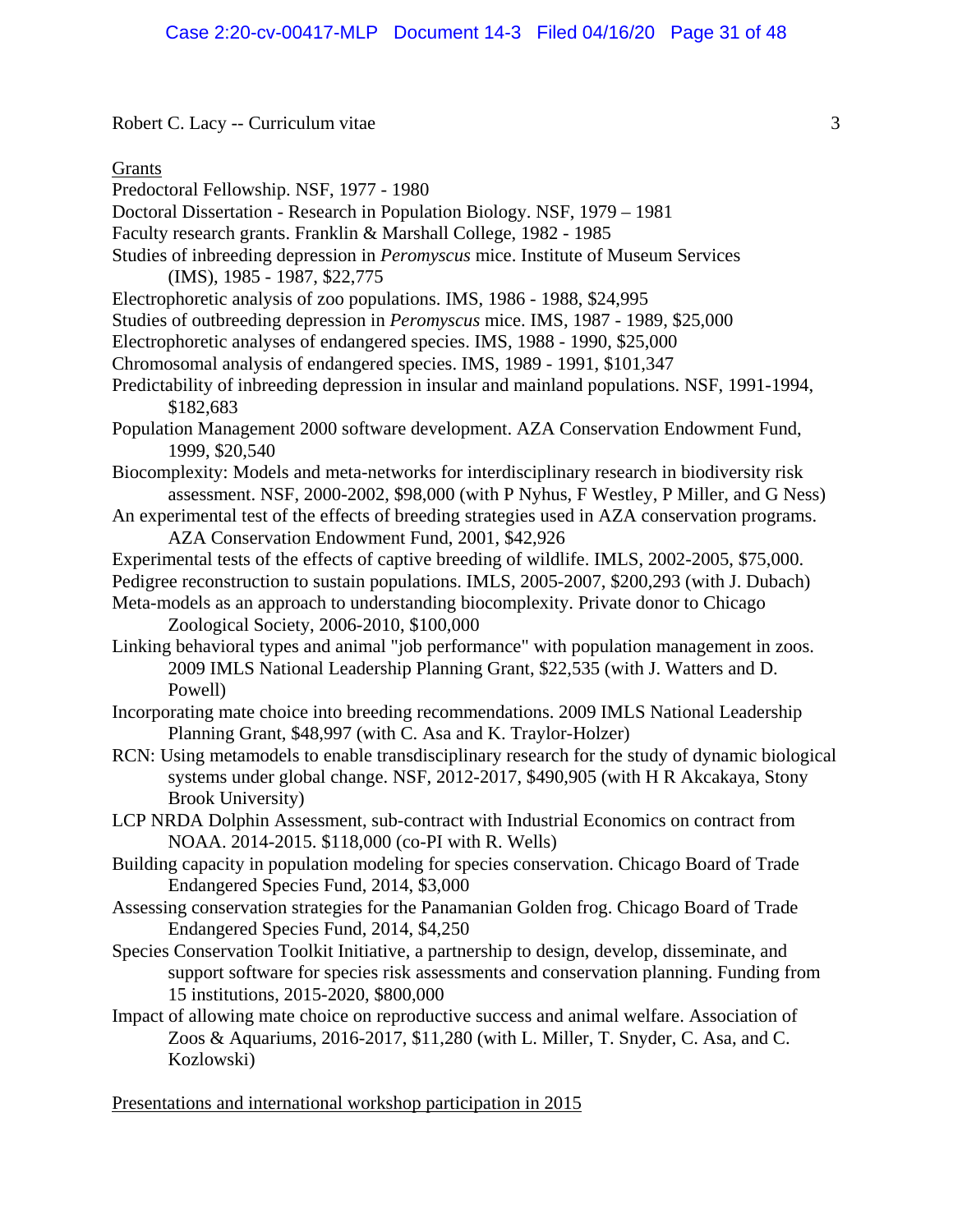Grants

Predoctoral Fellowship. NSF, 1977 - 1980

Doctoral Dissertation - Research in Population Biology. NSF, 1979 – 1981

Faculty research grants. Franklin & Marshall College, 1982 - 1985

Studies of inbreeding depression in *Peromyscus* mice. Institute of Museum Services (IMS), 1985 - 1987, $22,775

Electrophoretic analysis of zoo populations. IMS, 1986 - 1988, $24,995

Studies of outbreeding depression in *Peromyscus* mice. IMS, 1987 - 1989, $25,000

Electrophoretic analyses of endangered species. IMS, 1988 - 1990, $25,000

Chromosomal analysis of endangered species. IMS, 1989 - 1991, $101,347

Predictability of inbreeding depression in insular and mainland populations. NSF, 1991-1994, $182,683

Population Management 2000 software development. AZA Conservation Endowment Fund, 1999, $20,540

Biocomplexity: Models and meta-networks for interdisciplinary research in biodiversity risk assessment. NSF, 2000-2002, $98,000 (with P Nyhus, F Westley, P Miller, and G Ness)

An experimental test of the effects of breeding strategies used in AZA conservation programs. AZA Conservation Endowment Fund, 2001, $42,926

Experimental tests of the effects of captive breeding of wildlife. IMLS, 2002-2005, $75,000.

Pedigree reconstruction to sustain populations. IMLS, 2005-2007, $200,293 (with J. Dubach)

Meta-models as an approach to understanding biocomplexity. Private donor to Chicago Zoological Society, 2006-2010, $100,000

Linking behavioral types and animal "job performance" with population management in zoos. 2009 IMLS National Leadership Planning Grant, $22,535 (with J. Watters and D. Powell)

Incorporating mate choice into breeding recommendations. 2009 IMLS National Leadership Planning Grant, $48,997 (with C. Asa and K. Traylor-Holzer)

RCN: Using metamodels to enable transdisciplinary research for the study of dynamic biological systems under global change. NSF, 2012-2017, $490,905 (with H R Akcakaya, Stony Brook University)

LCP NRDA Dolphin Assessment, sub-contract with Industrial Economics on contract from NOAA. 2014-2015. $118,000 (co-PI with R. Wells)

Building capacity in population modeling for species conservation. Chicago Board of Trade Endangered Species Fund, 2014, $3,000

Assessing conservation strategies for the Panamanian Golden frog. Chicago Board of Trade Endangered Species Fund, 2014, $4,250

Species Conservation Toolkit Initiative, a partnership to design, develop, disseminate, and support software for species risk assessments and conservation planning. Funding from 15 institutions, 2015-2020, $800,000

Impact of allowing mate choice on reproductive success and animal welfare. Association of Zoos & Aquariums, 2016-2017, $11,280 (with L. Miller, T. Snyder, C. Asa, and C. Kozlowski)

Presentations and international workshop participation in 2015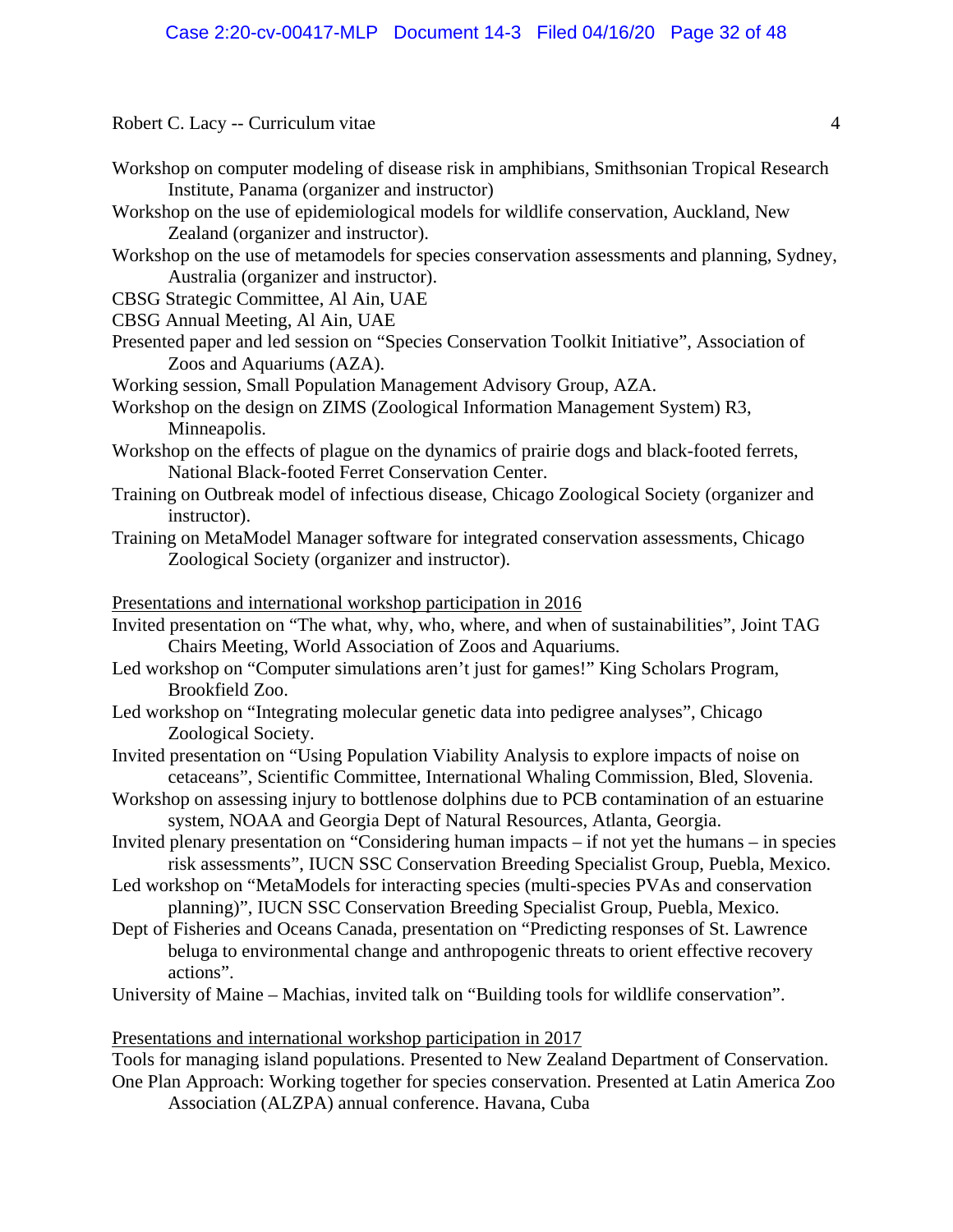Workshop on computer modeling of disease risk in amphibians, Smithsonian Tropical Research Institute, Panama (organizer and instructor)

Workshop on the use of epidemiological models for wildlife conservation, Auckland, New Zealand (organizer and instructor).

Workshop on the use of metamodels for species conservation assessments and planning, Sydney, Australia (organizer and instructor).

CBSG Strategic Committee, Al Ain, UAE

CBSG Annual Meeting, Al Ain, UAE

Presented paper and led session on "Species Conservation Toolkit Initiative", Association of Zoos and Aquariums (AZA).

Working session, Small Population Management Advisory Group, AZA.

Workshop on the design on ZIMS (Zoological Information Management System) R3, Minneapolis.

Workshop on the effects of plague on the dynamics of prairie dogs and black-footed ferrets, National Black-footed Ferret Conservation Center.

Training on Outbreak model of infectious disease, Chicago Zoological Society (organizer and instructor).

Training on MetaModel Manager software for integrated conservation assessments, Chicago Zoological Society (organizer and instructor).

Presentations and international workshop participation in 2016

Invited presentation on "The what, why, who, where, and when of sustainabilities", Joint TAG Chairs Meeting, World Association of Zoos and Aquariums.

Led workshop on "Computer simulations aren't just for games!" King Scholars Program, Brookfield Zoo.

Led workshop on "Integrating molecular genetic data into pedigree analyses", Chicago Zoological Society.

Invited presentation on "Using Population Viability Analysis to explore impacts of noise on cetaceans", Scientific Committee, International Whaling Commission, Bled, Slovenia.

Workshop on assessing injury to bottlenose dolphins due to PCB contamination of an estuarine system, NOAA and Georgia Dept of Natural Resources, Atlanta, Georgia.

Invited plenary presentation on "Considering human impacts – if not yet the humans – in species risk assessments", IUCN SSC Conservation Breeding Specialist Group, Puebla, Mexico.

Led workshop on "MetaModels for interacting species (multi-species PVAs and conservation planning)", IUCN SSC Conservation Breeding Specialist Group, Puebla, Mexico.

Dept of Fisheries and Oceans Canada, presentation on "Predicting responses of St. Lawrence beluga to environmental change and anthropogenic threats to orient effective recovery actions".

University of Maine – Machias, invited talk on "Building tools for wildlife conservation".

Presentations and international workshop participation in 2017

Tools for managing island populations. Presented to New Zealand Department of Conservation.

One Plan Approach: Working together for species conservation. Presented at Latin America Zoo Association (ALZPA) annual conference. Havana, Cuba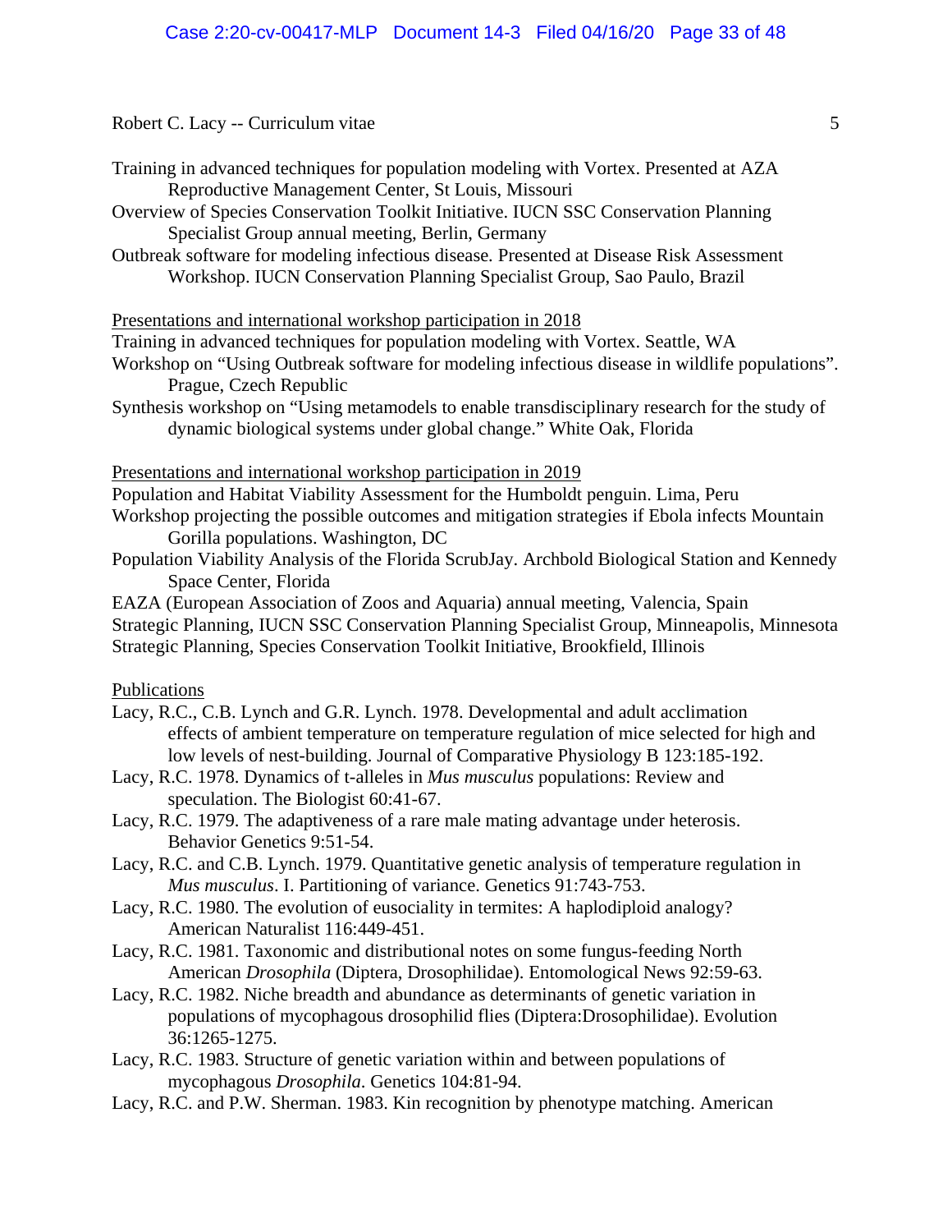Training in advanced techniques for population modeling with Vortex. Presented at AZA Reproductive Management Center, St Louis, Missouri

Overview of Species Conservation Toolkit Initiative. IUCN SSC Conservation Planning Specialist Group annual meeting, Berlin, Germany

Outbreak software for modeling infectious disease. Presented at Disease Risk Assessment Workshop. IUCN Conservation Planning Specialist Group, Sao Paulo, Brazil

<u>Presentations and international workshop participation in 2018</u>

Training in advanced techniques for population modeling with Vortex. Seattle, WA

Workshop on "Using Outbreak software for modeling infectious disease in wildlife populations". Prague, Czech Republic

Synthesis workshop on "Using metamodels to enable transdisciplinary research for the study of dynamic biological systems under global change." White Oak, Florida

<u>Presentations and international workshop participation in 2019</u>

Population and Habitat Viability Assessment for the Humboldt penguin. Lima, Peru

Workshop projecting the possible outcomes and mitigation strategies if Ebola infects Mountain Gorilla populations. Washington, DC

Population Viability Analysis of the Florida ScrubJay. Archbold Biological Station and Kennedy Space Center, Florida

EAZA (European Association of Zoos and Aquaria) annual meeting, Valencia, Spain

Strategic Planning, IUCN SSC Conservation Planning Specialist Group, Minneapolis, Minnesota

Strategic Planning, Species Conservation Toolkit Initiative, Brookfield, Illinois

<u>Publications</u>

Lacy, R.C., C.B. Lynch and G.R. Lynch. 1978. Developmental and adult acclimation effects of ambient temperature on temperature regulation of mice selected for high and low levels of nest-building. Journal of Comparative Physiology B 123:185-192.

Lacy, R.C. 1978. Dynamics of t-alleles in *Mus musculus* populations: Review and speculation. The Biologist 60:41-67.

Lacy, R.C. 1979. The adaptiveness of a rare male mating advantage under heterosis. Behavior Genetics 9:51-54.

Lacy, R.C. and C.B. Lynch. 1979. Quantitative genetic analysis of temperature regulation in *Mus musculus*. I. Partitioning of variance. Genetics 91:743-753.

Lacy, R.C. 1980. The evolution of eusociality in termites: A haplodiploid analogy? American Naturalist 116:449-451.

Lacy, R.C. 1981. Taxonomic and distributional notes on some fungus-feeding North American *Drosophila* (Diptera, Drosophilidae). Entomological News 92:59-63.

Lacy, R.C. 1982. Niche breadth and abundance as determinants of genetic variation in populations of mycophagous drosophilid flies (Diptera:Drosophilidae). Evolution 36:1265-1275.

Lacy, R.C. 1983. Structure of genetic variation within and between populations of mycophagous *Drosophila*. Genetics 104:81-94.

Lacy, R.C. and P.W. Sherman. 1983. Kin recognition by phenotype matching. American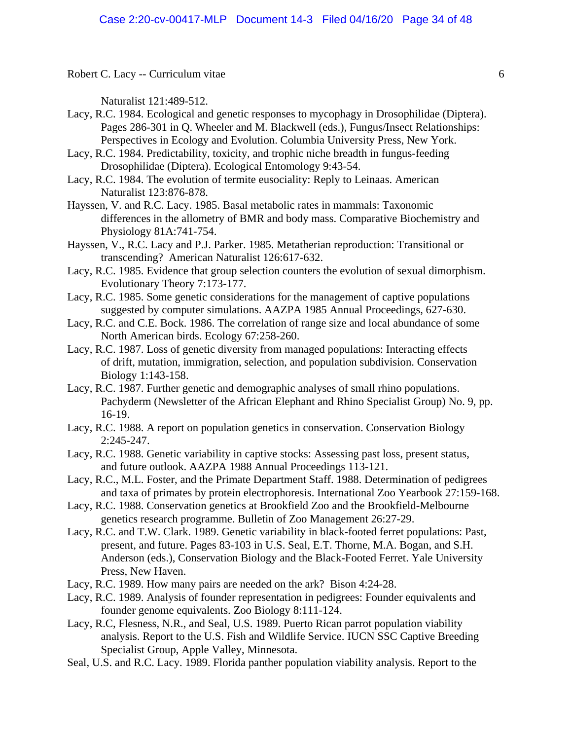Naturalist 121:489-512.

Lacy, R.C. 1984. Ecological and genetic responses to mycophagy in Drosophilidae (Diptera). Pages 286-301 in Q. Wheeler and M. Blackwell (eds.), Fungus/Insect Relationships: Perspectives in Ecology and Evolution. Columbia University Press, New York.

Lacy, R.C. 1984. Predictability, toxicity, and trophic niche breadth in fungus-feeding Drosophilidae (Diptera). Ecological Entomology 9:43-54.

Lacy, R.C. 1984. The evolution of termite eusociality: Reply to Leinaas. American Naturalist 123:876-878.

Hayssen, V. and R.C. Lacy. 1985. Basal metabolic rates in mammals: Taxonomic differences in the allometry of BMR and body mass. Comparative Biochemistry and Physiology 81A:741-754.

Hayssen, V., R.C. Lacy and P.J. Parker. 1985. Metatherian reproduction: Transitional or transcending? American Naturalist 126:617-632.

Lacy, R.C. 1985. Evidence that group selection counters the evolution of sexual dimorphism. Evolutionary Theory 7:173-177.

Lacy, R.C. 1985. Some genetic considerations for the management of captive populations suggested by computer simulations. AAZPA 1985 Annual Proceedings, 627-630.

Lacy, R.C. and C.E. Bock. 1986. The correlation of range size and local abundance of some North American birds. Ecology 67:258-260.

Lacy, R.C. 1987. Loss of genetic diversity from managed populations: Interacting effects of drift, mutation, immigration, selection, and population subdivision. Conservation Biology 1:143-158.

Lacy, R.C. 1987. Further genetic and demographic analyses of small rhino populations. Pachyderm (Newsletter of the African Elephant and Rhino Specialist Group) No. 9, pp. 16-19.

Lacy, R.C. 1988. A report on population genetics in conservation. Conservation Biology 2:245-247.

Lacy, R.C. 1988. Genetic variability in captive stocks: Assessing past loss, present status, and future outlook. AAZPA 1988 Annual Proceedings 113-121.

Lacy, R.C., M.L. Foster, and the Primate Department Staff. 1988. Determination of pedigrees and taxa of primates by protein electrophoresis. International Zoo Yearbook 27:159-168.

Lacy, R.C. 1988. Conservation genetics at Brookfield Zoo and the Brookfield-Melbourne genetics research programme. Bulletin of Zoo Management 26:27-29.

Lacy, R.C. and T.W. Clark. 1989. Genetic variability in black-footed ferret populations: Past, present, and future. Pages 83-103 in U.S. Seal, E.T. Thorne, M.A. Bogan, and S.H. Anderson (eds.), Conservation Biology and the Black-Footed Ferret. Yale University Press, New Haven.

Lacy, R.C. 1989. How many pairs are needed on the ark? Bison 4:24-28.

Lacy, R.C. 1989. Analysis of founder representation in pedigrees: Founder equivalents and founder genome equivalents. Zoo Biology 8:111-124.

Lacy, R.C, Flesness, N.R., and Seal, U.S. 1989. Puerto Rican parrot population viability analysis. Report to the U.S. Fish and Wildlife Service. IUCN SSC Captive Breeding Specialist Group, Apple Valley, Minnesota.

Seal, U.S. and R.C. Lacy. 1989. Florida panther population viability analysis. Report to the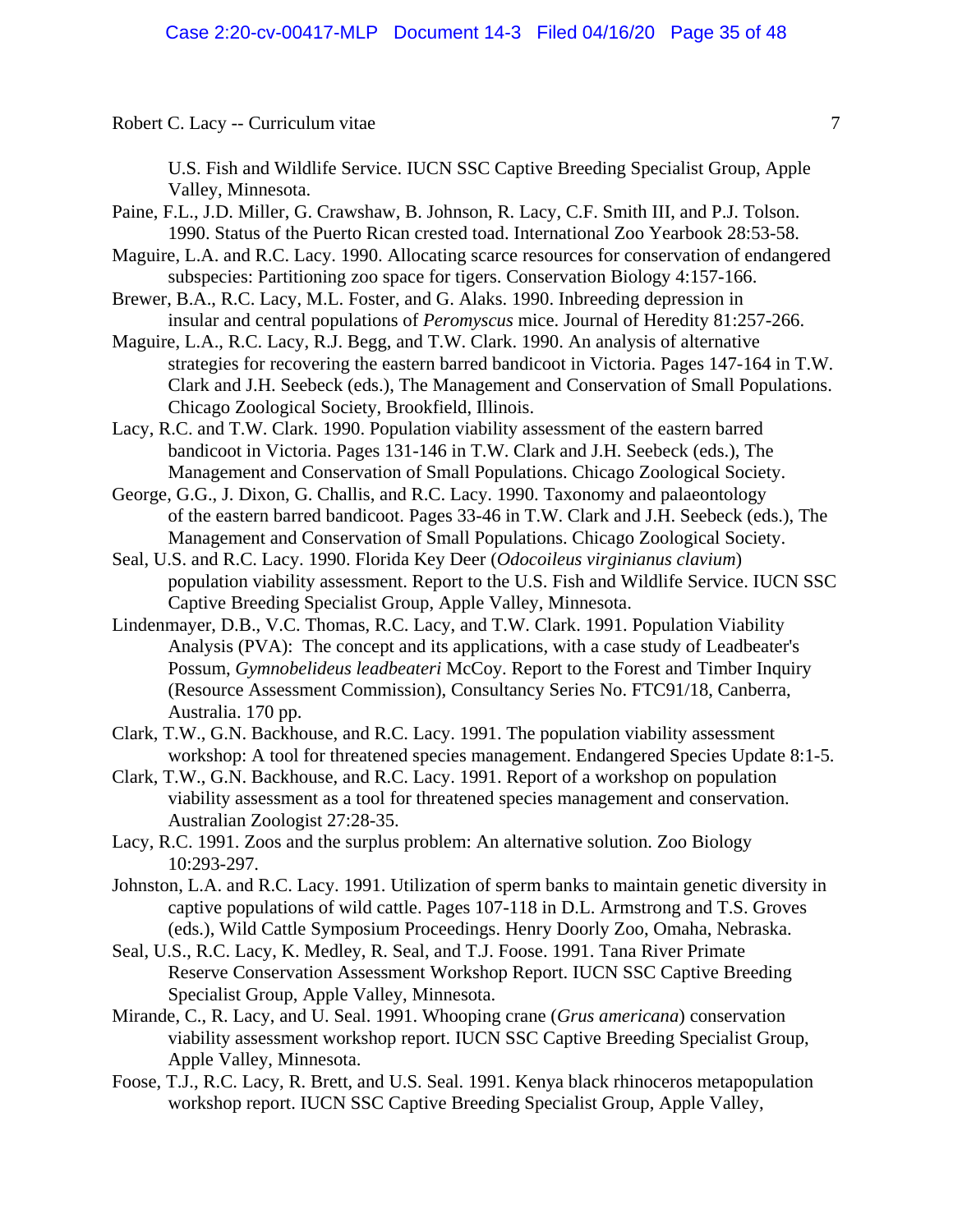U.S. Fish and Wildlife Service. IUCN SSC Captive Breeding Specialist Group, Apple Valley, Minnesota.

Paine, F.L., J.D. Miller, G. Crawshaw, B. Johnson, R. Lacy, C.F. Smith III, and P.J. Tolson. 1990. Status of the Puerto Rican crested toad. International Zoo Yearbook 28:53-58.

Maguire, L.A. and R.C. Lacy. 1990. Allocating scarce resources for conservation of endangered subspecies: Partitioning zoo space for tigers. Conservation Biology 4:157-166.

Brewer, B.A., R.C. Lacy, M.L. Foster, and G. Alaks. 1990. Inbreeding depression in insular and central populations of *Peromyscus* mice. Journal of Heredity 81:257-266.

Maguire, L.A., R.C. Lacy, R.J. Begg, and T.W. Clark. 1990. An analysis of alternative strategies for recovering the eastern barred bandicoot in Victoria. Pages 147-164 in T.W. Clark and J.H. Seebeck (eds.), The Management and Conservation of Small Populations. Chicago Zoological Society, Brookfield, Illinois.

Lacy, R.C. and T.W. Clark. 1990. Population viability assessment of the eastern barred bandicoot in Victoria. Pages 131-146 in T.W. Clark and J.H. Seebeck (eds.), The Management and Conservation of Small Populations. Chicago Zoological Society.

George, G.G., J. Dixon, G. Challis, and R.C. Lacy. 1990. Taxonomy and palaeontology of the eastern barred bandicoot. Pages 33-46 in T.W. Clark and J.H. Seebeck (eds.), The Management and Conservation of Small Populations. Chicago Zoological Society.

Seal, U.S. and R.C. Lacy. 1990. Florida Key Deer (*Odocoileus virginianus clavium*) population viability assessment. Report to the U.S. Fish and Wildlife Service. IUCN SSC Captive Breeding Specialist Group, Apple Valley, Minnesota.

Lindenmayer, D.B., V.C. Thomas, R.C. Lacy, and T.W. Clark. 1991. Population Viability Analysis (PVA): The concept and its applications, with a case study of Leadbeater's Possum, *Gymnobelideus leadbeateri* McCoy. Report to the Forest and Timber Inquiry (Resource Assessment Commission), Consultancy Series No. FTC91/18, Canberra, Australia. 170 pp.

Clark, T.W., G.N. Backhouse, and R.C. Lacy. 1991. The population viability assessment workshop: A tool for threatened species management. Endangered Species Update 8:1-5.

Clark, T.W., G.N. Backhouse, and R.C. Lacy. 1991. Report of a workshop on population viability assessment as a tool for threatened species management and conservation. Australian Zoologist 27:28-35.

Lacy, R.C. 1991. Zoos and the surplus problem: An alternative solution. Zoo Biology 10:293-297.

Johnston, L.A. and R.C. Lacy. 1991. Utilization of sperm banks to maintain genetic diversity in captive populations of wild cattle. Pages 107-118 in D.L. Armstrong and T.S. Groves (eds.), Wild Cattle Symposium Proceedings. Henry Doorly Zoo, Omaha, Nebraska.

Seal, U.S., R.C. Lacy, K. Medley, R. Seal, and T.J. Foose. 1991. Tana River Primate Reserve Conservation Assessment Workshop Report. IUCN SSC Captive Breeding Specialist Group, Apple Valley, Minnesota.

Mirande, C., R. Lacy, and U. Seal. 1991. Whooping crane (*Grus americana*) conservation viability assessment workshop report. IUCN SSC Captive Breeding Specialist Group, Apple Valley, Minnesota.

Foose, T.J., R.C. Lacy, R. Brett, and U.S. Seal. 1991. Kenya black rhinoceros metapopulation workshop report. IUCN SSC Captive Breeding Specialist Group, Apple Valley,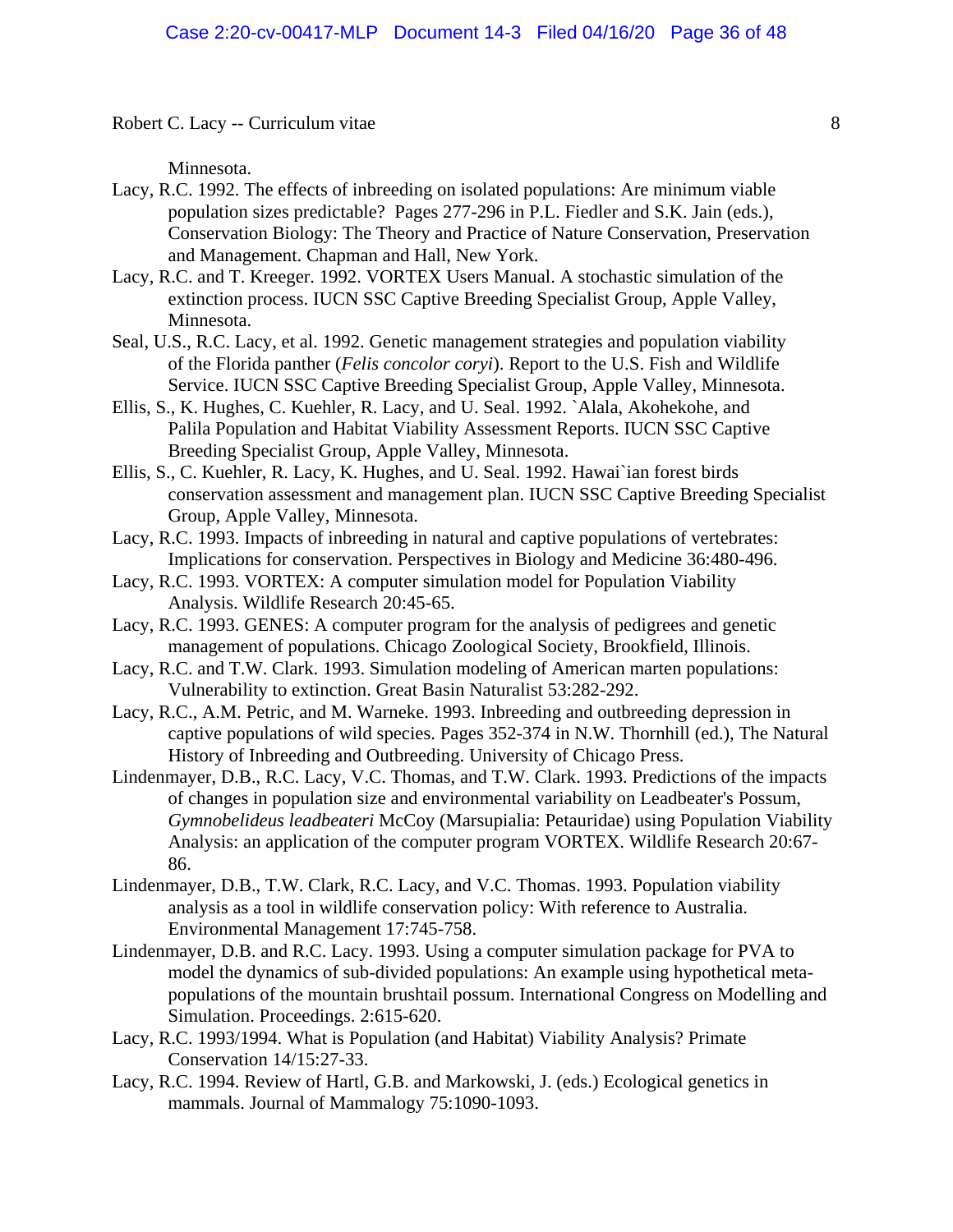Minnesota.

Lacy, R.C. 1992. The effects of inbreeding on isolated populations: Are minimum viable population sizes predictable? Pages 277-296 in P.L. Fiedler and S.K. Jain (eds.), Conservation Biology: The Theory and Practice of Nature Conservation, Preservation and Management. Chapman and Hall, New York.

Lacy, R.C. and T. Kreeger. 1992. VORTEX Users Manual. A stochastic simulation of the extinction process. IUCN SSC Captive Breeding Specialist Group, Apple Valley, Minnesota.

Seal, U.S., R.C. Lacy, et al. 1992. Genetic management strategies and population viability of the Florida panther (*Felis concolor coryi*). Report to the U.S. Fish and Wildlife Service. IUCN SSC Captive Breeding Specialist Group, Apple Valley, Minnesota.

Ellis, S., K. Hughes, C. Kuehler, R. Lacy, and U. Seal. 1992. `Alala, Akohekohe, and Palila Population and Habitat Viability Assessment Reports. IUCN SSC Captive Breeding Specialist Group, Apple Valley, Minnesota.

Ellis, S., C. Kuehler, R. Lacy, K. Hughes, and U. Seal. 1992. Hawai`ian forest birds conservation assessment and management plan. IUCN SSC Captive Breeding Specialist Group, Apple Valley, Minnesota.

Lacy, R.C. 1993. Impacts of inbreeding in natural and captive populations of vertebrates: Implications for conservation. Perspectives in Biology and Medicine 36:480-496.

Lacy, R.C. 1993. VORTEX: A computer simulation model for Population Viability Analysis. Wildlife Research 20:45-65.

Lacy, R.C. 1993. GENES: A computer program for the analysis of pedigrees and genetic management of populations. Chicago Zoological Society, Brookfield, Illinois.

Lacy, R.C. and T.W. Clark. 1993. Simulation modeling of American marten populations: Vulnerability to extinction. Great Basin Naturalist 53:282-292.

Lacy, R.C., A.M. Petric, and M. Warneke. 1993. Inbreeding and outbreeding depression in captive populations of wild species. Pages 352-374 in N.W. Thornhill (ed.), The Natural History of Inbreeding and Outbreeding. University of Chicago Press.

Lindenmayer, D.B., R.C. Lacy, V.C. Thomas, and T.W. Clark. 1993. Predictions of the impacts of changes in population size and environmental variability on Leadbeater's Possum, *Gymnobelideus leadbeateri* McCoy (Marsupialia: Petauridae) using Population Viability Analysis: an application of the computer program VORTEX. Wildlife Research 20:67-86.

Lindenmayer, D.B., T.W. Clark, R.C. Lacy, and V.C. Thomas. 1993. Population viability analysis as a tool in wildlife conservation policy: With reference to Australia. Environmental Management 17:745-758.

Lindenmayer, D.B. and R.C. Lacy. 1993. Using a computer simulation package for PVA to model the dynamics of sub-divided populations: An example using hypothetical meta-populations of the mountain brushtail possum. International Congress on Modelling and Simulation. Proceedings. 2:615-620.

Lacy, R.C. 1993/1994. What is Population (and Habitat) Viability Analysis? Primate Conservation 14/15:27-33.

Lacy, R.C. 1994. Review of Hartl, G.B. and Markowski, J. (eds.) Ecological genetics in mammals. Journal of Mammalogy 75:1090-1093.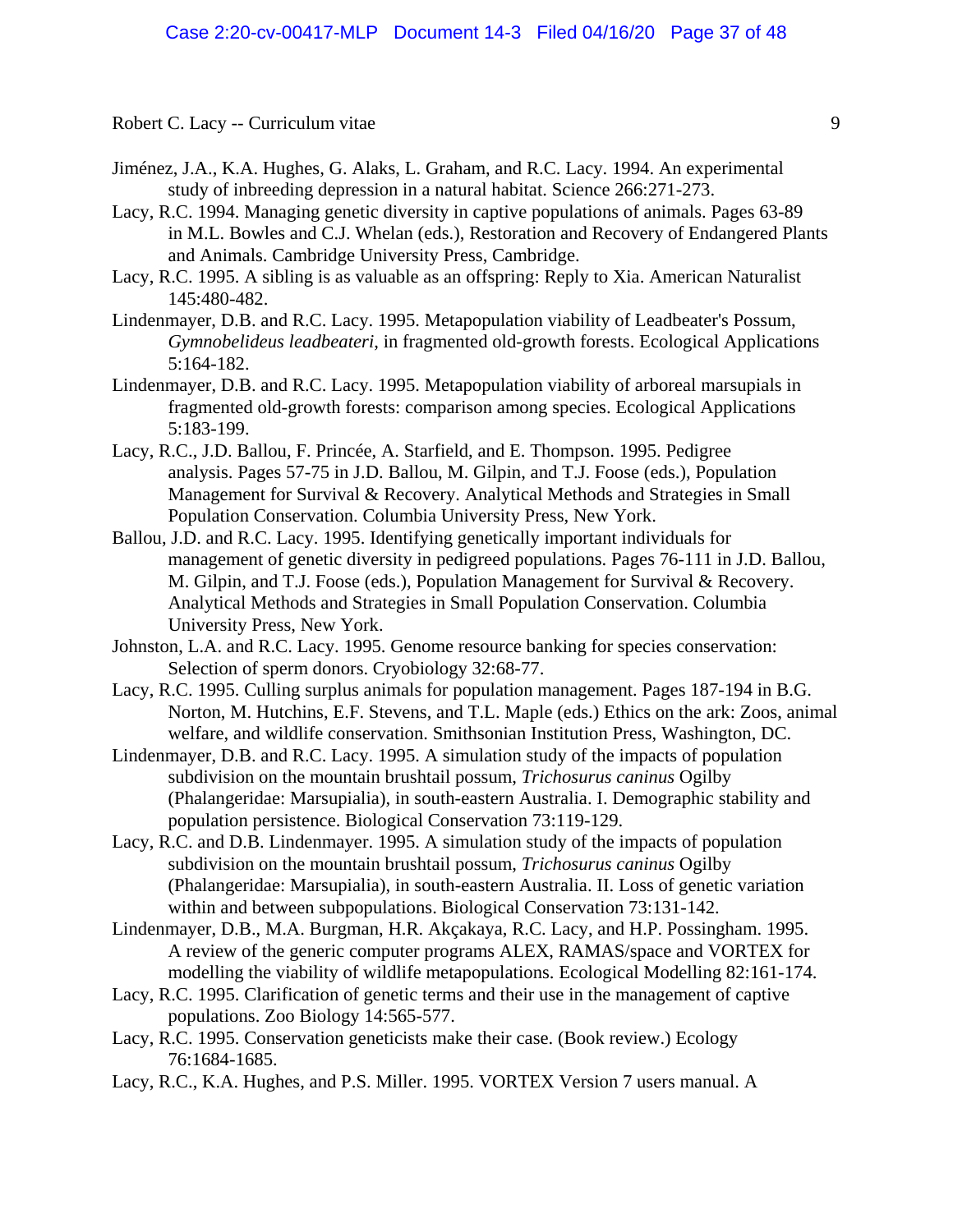Jiménez, J.A., K.A. Hughes, G. Alaks, L. Graham, and R.C. Lacy. 1994. An experimental study of inbreeding depression in a natural habitat. Science 266:271-273.

Lacy, R.C. 1994. Managing genetic diversity in captive populations of animals. Pages 63-89 in M.L. Bowles and C.J. Whelan (eds.), Restoration and Recovery of Endangered Plants and Animals. Cambridge University Press, Cambridge.

Lacy, R.C. 1995. A sibling is as valuable as an offspring: Reply to Xia. American Naturalist 145:480-482.

Lindenmayer, D.B. and R.C. Lacy. 1995. Metapopulation viability of Leadbeater's Possum, *Gymnobelideus leadbeateri*, in fragmented old-growth forests. Ecological Applications 5:164-182.

Lindenmayer, D.B. and R.C. Lacy. 1995. Metapopulation viability of arboreal marsupials in fragmented old-growth forests: comparison among species. Ecological Applications 5:183-199.

Lacy, R.C., J.D. Ballou, F. Princée, A. Starfield, and E. Thompson. 1995. Pedigree analysis. Pages 57-75 in J.D. Ballou, M. Gilpin, and T.J. Foose (eds.), Population Management for Survival & Recovery. Analytical Methods and Strategies in Small Population Conservation. Columbia University Press, New York.

Ballou, J.D. and R.C. Lacy. 1995. Identifying genetically important individuals for management of genetic diversity in pedigreed populations. Pages 76-111 in J.D. Ballou, M. Gilpin, and T.J. Foose (eds.), Population Management for Survival & Recovery. Analytical Methods and Strategies in Small Population Conservation. Columbia University Press, New York.

Johnston, L.A. and R.C. Lacy. 1995. Genome resource banking for species conservation: Selection of sperm donors. Cryobiology 32:68-77.

Lacy, R.C. 1995. Culling surplus animals for population management. Pages 187-194 in B.G. Norton, M. Hutchins, E.F. Stevens, and T.L. Maple (eds.) Ethics on the ark: Zoos, animal welfare, and wildlife conservation. Smithsonian Institution Press, Washington, DC.

Lindenmayer, D.B. and R.C. Lacy. 1995. A simulation study of the impacts of population subdivision on the mountain brushtail possum, *Trichosurus caninus* Ogilby (Phalangeridae: Marsupialia), in south-eastern Australia. I. Demographic stability and population persistence. Biological Conservation 73:119-129.

Lacy, R.C. and D.B. Lindenmayer. 1995. A simulation study of the impacts of population subdivision on the mountain brushtail possum, *Trichosurus caninus* Ogilby (Phalangeridae: Marsupialia), in south-eastern Australia. II. Loss of genetic variation within and between subpopulations. Biological Conservation 73:131-142.

Lindenmayer, D.B., M.A. Burgman, H.R. Akçakaya, R.C. Lacy, and H.P. Possingham. 1995. A review of the generic computer programs ALEX, RAMAS/space and VORTEX for modelling the viability of wildlife metapopulations. Ecological Modelling 82:161-174.

Lacy, R.C. 1995. Clarification of genetic terms and their use in the management of captive populations. Zoo Biology 14:565-577.

Lacy, R.C. 1995. Conservation geneticists make their case. (Book review.) Ecology 76:1684-1685.

Lacy, R.C., K.A. Hughes, and P.S. Miller. 1995. VORTEX Version 7 users manual. A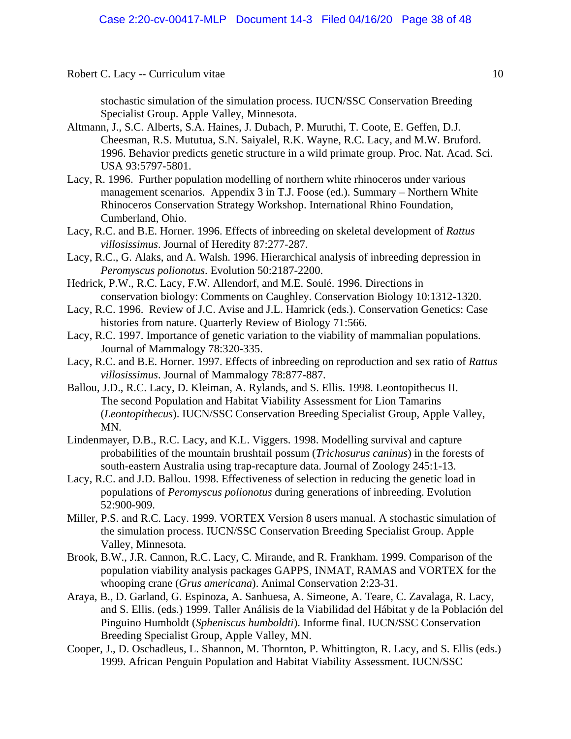stochastic simulation of the simulation process. IUCN/SSC Conservation Breeding Specialist Group. Apple Valley, Minnesota.

Altmann, J., S.C. Alberts, S.A. Haines, J. Dubach, P. Muruthi, T. Coote, E. Geffen, D.J. Cheesman, R.S. Mututua, S.N. Saiyalel, R.K. Wayne, R.C. Lacy, and M.W. Bruford. 1996. Behavior predicts genetic structure in a wild primate group. Proc. Nat. Acad. Sci. USA 93:5797-5801.

Lacy, R. 1996. Further population modelling of northern white rhinoceros under various management scenarios. Appendix 3 in T.J. Foose (ed.). Summary – Northern White Rhinoceros Conservation Strategy Workshop. International Rhino Foundation, Cumberland, Ohio.

Lacy, R.C. and B.E. Horner. 1996. Effects of inbreeding on skeletal development of *Rattus villosissimus*. Journal of Heredity 87:277-287.

Lacy, R.C., G. Alaks, and A. Walsh. 1996. Hierarchical analysis of inbreeding depression in *Peromyscus polionotus*. Evolution 50:2187-2200.

Hedrick, P.W., R.C. Lacy, F.W. Allendorf, and M.E. Soulé. 1996. Directions in conservation biology: Comments on Caughley. Conservation Biology 10:1312-1320.

Lacy, R.C. 1996. Review of J.C. Avise and J.L. Hamrick (eds.). Conservation Genetics: Case histories from nature. Quarterly Review of Biology 71:566.

Lacy, R.C. 1997. Importance of genetic variation to the viability of mammalian populations. Journal of Mammalogy 78:320-335.

Lacy, R.C. and B.E. Horner. 1997. Effects of inbreeding on reproduction and sex ratio of *Rattus villosissimus*. Journal of Mammalogy 78:877-887.

Ballou, J.D., R.C. Lacy, D. Kleiman, A. Rylands, and S. Ellis. 1998. Leontopithecus II. The second Population and Habitat Viability Assessment for Lion Tamarins (*Leontopithecus*). IUCN/SSC Conservation Breeding Specialist Group, Apple Valley, MN.

Lindenmayer, D.B., R.C. Lacy, and K.L. Viggers. 1998. Modelling survival and capture probabilities of the mountain brushtail possum (*Trichosurus caninus*) in the forests of south-eastern Australia using trap-recapture data. Journal of Zoology 245:1-13.

Lacy, R.C. and J.D. Ballou. 1998. Effectiveness of selection in reducing the genetic load in populations of *Peromyscus polionotus* during generations of inbreeding. Evolution 52:900-909.

Miller, P.S. and R.C. Lacy. 1999. VORTEX Version 8 users manual. A stochastic simulation of the simulation process. IUCN/SSC Conservation Breeding Specialist Group. Apple Valley, Minnesota.

Brook, B.W., J.R. Cannon, R.C. Lacy, C. Mirande, and R. Frankham. 1999. Comparison of the population viability analysis packages GAPPS, INMAT, RAMAS and VORTEX for the whooping crane (*Grus americana*). Animal Conservation 2:23-31.

Araya, B., D. Garland, G. Espinoza, A. Sanhuesa, A. Simeone, A. Teare, C. Zavalaga, R. Lacy, and S. Ellis. (eds.) 1999. Taller Análisis de la Viabilidad del Hábitat y de la Población del Pinguino Humboldt (*Spheniscus humboldti*). Informe final. IUCN/SSC Conservation Breeding Specialist Group, Apple Valley, MN.

Cooper, J., D. Oschadleus, L. Shannon, M. Thornton, P. Whittington, R. Lacy, and S. Ellis (eds.) 1999. African Penguin Population and Habitat Viability Assessment. IUCN/SSC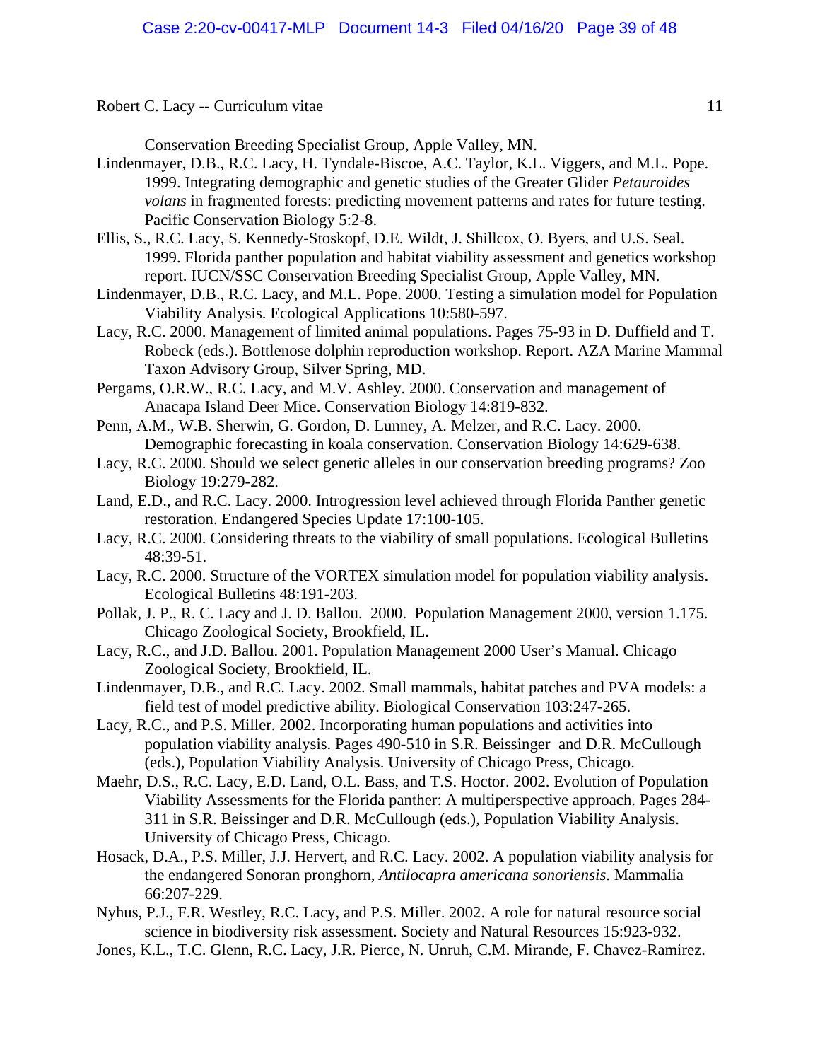Conservation Breeding Specialist Group, Apple Valley, MN.

Lindenmayer, D.B., R.C. Lacy, H. Tyndale-Biscoe, A.C. Taylor, K.L. Viggers, and M.L. Pope. 1999. Integrating demographic and genetic studies of the Greater Glider *Petauroides volans* in fragmented forests: predicting movement patterns and rates for future testing. Pacific Conservation Biology 5:2-8.

Ellis, S., R.C. Lacy, S. Kennedy-Stoskopf, D.E. Wildt, J. Shillcox, O. Byers, and U.S. Seal. 1999. Florida panther population and habitat viability assessment and genetics workshop report. IUCN/SSC Conservation Breeding Specialist Group, Apple Valley, MN.

Lindenmayer, D.B., R.C. Lacy, and M.L. Pope. 2000. Testing a simulation model for Population Viability Analysis. Ecological Applications 10:580-597.

Lacy, R.C. 2000. Management of limited animal populations. Pages 75-93 in D. Duffield and T. Robeck (eds.). Bottlenose dolphin reproduction workshop. Report. AZA Marine Mammal Taxon Advisory Group, Silver Spring, MD.

Pergams, O.R.W., R.C. Lacy, and M.V. Ashley. 2000. Conservation and management of Anacapa Island Deer Mice. Conservation Biology 14:819-832.

Penn, A.M., W.B. Sherwin, G. Gordon, D. Lunney, A. Melzer, and R.C. Lacy. 2000. Demographic forecasting in koala conservation. Conservation Biology 14:629-638.

Lacy, R.C. 2000. Should we select genetic alleles in our conservation breeding programs? Zoo Biology 19:279-282.

Land, E.D., and R.C. Lacy. 2000. Introgression level achieved through Florida Panther genetic restoration. Endangered Species Update 17:100-105.

Lacy, R.C. 2000. Considering threats to the viability of small populations. Ecological Bulletins 48:39-51.

Lacy, R.C. 2000. Structure of the VORTEX simulation model for population viability analysis. Ecological Bulletins 48:191-203.

Pollak, J. P., R. C. Lacy and J. D. Ballou. 2000. Population Management 2000, version 1.175. Chicago Zoological Society, Brookfield, IL.

Lacy, R.C., and J.D. Ballou. 2001. Population Management 2000 User's Manual. Chicago Zoological Society, Brookfield, IL.

Lindenmayer, D.B., and R.C. Lacy. 2002. Small mammals, habitat patches and PVA models: a field test of model predictive ability. Biological Conservation 103:247-265.

Lacy, R.C., and P.S. Miller. 2002. Incorporating human populations and activities into population viability analysis. Pages 490-510 in S.R. Beissinger and D.R. McCullough (eds.), Population Viability Analysis. University of Chicago Press, Chicago.

Maehr, D.S., R.C. Lacy, E.D. Land, O.L. Bass, and T.S. Hoctor. 2002. Evolution of Population Viability Assessments for the Florida panther: A multiperspective approach. Pages 284-311 in S.R. Beissinger and D.R. McCullough (eds.), Population Viability Analysis. University of Chicago Press, Chicago.

Hosack, D.A., P.S. Miller, J.J. Hervert, and R.C. Lacy. 2002. A population viability analysis for the endangered Sonoran pronghorn, *Antilocapra americana sonoriensis*. Mammalia 66:207-229.

Nyhus, P.J., F.R. Westley, R.C. Lacy, and P.S. Miller. 2002. A role for natural resource social science in biodiversity risk assessment. Society and Natural Resources 15:923-932.

Jones, K.L., T.C. Glenn, R.C. Lacy, J.R. Pierce, N. Unruh, C.M. Mirande, F. Chavez-Ramirez.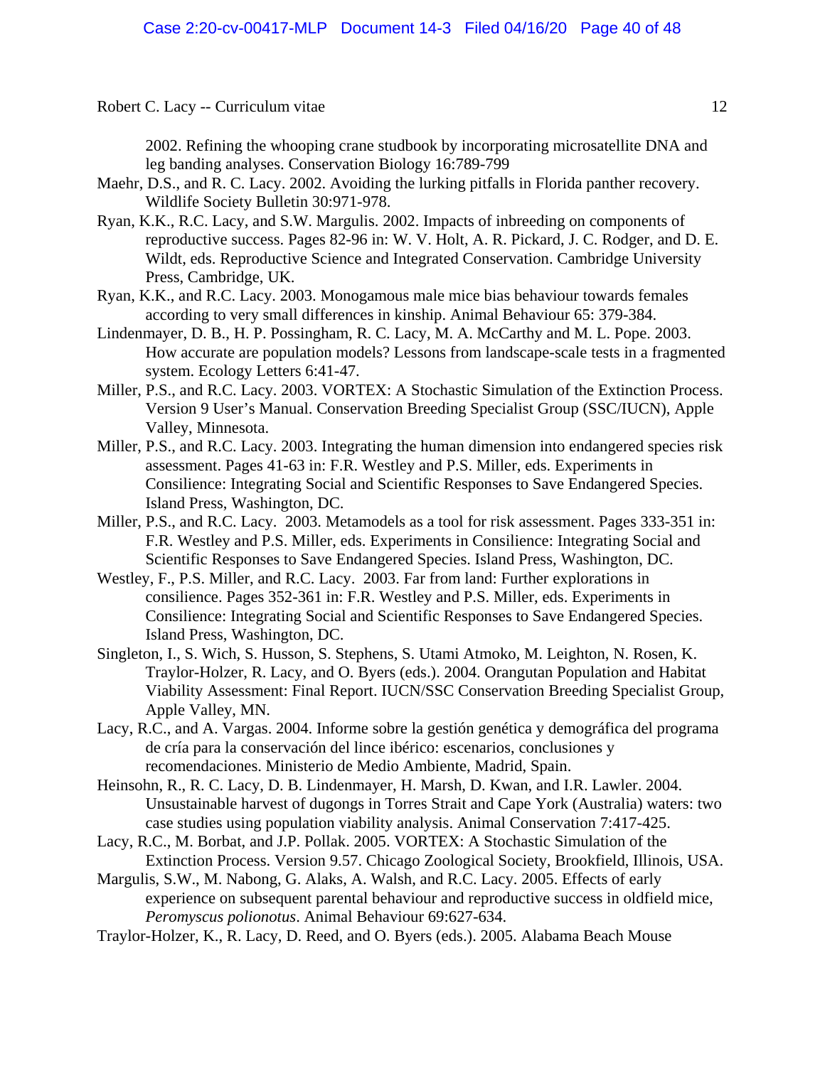2002. Refining the whooping crane studbook by incorporating microsatellite DNA and leg banding analyses. Conservation Biology 16:789-799

Maehr, D.S., and R. C. Lacy. 2002. Avoiding the lurking pitfalls in Florida panther recovery. Wildlife Society Bulletin 30:971-978.

Ryan, K.K., R.C. Lacy, and S.W. Margulis. 2002. Impacts of inbreeding on components of reproductive success. Pages 82-96 in: W. V. Holt, A. R. Pickard, J. C. Rodger, and D. E. Wildt, eds. Reproductive Science and Integrated Conservation. Cambridge University Press, Cambridge, UK.

Ryan, K.K., and R.C. Lacy. 2003. Monogamous male mice bias behaviour towards females according to very small differences in kinship. Animal Behaviour 65: 379-384.

Lindenmayer, D. B., H. P. Possingham, R. C. Lacy, M. A. McCarthy and M. L. Pope. 2003. How accurate are population models? Lessons from landscape-scale tests in a fragmented system. Ecology Letters 6:41-47.

Miller, P.S., and R.C. Lacy. 2003. VORTEX: A Stochastic Simulation of the Extinction Process. Version 9 User's Manual. Conservation Breeding Specialist Group (SSC/IUCN), Apple Valley, Minnesota.

Miller, P.S., and R.C. Lacy. 2003. Integrating the human dimension into endangered species risk assessment. Pages 41-63 in: F.R. Westley and P.S. Miller, eds. Experiments in Consilience: Integrating Social and Scientific Responses to Save Endangered Species. Island Press, Washington, DC.

Miller, P.S., and R.C. Lacy. 2003. Metamodels as a tool for risk assessment. Pages 333-351 in: F.R. Westley and P.S. Miller, eds. Experiments in Consilience: Integrating Social and Scientific Responses to Save Endangered Species. Island Press, Washington, DC.

Westley, F., P.S. Miller, and R.C. Lacy. 2003. Far from land: Further explorations in consilience. Pages 352-361 in: F.R. Westley and P.S. Miller, eds. Experiments in Consilience: Integrating Social and Scientific Responses to Save Endangered Species. Island Press, Washington, DC.

Singleton, I., S. Wich, S. Husson, S. Stephens, S. Utami Atmoko, M. Leighton, N. Rosen, K. Traylor-Holzer, R. Lacy, and O. Byers (eds.). 2004. Orangutan Population and Habitat Viability Assessment: Final Report. IUCN/SSC Conservation Breeding Specialist Group, Apple Valley, MN.

Lacy, R.C., and A. Vargas. 2004. Informe sobre la gestión genética y demográfica del programa de cría para la conservación del lince ibérico: escenarios, conclusiones y recomendaciones. Ministerio de Medio Ambiente, Madrid, Spain.

Heinsohn, R., R. C. Lacy, D. B. Lindenmayer, H. Marsh, D. Kwan, and I.R. Lawler. 2004. Unsustainable harvest of dugongs in Torres Strait and Cape York (Australia) waters: two case studies using population viability analysis. Animal Conservation 7:417-425.

Lacy, R.C., M. Borbat, and J.P. Pollak. 2005. VORTEX: A Stochastic Simulation of the Extinction Process. Version 9.57. Chicago Zoological Society, Brookfield, Illinois, USA.

Margulis, S.W., M. Nabong, G. Alaks, A. Walsh, and R.C. Lacy. 2005. Effects of early experience on subsequent parental behaviour and reproductive success in oldfield mice, *Peromyscus polionotus*. Animal Behaviour 69:627-634.

Traylor-Holzer, K., R. Lacy, D. Reed, and O. Byers (eds.). 2005. Alabama Beach Mouse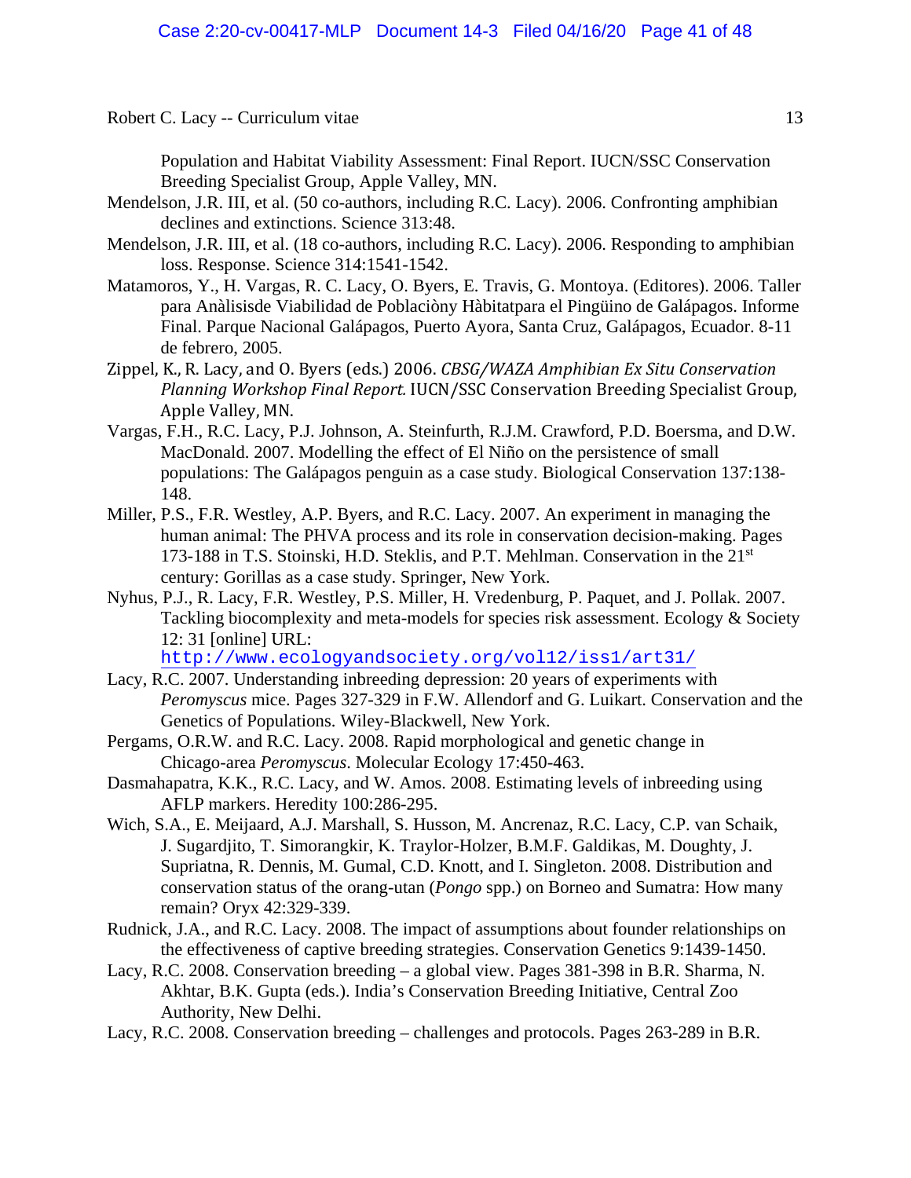Population and Habitat Viability Assessment: Final Report. IUCN/SSC Conservation Breeding Specialist Group, Apple Valley, MN.

Mendelson, J.R. III, et al. (50 co-authors, including R.C. Lacy). 2006. Confronting amphibian declines and extinctions. Science 313:48.

Mendelson, J.R. III, et al. (18 co-authors, including R.C. Lacy). 2006. Responding to amphibian loss. Response. Science 314:1541-1542.

Matamoros, Y., H. Vargas, R. C. Lacy, O. Byers, E. Travis, G. Montoya. (Editores). 2006. Taller para Anàlisisde Viabilidad de Poblaciòny Hàbitatpara el Pingüino de Galápagos. Informe Final. Parque Nacional Galápagos, Puerto Ayora, Santa Cruz, Galápagos, Ecuador. 8-11 de febrero, 2005.

Zippel, K., R. Lacy, and O. Byers (eds.) 2006. *CBSG/WAZA Amphibian Ex Situ Conservation Planning Workshop Final Report.* IUCN/SSC Conservation Breeding Specialist Group, Apple Valley, MN.

Vargas, F.H., R.C. Lacy, P.J. Johnson, A. Steinfurth, R.J.M. Crawford, P.D. Boersma, and D.W. MacDonald. 2007. Modelling the effect of El Niño on the persistence of small populations: The Galápagos penguin as a case study. Biological Conservation 137:138-148.

Miller, P.S., F.R. Westley, A.P. Byers, and R.C. Lacy. 2007. An experiment in managing the human animal: The PHVA process and its role in conservation decision-making. Pages 173-188 in T.S. Stoinski, H.D. Steklis, and P.T. Mehlman. Conservation in the 21st century: Gorillas as a case study. Springer, New York.

Nyhus, P.J., R. Lacy, F.R. Westley, P.S. Miller, H. Vredenburg, P. Paquet, and J. Pollak. 2007. Tackling biocomplexity and meta-models for species risk assessment. Ecology & Society 12: 31 [online] URL: http://www.ecologyandsociety.org/vol12/iss1/art31/

Lacy, R.C. 2007. Understanding inbreeding depression: 20 years of experiments with *Peromyscus* mice. Pages 327-329 in F.W. Allendorf and G. Luikart. Conservation and the Genetics of Populations. Wiley-Blackwell, New York.

Pergams, O.R.W. and R.C. Lacy. 2008. Rapid morphological and genetic change in Chicago-area *Peromyscus*. Molecular Ecology 17:450-463.

Dasmahapatra, K.K., R.C. Lacy, and W. Amos. 2008. Estimating levels of inbreeding using AFLP markers. Heredity 100:286-295.

Wich, S.A., E. Meijaard, A.J. Marshall, S. Husson, M. Ancrenaz, R.C. Lacy, C.P. van Schaik, J. Sugardjito, T. Simorangkir, K. Traylor-Holzer, B.M.F. Galdikas, M. Doughty, J. Supriatna, R. Dennis, M. Gumal, C.D. Knott, and I. Singleton. 2008. Distribution and conservation status of the orang-utan (*Pongo* spp.) on Borneo and Sumatra: How many remain? Oryx 42:329-339.

Rudnick, J.A., and R.C. Lacy. 2008. The impact of assumptions about founder relationships on the effectiveness of captive breeding strategies. Conservation Genetics 9:1439-1450.

Lacy, R.C. 2008. Conservation breeding – a global view. Pages 381-398 in B.R. Sharma, N. Akhtar, B.K. Gupta (eds.). India's Conservation Breeding Initiative, Central Zoo Authority, New Delhi.

Lacy, R.C. 2008. Conservation breeding – challenges and protocols. Pages 263-289 in B.R.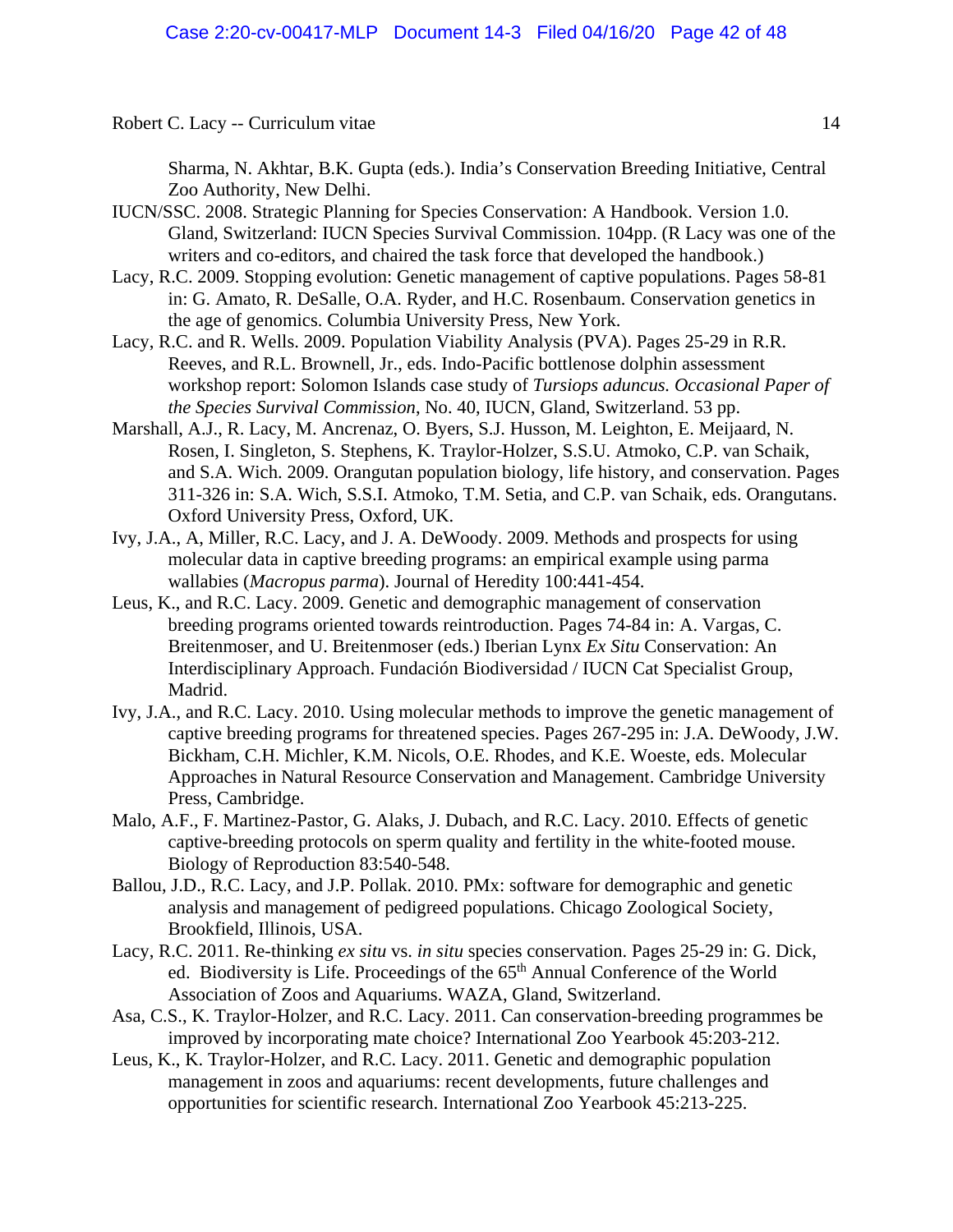Sharma, N. Akhtar, B.K. Gupta (eds.). India's Conservation Breeding Initiative, Central Zoo Authority, New Delhi.

IUCN/SSC. 2008. Strategic Planning for Species Conservation: A Handbook. Version 1.0. Gland, Switzerland: IUCN Species Survival Commission. 104pp. (R Lacy was one of the writers and co-editors, and chaired the task force that developed the handbook.)

Lacy, R.C. 2009. Stopping evolution: Genetic management of captive populations. Pages 58-81 in: G. Amato, R. DeSalle, O.A. Ryder, and H.C. Rosenbaum. Conservation genetics in the age of genomics. Columbia University Press, New York.

Lacy, R.C. and R. Wells. 2009. Population Viability Analysis (PVA). Pages 25-29 in R.R. Reeves, and R.L. Brownell, Jr., eds. Indo-Pacific bottlenose dolphin assessment workshop report: Solomon Islands case study of *Tursiops aduncus. Occasional Paper of the Species Survival Commission*, No. 40, IUCN, Gland, Switzerland. 53 pp.

Marshall, A.J., R. Lacy, M. Ancrenaz, O. Byers, S.J. Husson, M. Leighton, E. Meijaard, N. Rosen, I. Singleton, S. Stephens, K. Traylor-Holzer, S.S.U. Atmoko, C.P. van Schaik, and S.A. Wich. 2009. Orangutan population biology, life history, and conservation. Pages 311-326 in: S.A. Wich, S.S.I. Atmoko, T.M. Setia, and C.P. van Schaik, eds. Orangutans. Oxford University Press, Oxford, UK.

Ivy, J.A., A, Miller, R.C. Lacy, and J. A. DeWoody. 2009. Methods and prospects for using molecular data in captive breeding programs: an empirical example using parma wallabies (*Macropus parma*). Journal of Heredity 100:441-454.

Leus, K., and R.C. Lacy. 2009. Genetic and demographic management of conservation breeding programs oriented towards reintroduction. Pages 74-84 in: A. Vargas, C. Breitenmoser, and U. Breitenmoser (eds.) Iberian Lynx *Ex Situ* Conservation: An Interdisciplinary Approach. Fundación Biodiversidad / IUCN Cat Specialist Group, Madrid.

Ivy, J.A., and R.C. Lacy. 2010. Using molecular methods to improve the genetic management of captive breeding programs for threatened species. Pages 267-295 in: J.A. DeWoody, J.W. Bickham, C.H. Michler, K.M. Nicols, O.E. Rhodes, and K.E. Woeste, eds. Molecular Approaches in Natural Resource Conservation and Management. Cambridge University Press, Cambridge.

Malo, A.F., F. Martinez-Pastor, G. Alaks, J. Dubach, and R.C. Lacy. 2010. Effects of genetic captive-breeding protocols on sperm quality and fertility in the white-footed mouse. Biology of Reproduction 83:540-548.

Ballou, J.D., R.C. Lacy, and J.P. Pollak. 2010. PMx: software for demographic and genetic analysis and management of pedigreed populations. Chicago Zoological Society, Brookfield, Illinois, USA.

Lacy, R.C. 2011. Re-thinking *ex situ* vs. *in situ* species conservation. Pages 25-29 in: G. Dick, ed. Biodiversity is Life. Proceedings of the 65th Annual Conference of the World Association of Zoos and Aquariums. WAZA, Gland, Switzerland.

Asa, C.S., K. Traylor-Holzer, and R.C. Lacy. 2011. Can conservation-breeding programmes be improved by incorporating mate choice? International Zoo Yearbook 45:203-212.

Leus, K., K. Traylor-Holzer, and R.C. Lacy. 2011. Genetic and demographic population management in zoos and aquariums: recent developments, future challenges and opportunities for scientific research. International Zoo Yearbook 45:213-225.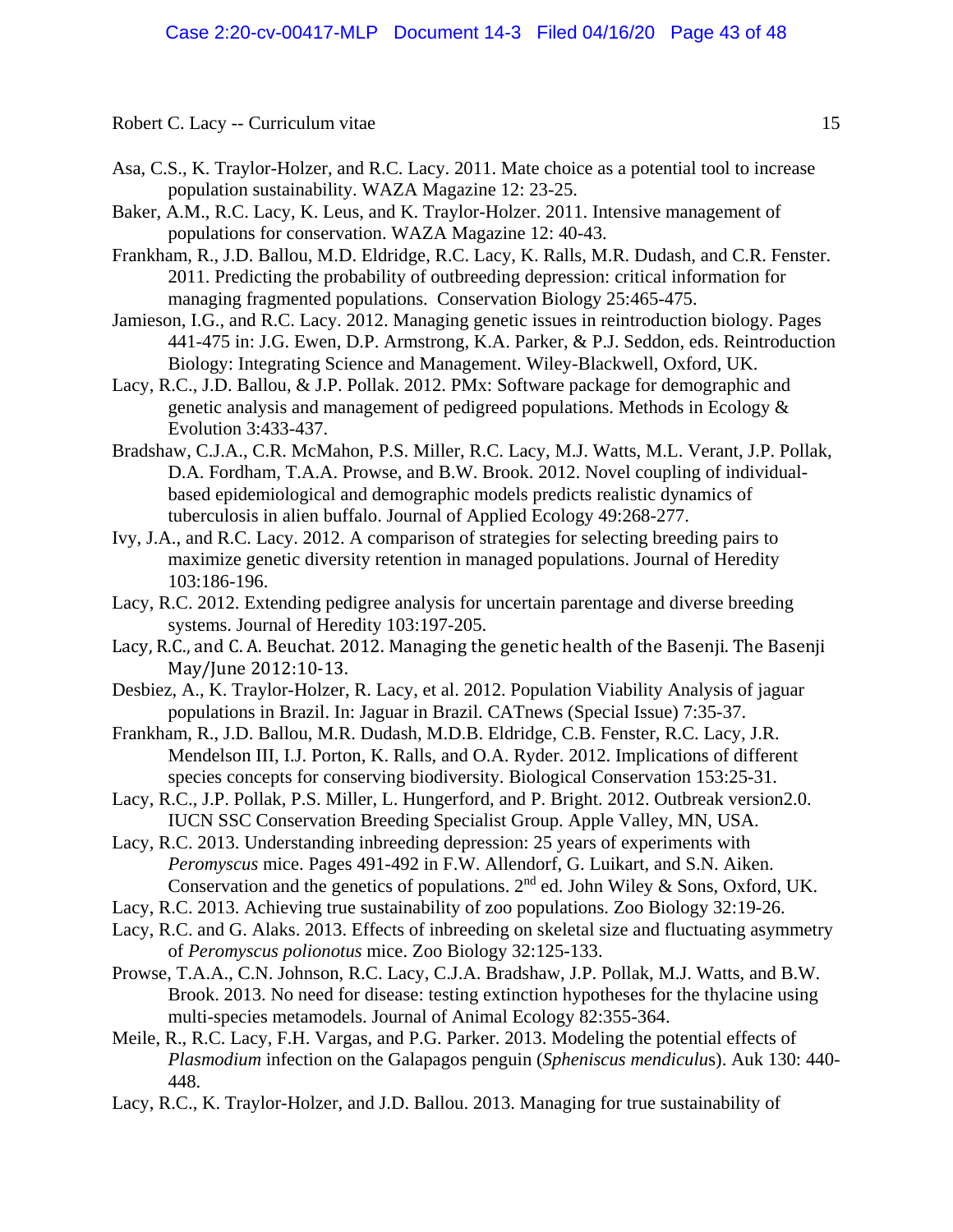Asa, C.S., K. Traylor-Holzer, and R.C. Lacy. 2011. Mate choice as a potential tool to increase population sustainability. WAZA Magazine 12: 23-25.

Baker, A.M., R.C. Lacy, K. Leus, and K. Traylor-Holzer. 2011. Intensive management of populations for conservation. WAZA Magazine 12: 40-43.

Frankham, R., J.D. Ballou, M.D. Eldridge, R.C. Lacy, K. Ralls, M.R. Dudash, and C.R. Fenster. 2011. Predicting the probability of outbreeding depression: critical information for managing fragmented populations. Conservation Biology 25:465-475.

Jamieson, I.G., and R.C. Lacy. 2012. Managing genetic issues in reintroduction biology. Pages 441-475 in: J.G. Ewen, D.P. Armstrong, K.A. Parker, & P.J. Seddon, eds. Reintroduction Biology: Integrating Science and Management. Wiley-Blackwell, Oxford, UK.

Lacy, R.C., J.D. Ballou, & J.P. Pollak. 2012. PMx: Software package for demographic and genetic analysis and management of pedigreed populations. Methods in Ecology & Evolution 3:433-437.

Bradshaw, C.J.A., C.R. McMahon, P.S. Miller, R.C. Lacy, M.J. Watts, M.L. Verant, J.P. Pollak, D.A. Fordham, T.A.A. Prowse, and B.W. Brook. 2012. Novel coupling of individual-based epidemiological and demographic models predicts realistic dynamics of tuberculosis in alien buffalo. Journal of Applied Ecology 49:268-277.

Ivy, J.A., and R.C. Lacy. 2012. A comparison of strategies for selecting breeding pairs to maximize genetic diversity retention in managed populations. Journal of Heredity 103:186-196.

Lacy, R.C. 2012. Extending pedigree analysis for uncertain parentage and diverse breeding systems. Journal of Heredity 103:197-205.

Lacy, R.C., and C. A. Beuchat. 2012. Managing the genetic health of the Basenji. The Basenji May/June 2012:10-13.

Desbiez, A., K. Traylor-Holzer, R. Lacy, et al. 2012. Population Viability Analysis of jaguar populations in Brazil. In: Jaguar in Brazil. CATnews (Special Issue) 7:35-37.

Frankham, R., J.D. Ballou, M.R. Dudash, M.D.B. Eldridge, C.B. Fenster, R.C. Lacy, J.R. Mendelson III, I.J. Porton, K. Ralls, and O.A. Ryder. 2012. Implications of different species concepts for conserving biodiversity. Biological Conservation 153:25-31.

Lacy, R.C., J.P. Pollak, P.S. Miller, L. Hungerford, and P. Bright. 2012. Outbreak version2.0. IUCN SSC Conservation Breeding Specialist Group. Apple Valley, MN, USA.

Lacy, R.C. 2013. Understanding inbreeding depression: 25 years of experiments with *Peromyscus* mice. Pages 491-492 in F.W. Allendorf, G. Luikart, and S.N. Aiken. Conservation and the genetics of populations. 2nd ed. John Wiley & Sons, Oxford, UK.

Lacy, R.C. 2013. Achieving true sustainability of zoo populations. Zoo Biology 32:19-26.

Lacy, R.C. and G. Alaks. 2013. Effects of inbreeding on skeletal size and fluctuating asymmetry of *Peromyscus polionotus* mice. Zoo Biology 32:125-133.

Prowse, T.A.A., C.N. Johnson, R.C. Lacy, C.J.A. Bradshaw, J.P. Pollak, M.J. Watts, and B.W. Brook. 2013. No need for disease: testing extinction hypotheses for the thylacine using multi-species metamodels. Journal of Animal Ecology 82:355-364.

Meile, R., R.C. Lacy, F.H. Vargas, and P.G. Parker. 2013. Modeling the potential effects of *Plasmodium* infection on the Galapagos penguin (*Spheniscus mendiculus*). Auk 130: 440-448.

Lacy, R.C., K. Traylor-Holzer, and J.D. Ballou. 2013. Managing for true sustainability of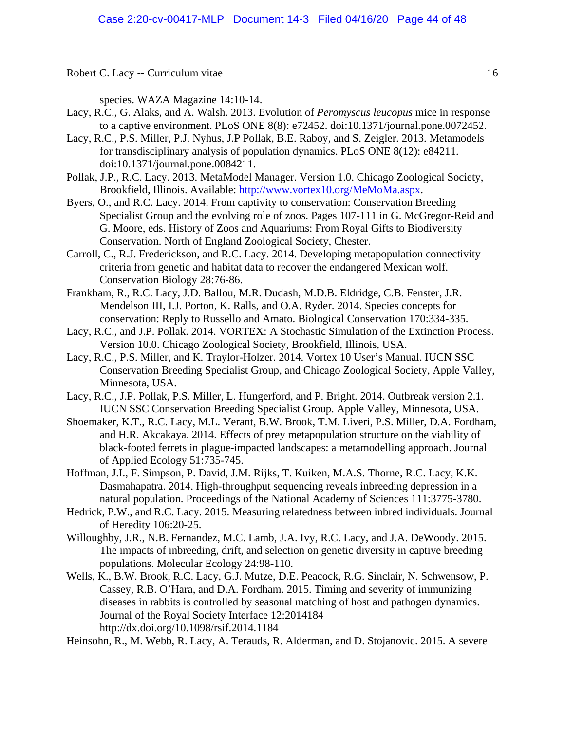species. WAZA Magazine 14:10-14.

Lacy, R.C., G. Alaks, and A. Walsh. 2013. Evolution of *Peromyscus leucopus* mice in response to a captive environment. PLoS ONE 8(8): e72452. doi:10.1371/journal.pone.0072452.

Lacy, R.C., P.S. Miller, P.J. Nyhus, J.P Pollak, B.E. Raboy, and S. Zeigler. 2013. Metamodels for transdisciplinary analysis of population dynamics. PLoS ONE 8(12): e84211. doi:10.1371/journal.pone.0084211.

Pollak, J.P., R.C. Lacy. 2013. MetaModel Manager. Version 1.0. Chicago Zoological Society, Brookfield, Illinois. Available: http://www.vortex10.org/MeMoMa.aspx.

Byers, O., and R.C. Lacy. 2014. From captivity to conservation: Conservation Breeding Specialist Group and the evolving role of zoos. Pages 107-111 in G. McGregor-Reid and G. Moore, eds. History of Zoos and Aquariums: From Royal Gifts to Biodiversity Conservation. North of England Zoological Society, Chester.

Carroll, C., R.J. Frederickson, and R.C. Lacy. 2014. Developing metapopulation connectivity criteria from genetic and habitat data to recover the endangered Mexican wolf. Conservation Biology 28:76-86.

Frankham, R., R.C. Lacy, J.D. Ballou, M.R. Dudash, M.D.B. Eldridge, C.B. Fenster, J.R. Mendelson III, I.J. Porton, K. Ralls, and O.A. Ryder. 2014. Species concepts for conservation: Reply to Russello and Amato. Biological Conservation 170:334-335.

Lacy, R.C., and J.P. Pollak. 2014. VORTEX: A Stochastic Simulation of the Extinction Process. Version 10.0. Chicago Zoological Society, Brookfield, Illinois, USA.

Lacy, R.C., P.S. Miller, and K. Traylor-Holzer. 2014. Vortex 10 User's Manual. IUCN SSC Conservation Breeding Specialist Group, and Chicago Zoological Society, Apple Valley, Minnesota, USA.

Lacy, R.C., J.P. Pollak, P.S. Miller, L. Hungerford, and P. Bright. 2014. Outbreak version 2.1. IUCN SSC Conservation Breeding Specialist Group. Apple Valley, Minnesota, USA.

Shoemaker, K.T., R.C. Lacy, M.L. Verant, B.W. Brook, T.M. Liveri, P.S. Miller, D.A. Fordham, and H.R. Akcakaya. 2014. Effects of prey metapopulation structure on the viability of black-footed ferrets in plague-impacted landscapes: a metamodelling approach. Journal of Applied Ecology 51:735-745.

Hoffman, J.I., F. Simpson, P. David, J.M. Rijks, T. Kuiken, M.A.S. Thorne, R.C. Lacy, K.K. Dasmahapatra. 2014. High-throughput sequencing reveals inbreeding depression in a natural population. Proceedings of the National Academy of Sciences 111:3775-3780.

Hedrick, P.W., and R.C. Lacy. 2015. Measuring relatedness between inbred individuals. Journal of Heredity 106:20-25.

Willoughby, J.R., N.B. Fernandez, M.C. Lamb, J.A. Ivy, R.C. Lacy, and J.A. DeWoody. 2015. The impacts of inbreeding, drift, and selection on genetic diversity in captive breeding populations. Molecular Ecology 24:98-110.

Wells, K., B.W. Brook, R.C. Lacy, G.J. Mutze, D.E. Peacock, R.G. Sinclair, N. Schwensow, P. Cassey, R.B. O'Hara, and D.A. Fordham. 2015. Timing and severity of immunizing diseases in rabbits is controlled by seasonal matching of host and pathogen dynamics. Journal of the Royal Society Interface 12:2014184 http://dx.doi.org/10.1098/rsif.2014.1184

Heinsohn, R., M. Webb, R. Lacy, A. Terauds, R. Alderman, and D. Stojanovic. 2015. A severe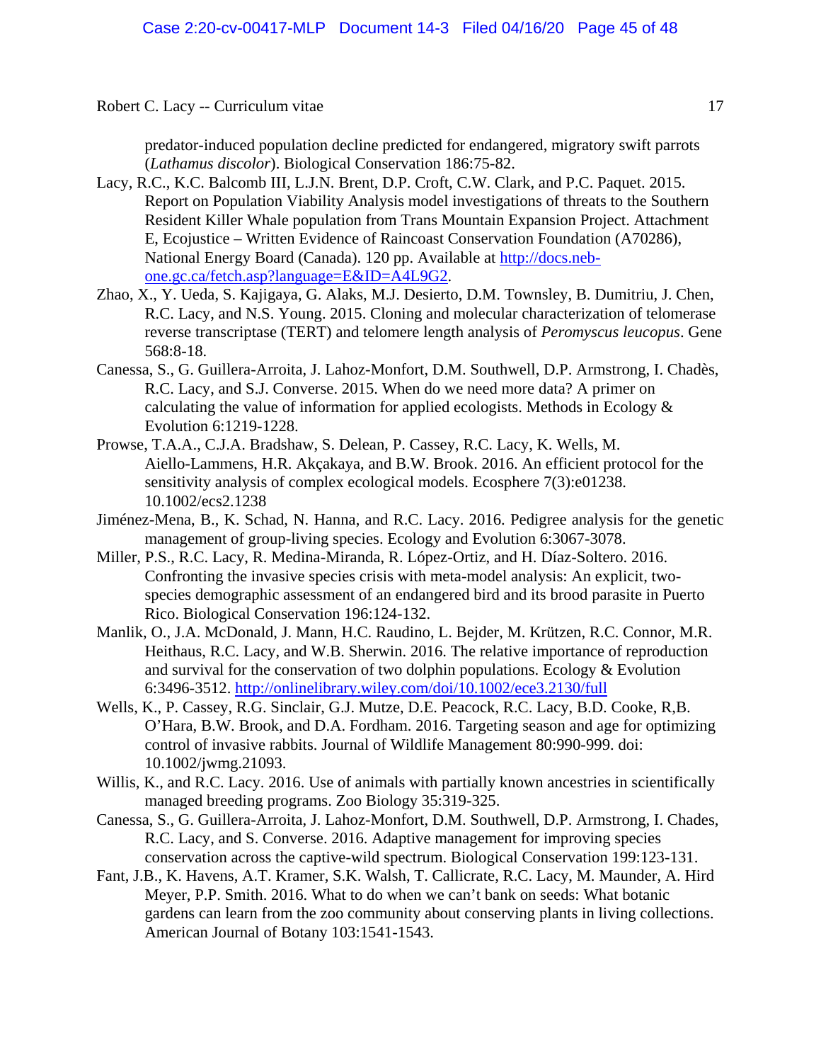predator-induced population decline predicted for endangered, migratory swift parrots (*Lathamus discolor*). Biological Conservation 186:75-82.

Lacy, R.C., K.C. Balcomb III, L.J.N. Brent, D.P. Croft, C.W. Clark, and P.C. Paquet. 2015. Report on Population Viability Analysis model investigations of threats to the Southern Resident Killer Whale population from Trans Mountain Expansion Project. Attachment E, Ecojustice – Written Evidence of Raincoast Conservation Foundation (A70286), National Energy Board (Canada). 120 pp. Available at http://docs.neb-one.gc.ca/fetch.asp?language=E&ID=A4L9G2.

Zhao, X., Y. Ueda, S. Kajigaya, G. Alaks, M.J. Desierto, D.M. Townsley, B. Dumitriu, J. Chen, R.C. Lacy, and N.S. Young. 2015. Cloning and molecular characterization of telomerase reverse transcriptase (TERT) and telomere length analysis of *Peromyscus leucopus*. Gene 568:8-18.

Canessa, S., G. Guillera-Arroita, J. Lahoz-Monfort, D.M. Southwell, D.P. Armstrong, I. Chadès, R.C. Lacy, and S.J. Converse. 2015. When do we need more data? A primer on calculating the value of information for applied ecologists. Methods in Ecology & Evolution 6:1219-1228.

Prowse, T.A.A., C.J.A. Bradshaw, S. Delean, P. Cassey, R.C. Lacy, K. Wells, M. Aiello-Lammens, H.R. Akçakaya, and B.W. Brook. 2016. An efficient protocol for the sensitivity analysis of complex ecological models. Ecosphere 7(3):e01238. 10.1002/ecs2.1238

Jiménez-Mena, B., K. Schad, N. Hanna, and R.C. Lacy. 2016. Pedigree analysis for the genetic management of group-living species. Ecology and Evolution 6:3067-3078.

Miller, P.S., R.C. Lacy, R. Medina-Miranda, R. López-Ortiz, and H. Díaz-Soltero. 2016. Confronting the invasive species crisis with meta-model analysis: An explicit, two-species demographic assessment of an endangered bird and its brood parasite in Puerto Rico. Biological Conservation 196:124-132.

Manlik, O., J.A. McDonald, J. Mann, H.C. Raudino, L. Bejder, M. Krützen, R.C. Connor, M.R. Heithaus, R.C. Lacy, and W.B. Sherwin. 2016. The relative importance of reproduction and survival for the conservation of two dolphin populations. Ecology & Evolution 6:3496-3512. http://onlinelibrary.wiley.com/doi/10.1002/ece3.2130/full

Wells, K., P. Cassey, R.G. Sinclair, G.J. Mutze, D.E. Peacock, R.C. Lacy, B.D. Cooke, R,B. O'Hara, B.W. Brook, and D.A. Fordham. 2016. Targeting season and age for optimizing control of invasive rabbits. Journal of Wildlife Management 80:990-999. doi: 10.1002/jwmg.21093.

Willis, K., and R.C. Lacy. 2016. Use of animals with partially known ancestries in scientifically managed breeding programs. Zoo Biology 35:319-325.

Canessa, S., G. Guillera-Arroita, J. Lahoz-Monfort, D.M. Southwell, D.P. Armstrong, I. Chades, R.C. Lacy, and S. Converse. 2016. Adaptive management for improving species conservation across the captive-wild spectrum. Biological Conservation 199:123-131.

Fant, J.B., K. Havens, A.T. Kramer, S.K. Walsh, T. Callicrate, R.C. Lacy, M. Maunder, A. Hird Meyer, P.P. Smith. 2016. What to do when we can't bank on seeds: What botanic gardens can learn from the zoo community about conserving plants in living collections. American Journal of Botany 103:1541-1543.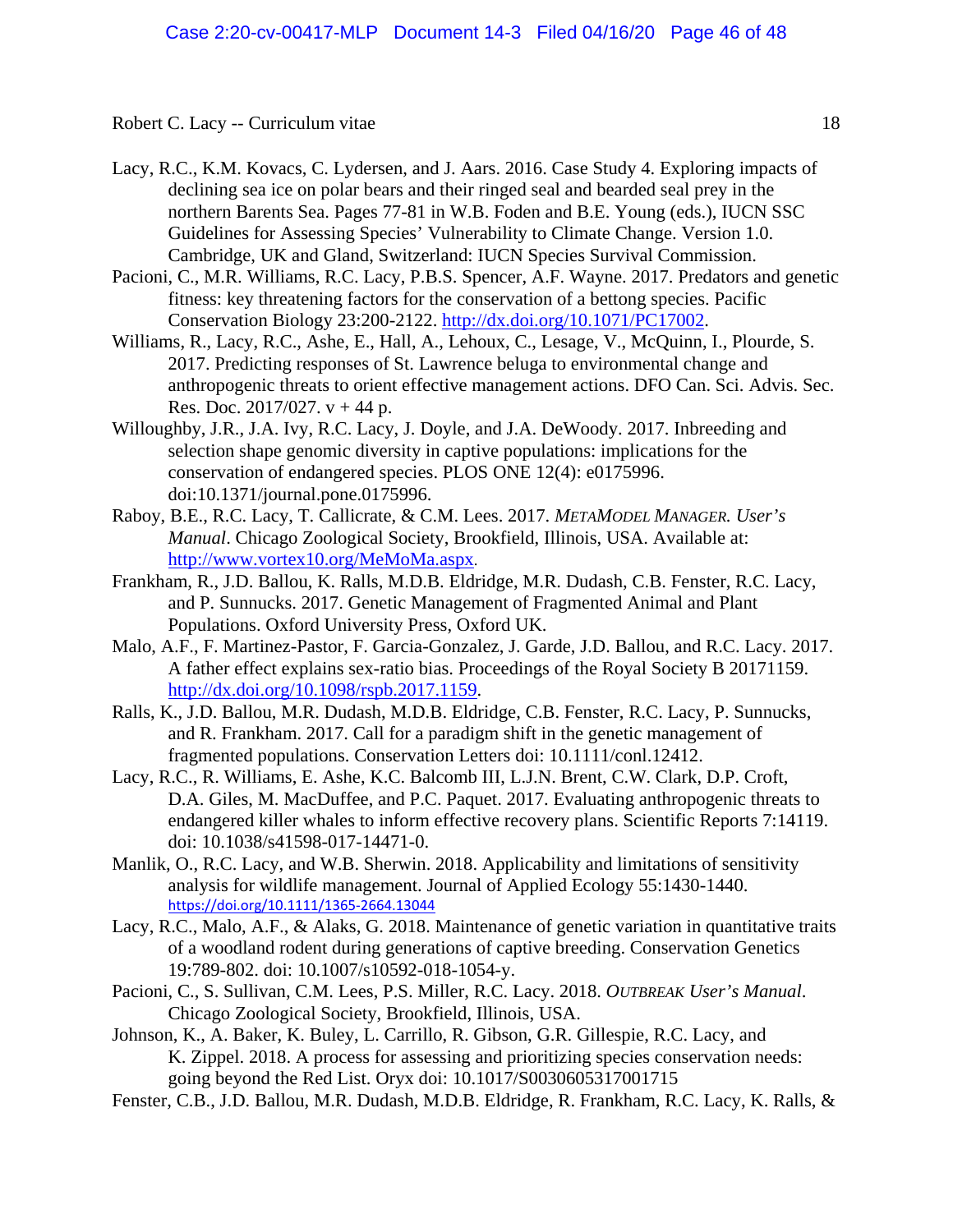Lacy, R.C., K.M. Kovacs, C. Lydersen, and J. Aars. 2016. Case Study 4. Exploring impacts of declining sea ice on polar bears and their ringed seal and bearded seal prey in the northern Barents Sea. Pages 77-81 in W.B. Foden and B.E. Young (eds.), IUCN SSC Guidelines for Assessing Species' Vulnerability to Climate Change. Version 1.0. Cambridge, UK and Gland, Switzerland: IUCN Species Survival Commission.

Pacioni, C., M.R. Williams, R.C. Lacy, P.B.S. Spencer, A.F. Wayne. 2017. Predators and genetic fitness: key threatening factors for the conservation of a bettong species. Pacific Conservation Biology 23:200-2122. http://dx.doi.org/10.1071/PC17002.

Williams, R., Lacy, R.C., Ashe, E., Hall, A., Lehoux, C., Lesage, V., McQuinn, I., Plourde, S. 2017. Predicting responses of St. Lawrence beluga to environmental change and anthropogenic threats to orient effective management actions. DFO Can. Sci. Advis. Sec. Res. Doc. 2017/027. v + 44 p.

Willoughby, J.R., J.A. Ivy, R.C. Lacy, J. Doyle, and J.A. DeWoody. 2017. Inbreeding and selection shape genomic diversity in captive populations: implications for the conservation of endangered species. PLOS ONE 12(4): e0175996. doi:10.1371/journal.pone.0175996.

Raboy, B.E., R.C. Lacy, T. Callicrate, & C.M. Lees. 2017. *METAMODEL MANAGER. User's Manual*. Chicago Zoological Society, Brookfield, Illinois, USA. Available at: http://www.vortex10.org/MeMoMa.aspx.

Frankham, R., J.D. Ballou, K. Ralls, M.D.B. Eldridge, M.R. Dudash, C.B. Fenster, R.C. Lacy, and P. Sunnucks. 2017. Genetic Management of Fragmented Animal and Plant Populations. Oxford University Press, Oxford UK.

Malo, A.F., F. Martinez-Pastor, F. Garcia-Gonzalez, J. Garde, J.D. Ballou, and R.C. Lacy. 2017. A father effect explains sex-ratio bias. Proceedings of the Royal Society B 20171159. http://dx.doi.org/10.1098/rspb.2017.1159.

Ralls, K., J.D. Ballou, M.R. Dudash, M.D.B. Eldridge, C.B. Fenster, R.C. Lacy, P. Sunnucks, and R. Frankham. 2017. Call for a paradigm shift in the genetic management of fragmented populations. Conservation Letters doi: 10.1111/conl.12412.

Lacy, R.C., R. Williams, E. Ashe, K.C. Balcomb III, L.J.N. Brent, C.W. Clark, D.P. Croft, D.A. Giles, M. MacDuffee, and P.C. Paquet. 2017. Evaluating anthropogenic threats to endangered killer whales to inform effective recovery plans. Scientific Reports 7:14119. doi: 10.1038/s41598-017-14471-0.

Manlik, O., R.C. Lacy, and W.B. Sherwin. 2018. Applicability and limitations of sensitivity analysis for wildlife management. Journal of Applied Ecology 55:1430-1440. https://doi.org/10.1111/1365-2664.13044

Lacy, R.C., Malo, A.F., & Alaks, G. 2018. Maintenance of genetic variation in quantitative traits of a woodland rodent during generations of captive breeding. Conservation Genetics 19:789-802. doi: 10.1007/s10592-018-1054-y.

Pacioni, C., S. Sullivan, C.M. Lees, P.S. Miller, R.C. Lacy. 2018. *OUTBREAK User's Manual*. Chicago Zoological Society, Brookfield, Illinois, USA.

Johnson, K., A. Baker, K. Buley, L. Carrillo, R. Gibson, G.R. Gillespie, R.C. Lacy, and K. Zippel. 2018. A process for assessing and prioritizing species conservation needs: going beyond the Red List. Oryx doi: 10.1017/S0030605317001715

Fenster, C.B., J.D. Ballou, M.R. Dudash, M.D.B. Eldridge, R. Frankham, R.C. Lacy, K. Ralls, &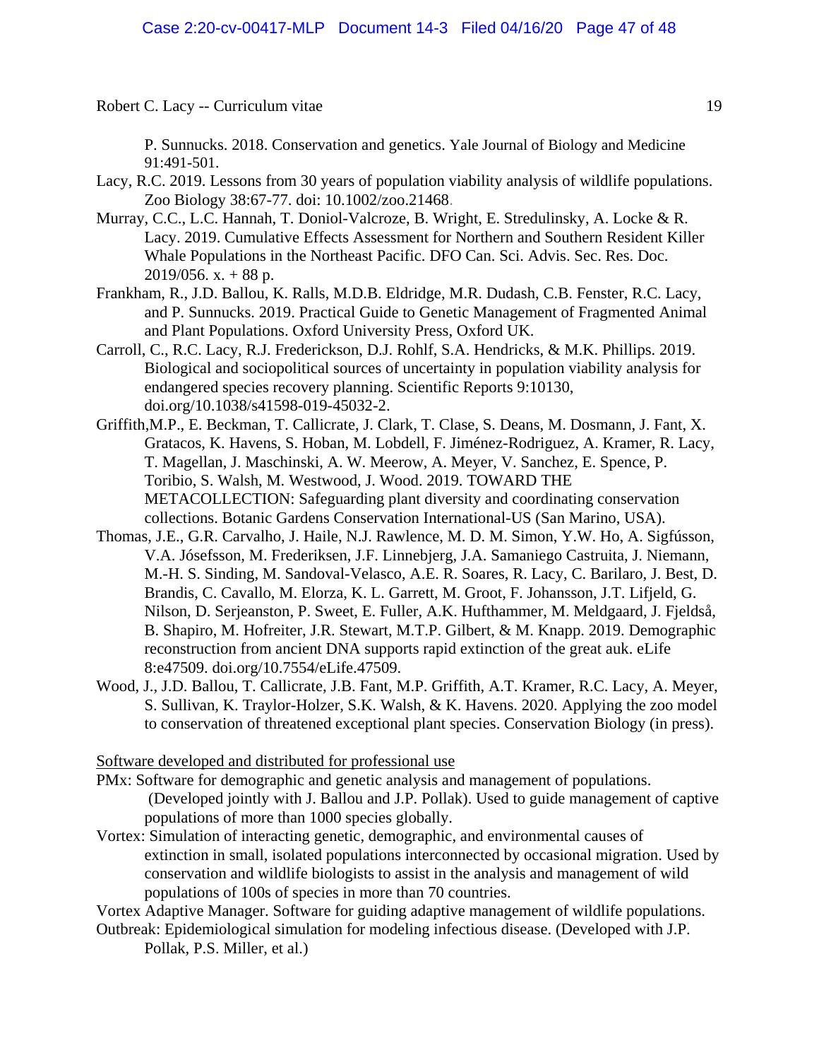P. Sunnucks. 2018. Conservation and genetics. Yale Journal of Biology and Medicine 91:491-501.

Lacy, R.C. 2019. Lessons from 30 years of population viability analysis of wildlife populations. Zoo Biology 38:67-77. doi: 10.1002/zoo.21468.

Murray, C.C., L.C. Hannah, T. Doniol-Valcroze, B. Wright, E. Stredulinsky, A. Locke & R. Lacy. 2019. Cumulative Effects Assessment for Northern and Southern Resident Killer Whale Populations in the Northeast Pacific. DFO Can. Sci. Advis. Sec. Res. Doc. 2019/056. x. + 88 p.

Frankham, R., J.D. Ballou, K. Ralls, M.D.B. Eldridge, M.R. Dudash, C.B. Fenster, R.C. Lacy, and P. Sunnucks. 2019. Practical Guide to Genetic Management of Fragmented Animal and Plant Populations. Oxford University Press, Oxford UK.

Carroll, C., R.C. Lacy, R.J. Frederickson, D.J. Rohlf, S.A. Hendricks, & M.K. Phillips. 2019. Biological and sociopolitical sources of uncertainty in population viability analysis for endangered species recovery planning. Scientific Reports 9:10130, doi.org/10.1038/s41598-019-45032-2.

Griffith,M.P., E. Beckman, T. Callicrate, J. Clark, T. Clase, S. Deans, M. Dosmann, J. Fant, X. Gratacos, K. Havens, S. Hoban, M. Lobdell, F. Jiménez-Rodriguez, A. Kramer, R. Lacy, T. Magellan, J. Maschinski, A. W. Meerow, A. Meyer, V. Sanchez, E. Spence, P. Toribio, S. Walsh, M. Westwood, J. Wood. 2019. TOWARD THE METACOLLECTION: Safeguarding plant diversity and coordinating conservation collections. Botanic Gardens Conservation International-US (San Marino, USA).

Thomas, J.E., G.R. Carvalho, J. Haile, N.J. Rawlence, M. D. M. Simon, Y.W. Ho, A. Sigfússon, V.A. Jósefsson, M. Frederiksen, J.F. Linnebjerg, J.A. Samaniego Castruita, J. Niemann, M.-H. S. Sinding, M. Sandoval-Velasco, A.E. R. Soares, R. Lacy, C. Barilaro, J. Best, D. Brandis, C. Cavallo, M. Elorza, K. L. Garrett, M. Groot, F. Johansson, J.T. Lifjeld, G. Nilson, D. Serjeanston, P. Sweet, E. Fuller, A.K. Hufthammer, M. Meldgaard, J. Fjeldså, B. Shapiro, M. Hofreiter, J.R. Stewart, M.T.P. Gilbert, & M. Knapp. 2019. Demographic reconstruction from ancient DNA supports rapid extinction of the great auk. eLife 8:e47509. doi.org/10.7554/eLife.47509.

Wood, J., J.D. Ballou, T. Callicrate, J.B. Fant, M.P. Griffith, A.T. Kramer, R.C. Lacy, A. Meyer, S. Sullivan, K. Traylor-Holzer, S.K. Walsh, & K. Havens. 2020. Applying the zoo model to conservation of threatened exceptional plant species. Conservation Biology (in press).

Software developed and distributed for professional use

PMx: Software for demographic and genetic analysis and management of populations. (Developed jointly with J. Ballou and J.P. Pollak). Used to guide management of captive populations of more than 1000 species globally.

Vortex: Simulation of interacting genetic, demographic, and environmental causes of extinction in small, isolated populations interconnected by occasional migration. Used by conservation and wildlife biologists to assist in the analysis and management of wild populations of 100s of species in more than 70 countries.

Vortex Adaptive Manager. Software for guiding adaptive management of wildlife populations.

Outbreak: Epidemiological simulation for modeling infectious disease. (Developed with J.P. Pollak, P.S. Miller, et al.)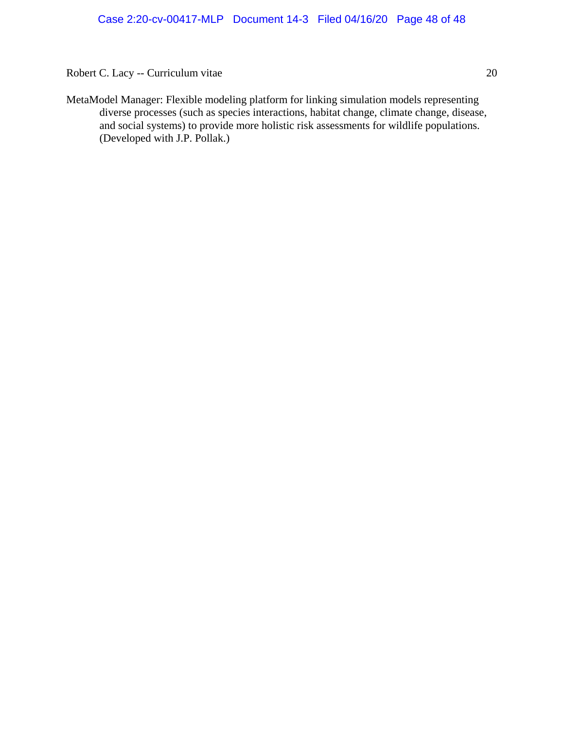MetaModel Manager: Flexible modeling platform for linking simulation models representing diverse processes (such as species interactions, habitat change, climate change, disease, and social systems) to provide more holistic risk assessments for wildlife populations. (Developed with J.P. Pollak.)